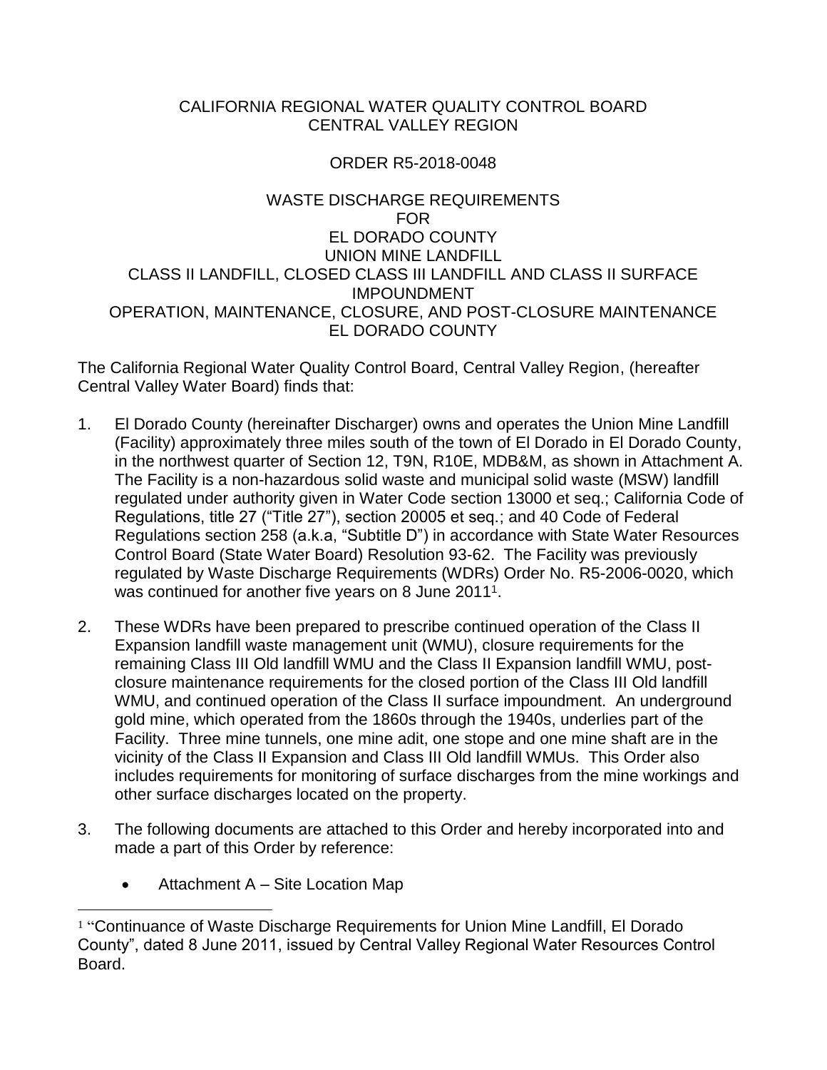CALIFORNIA REGIONAL WATER QUALITY CONTROL BOARD
CENTRAL VALLEY REGION

ORDER R5-2018-0048

WASTE DISCHARGE REQUIREMENTS
FOR
EL DORADO COUNTY
UNION MINE LANDFILL
CLASS II LANDFILL, CLOSED CLASS III LANDFILL AND CLASS II SURFACE IMPOUNDMENT
OPERATION, MAINTENANCE, CLOSURE, AND POST-CLOSURE MAINTENANCE
EL DORADO COUNTY

The California Regional Water Quality Control Board, Central Valley Region, (hereafter Central Valley Water Board) finds that:

1. El Dorado County (hereinafter Discharger) owns and operates the Union Mine Landfill (Facility) approximately three miles south of the town of El Dorado in El Dorado County, in the northwest quarter of Section 12, T9N, R10E, MDB&M, as shown in Attachment A. The Facility is a non-hazardous solid waste and municipal solid waste (MSW) landfill regulated under authority given in Water Code section 13000 et seq.; California Code of Regulations, title 27 ("Title 27"), section 20005 et seq.; and 40 Code of Federal Regulations section 258 (a.k.a, "Subtitle D") in accordance with State Water Resources Control Board (State Water Board) Resolution 93-62. The Facility was previously regulated by Waste Discharge Requirements (WDRs) Order No. R5-2006-0020, which was continued for another five years on 8 June 2011[1].

2. These WDRs have been prepared to prescribe continued operation of the Class II Expansion landfill waste management unit (WMU), closure requirements for the remaining Class III Old landfill WMU and the Class II Expansion landfill WMU, post-closure maintenance requirements for the closed portion of the Class III Old landfill WMU, and continued operation of the Class II surface impoundment. An underground gold mine, which operated from the 1860s through the 1940s, underlies part of the Facility. Three mine tunnels, one mine adit, one stope and one mine shaft are in the vicinity of the Class II Expansion and Class III Old landfill WMUs. This Order also includes requirements for monitoring of surface discharges from the mine workings and other surface discharges located on the property.

3. The following documents are attached to this Order and hereby incorporated into and made a part of this Order by reference:

   - Attachment A – Site Location Map

[1] "Continuance of Waste Discharge Requirements for Union Mine Landfill, El Dorado County", dated 8 June 2011, issued by Central Valley Regional Water Resources Control Board.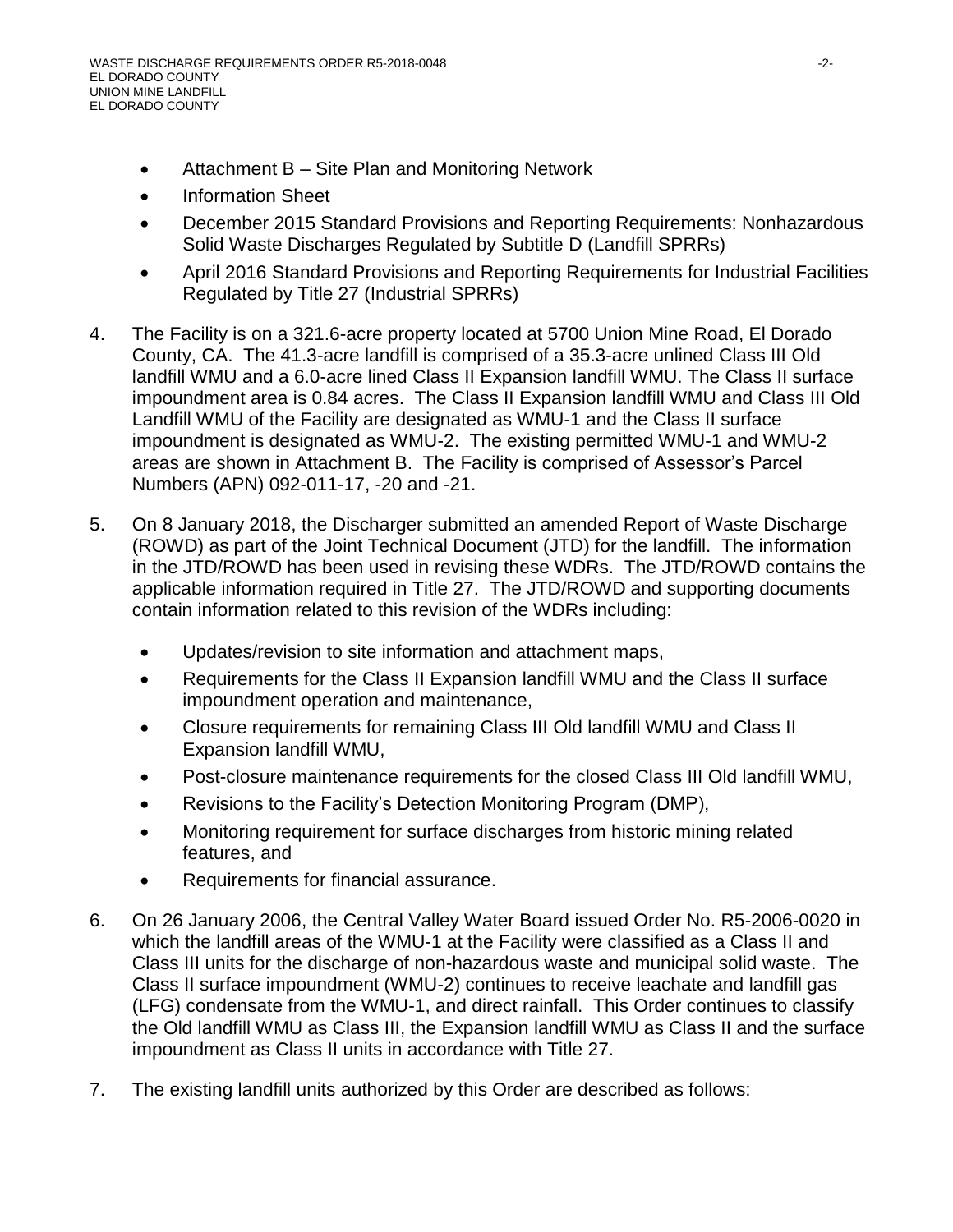- Attachment B – Site Plan and Monitoring Network
- Information Sheet
- December 2015 Standard Provisions and Reporting Requirements: Nonhazardous Solid Waste Discharges Regulated by Subtitle D (Landfill SPRRs)
- April 2016 Standard Provisions and Reporting Requirements for Industrial Facilities Regulated by Title 27 (Industrial SPRRs)

4. The Facility is on a 321.6-acre property located at 5700 Union Mine Road, El Dorado County, CA. The 41.3-acre landfill is comprised of a 35.3-acre unlined Class III Old landfill WMU and a 6.0-acre lined Class II Expansion landfill WMU. The Class II surface impoundment area is 0.84 acres. The Class II Expansion landfill WMU and Class III Old Landfill WMU of the Facility are designated as WMU-1 and the Class II surface impoundment is designated as WMU-2. The existing permitted WMU-1 and WMU-2 areas are shown in Attachment B. The Facility is comprised of Assessor's Parcel Numbers (APN) 092-011-17, -20 and -21.

5. On 8 January 2018, the Discharger submitted an amended Report of Waste Discharge (ROWD) as part of the Joint Technical Document (JTD) for the landfill. The information in the JTD/ROWD has been used in revising these WDRs. The JTD/ROWD contains the applicable information required in Title 27. The JTD/ROWD and supporting documents contain information related to this revision of the WDRs including:
   - Updates/revision to site information and attachment maps,
   - Requirements for the Class II Expansion landfill WMU and the Class II surface impoundment operation and maintenance,
   - Closure requirements for remaining Class III Old landfill WMU and Class II Expansion landfill WMU,
   - Post-closure maintenance requirements for the closed Class III Old landfill WMU,
   - Revisions to the Facility's Detection Monitoring Program (DMP),
   - Monitoring requirement for surface discharges from historic mining related features, and
   - Requirements for financial assurance.

6. On 26 January 2006, the Central Valley Water Board issued Order No. R5-2006-0020 in which the landfill areas of the WMU-1 at the Facility were classified as a Class II and Class III units for the discharge of non-hazardous waste and municipal solid waste. The Class II surface impoundment (WMU-2) continues to receive leachate and landfill gas (LFG) condensate from the WMU-1, and direct rainfall. This Order continues to classify the Old landfill WMU as Class III, the Expansion landfill WMU as Class II and the surface impoundment as Class II units in accordance with Title 27.

7. The existing landfill units authorized by this Order are described as follows: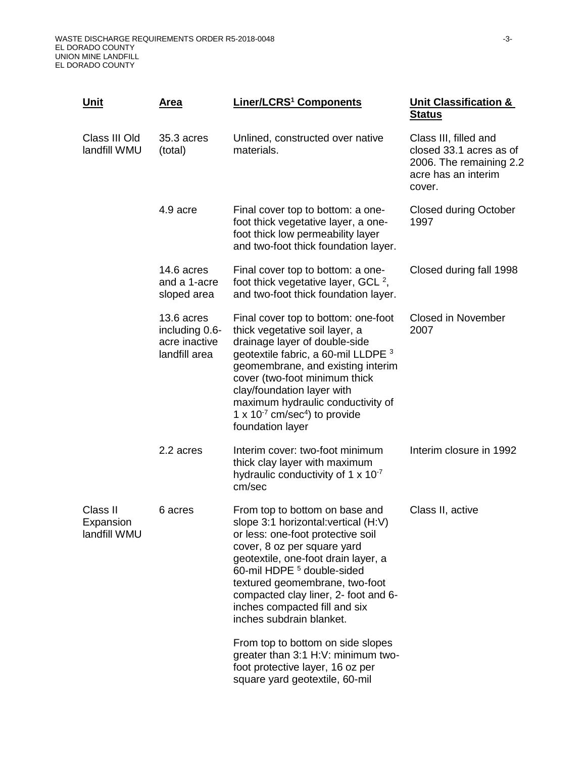| Unit | Area | Liner/LCRS[1] Components | Unit Classification & Status |
|---|---|---|---|
| Class III Old landfill WMU | 35.3 acres (total) | Unlined, constructed over native materials. | Class III, filled and closed 33.1 acres as of 2006. The remaining 2.2 acre has an interim cover. |
| | 4.9 acre | Final cover top to bottom: a one-foot thick vegetative layer, a one-foot thick low permeability layer and two-foot thick foundation layer. | Closed during October 1997 |
| | 14.6 acres and a 1-acre sloped area | Final cover top to bottom: a one-foot thick vegetative layer, GCL [2], and two-foot thick foundation layer. | Closed during fall 1998 |
| | 13.6 acres including 0.6-acre inactive landfill area | Final cover top to bottom: one-foot thick vegetative soil layer, a drainage layer of double-side geotextile fabric, a 60-mil LLDPE [3] geomembrane, and existing interim cover (two-foot minimum thick clay/foundation layer with maximum hydraulic conductivity of $1 \times 10^{-7}$ cm/sec[4]) to provide foundation layer | Closed in November 2007 |
| | 2.2 acres | Interim cover: two-foot minimum thick clay layer with maximum hydraulic conductivity of $1 \times 10^{-7}$ cm/sec | Interim closure in 1992 |
| Class II Expansion landfill WMU | 6 acres | From top to bottom on base and slope 3:1 horizontal:vertical (H:V) or less: one-foot protective soil cover, 8 oz per square yard geotextile, one-foot drain layer, a 60-mil HDPE [5] double-sided textured geomembrane, two-foot compacted clay liner, 2- foot and 6-inches compacted fill and six inches subdrain blanket.<br><br>From top to bottom on side slopes greater than 3:1 H:V: minimum two-foot protective layer, 16 oz per square yard geotextile, 60-mil | Class II, active |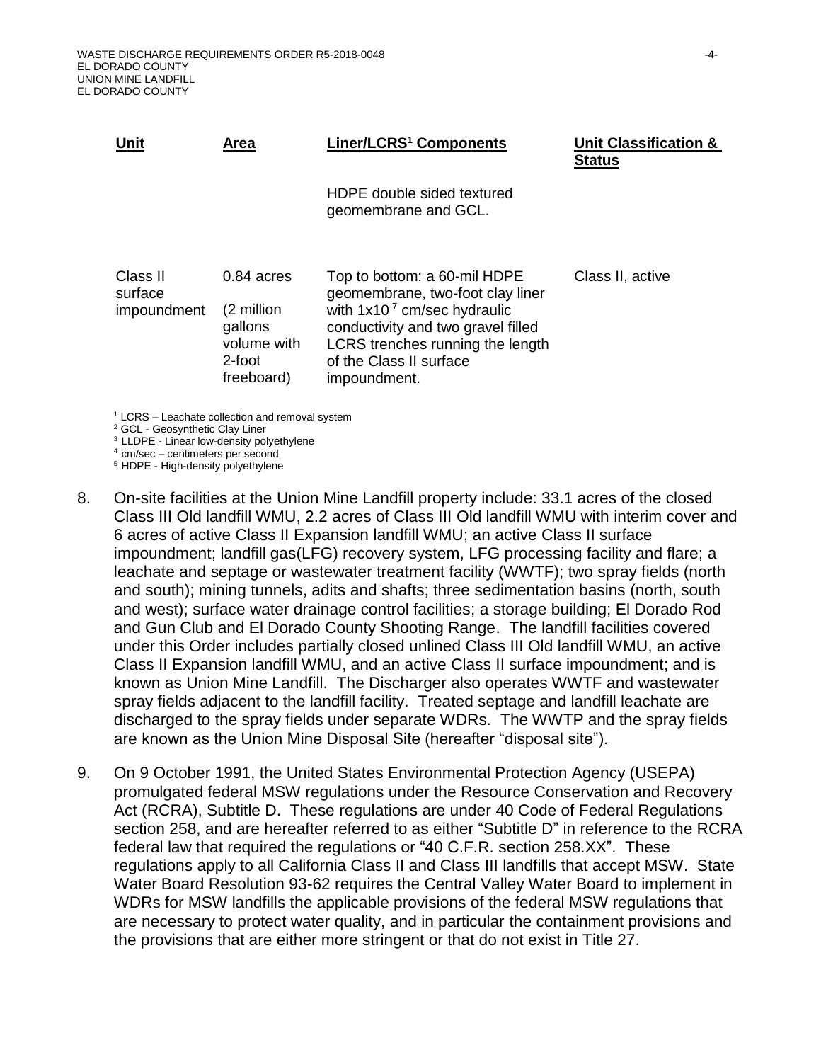| Unit | Area | Liner/LCRS[1] Components | Unit Classification & Status |
|---|---|---|---|
| | | HDPE double sided textured geomembrane and GCL. | |
| Class II surface impoundment | 0.84 acres (2 million gallons volume with 2-foot freeboard) | Top to bottom: a 60-mil HDPE geomembrane, two-foot clay liner with $1x10^{-7}$ cm/sec hydraulic conductivity and two gravel filled LCRS trenches running the length of the Class II surface impoundment. | Class II, active |

[1] LCRS – Leachate collection and removal system
[2] GCL - Geosynthetic Clay Liner
[3] LLDPE - Linear low-density polyethylene
[4] cm/sec – centimeters per second
[5] HDPE - High-density polyethylene

8. On-site facilities at the Union Mine Landfill property include: 33.1 acres of the closed Class III Old landfill WMU, 2.2 acres of Class III Old landfill WMU with interim cover and 6 acres of active Class II Expansion landfill WMU; an active Class II surface impoundment; landfill gas(LFG) recovery system, LFG processing facility and flare; a leachate and septage or wastewater treatment facility (WWTF); two spray fields (north and south); mining tunnels, adits and shafts; three sedimentation basins (north, south and west); surface water drainage control facilities; a storage building; El Dorado Rod and Gun Club and El Dorado County Shooting Range. The landfill facilities covered under this Order includes partially closed unlined Class III Old landfill WMU, an active Class II Expansion landfill WMU, and an active Class II surface impoundment; and is known as Union Mine Landfill. The Discharger also operates WWTF and wastewater spray fields adjacent to the landfill facility. Treated septage and landfill leachate are discharged to the spray fields under separate WDRs. The WWTP and the spray fields are known as the Union Mine Disposal Site (hereafter "disposal site").

9. On 9 October 1991, the United States Environmental Protection Agency (USEPA) promulgated federal MSW regulations under the Resource Conservation and Recovery Act (RCRA), Subtitle D. These regulations are under 40 Code of Federal Regulations section 258, and are hereafter referred to as either "Subtitle D" in reference to the RCRA federal law that required the regulations or "40 C.F.R. section 258.XX". These regulations apply to all California Class II and Class III landfills that accept MSW. State Water Board Resolution 93-62 requires the Central Valley Water Board to implement in WDRs for MSW landfills the applicable provisions of the federal MSW regulations that are necessary to protect water quality, and in particular the containment provisions and the provisions that are either more stringent or that do not exist in Title 27.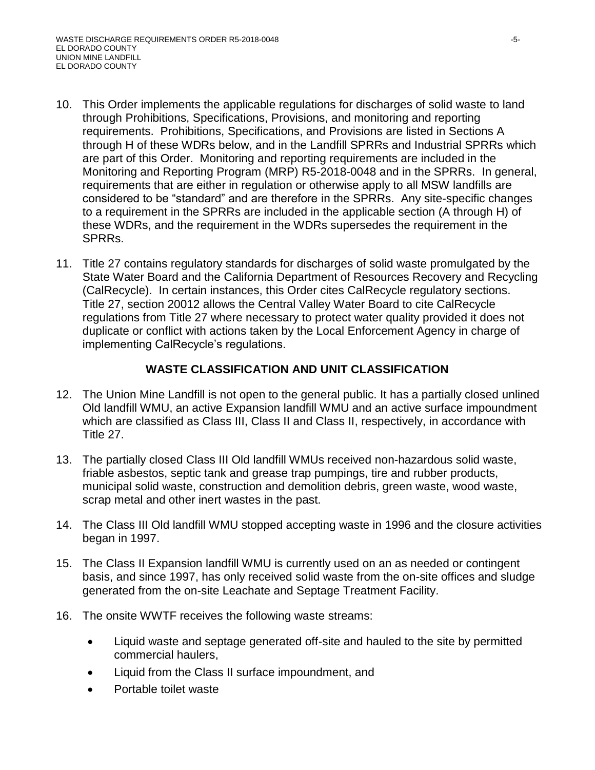10. This Order implements the applicable regulations for discharges of solid waste to land through Prohibitions, Specifications, Provisions, and monitoring and reporting requirements. Prohibitions, Specifications, and Provisions are listed in Sections A through H of these WDRs below, and in the Landfill SPRRs and Industrial SPRRs which are part of this Order. Monitoring and reporting requirements are included in the Monitoring and Reporting Program (MRP) R5-2018-0048 and in the SPRRs. In general, requirements that are either in regulation or otherwise apply to all MSW landfills are considered to be "standard" and are therefore in the SPRRs. Any site-specific changes to a requirement in the SPRRs are included in the applicable section (A through H) of these WDRs, and the requirement in the WDRs supersedes the requirement in the SPRRs.

11. Title 27 contains regulatory standards for discharges of solid waste promulgated by the State Water Board and the California Department of Resources Recovery and Recycling (CalRecycle). In certain instances, this Order cites CalRecycle regulatory sections. Title 27, section 20012 allows the Central Valley Water Board to cite CalRecycle regulations from Title 27 where necessary to protect water quality provided it does not duplicate or conflict with actions taken by the Local Enforcement Agency in charge of implementing CalRecycle's regulations.

## WASTE CLASSIFICATION AND UNIT CLASSIFICATION

12. The Union Mine Landfill is not open to the general public. It has a partially closed unlined Old landfill WMU, an active Expansion landfill WMU and an active surface impoundment which are classified as Class III, Class II and Class II, respectively, in accordance with Title 27.

13. The partially closed Class III Old landfill WMUs received non-hazardous solid waste, friable asbestos, septic tank and grease trap pumpings, tire and rubber products, municipal solid waste, construction and demolition debris, green waste, wood waste, scrap metal and other inert wastes in the past.

14. The Class III Old landfill WMU stopped accepting waste in 1996 and the closure activities began in 1997.

15. The Class II Expansion landfill WMU is currently used on an as needed or contingent basis, and since 1997, has only received solid waste from the on-site offices and sludge generated from the on-site Leachate and Septage Treatment Facility.

16. The onsite WWTF receives the following waste streams:

    - Liquid waste and septage generated off-site and hauled to the site by permitted commercial haulers,
    - Liquid from the Class II surface impoundment, and
    - Portable toilet waste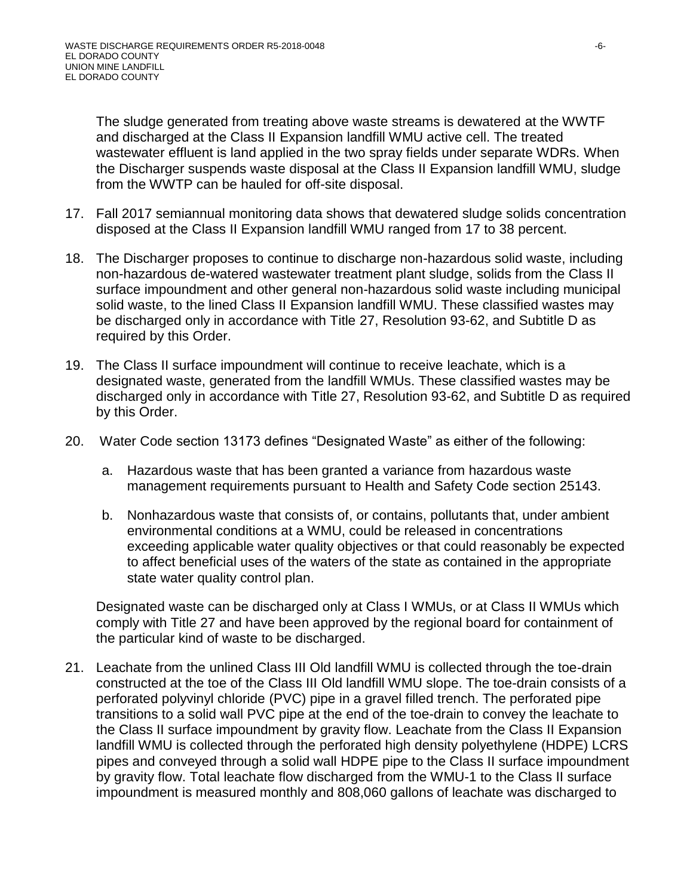The sludge generated from treating above waste streams is dewatered at the WWTF and discharged at the Class II Expansion landfill WMU active cell. The treated wastewater effluent is land applied in the two spray fields under separate WDRs. When the Discharger suspends waste disposal at the Class II Expansion landfill WMU, sludge from the WWTP can be hauled for off-site disposal.

17. Fall 2017 semiannual monitoring data shows that dewatered sludge solids concentration disposed at the Class II Expansion landfill WMU ranged from 17 to 38 percent.

18. The Discharger proposes to continue to discharge non-hazardous solid waste, including non-hazardous de-watered wastewater treatment plant sludge, solids from the Class II surface impoundment and other general non-hazardous solid waste including municipal solid waste, to the lined Class II Expansion landfill WMU. These classified wastes may be discharged only in accordance with Title 27, Resolution 93-62, and Subtitle D as required by this Order.

19. The Class II surface impoundment will continue to receive leachate, which is a designated waste, generated from the landfill WMUs. These classified wastes may be discharged only in accordance with Title 27, Resolution 93-62, and Subtitle D as required by this Order.

20. Water Code section 13173 defines "Designated Waste" as either of the following:

    a. Hazardous waste that has been granted a variance from hazardous waste management requirements pursuant to Health and Safety Code section 25143.

    b. Nonhazardous waste that consists of, or contains, pollutants that, under ambient environmental conditions at a WMU, could be released in concentrations exceeding applicable water quality objectives or that could reasonably be expected to affect beneficial uses of the waters of the state as contained in the appropriate state water quality control plan.

    Designated waste can be discharged only at Class I WMUs, or at Class II WMUs which comply with Title 27 and have been approved by the regional board for containment of the particular kind of waste to be discharged.

21. Leachate from the unlined Class III Old landfill WMU is collected through the toe-drain constructed at the toe of the Class III Old landfill WMU slope. The toe-drain consists of a perforated polyvinyl chloride (PVC) pipe in a gravel filled trench. The perforated pipe transitions to a solid wall PVC pipe at the end of the toe-drain to convey the leachate to the Class II surface impoundment by gravity flow. Leachate from the Class II Expansion landfill WMU is collected through the perforated high density polyethylene (HDPE) LCRS pipes and conveyed through a solid wall HDPE pipe to the Class II surface impoundment by gravity flow. Total leachate flow discharged from the WMU-1 to the Class II surface impoundment is measured monthly and 808,060 gallons of leachate was discharged to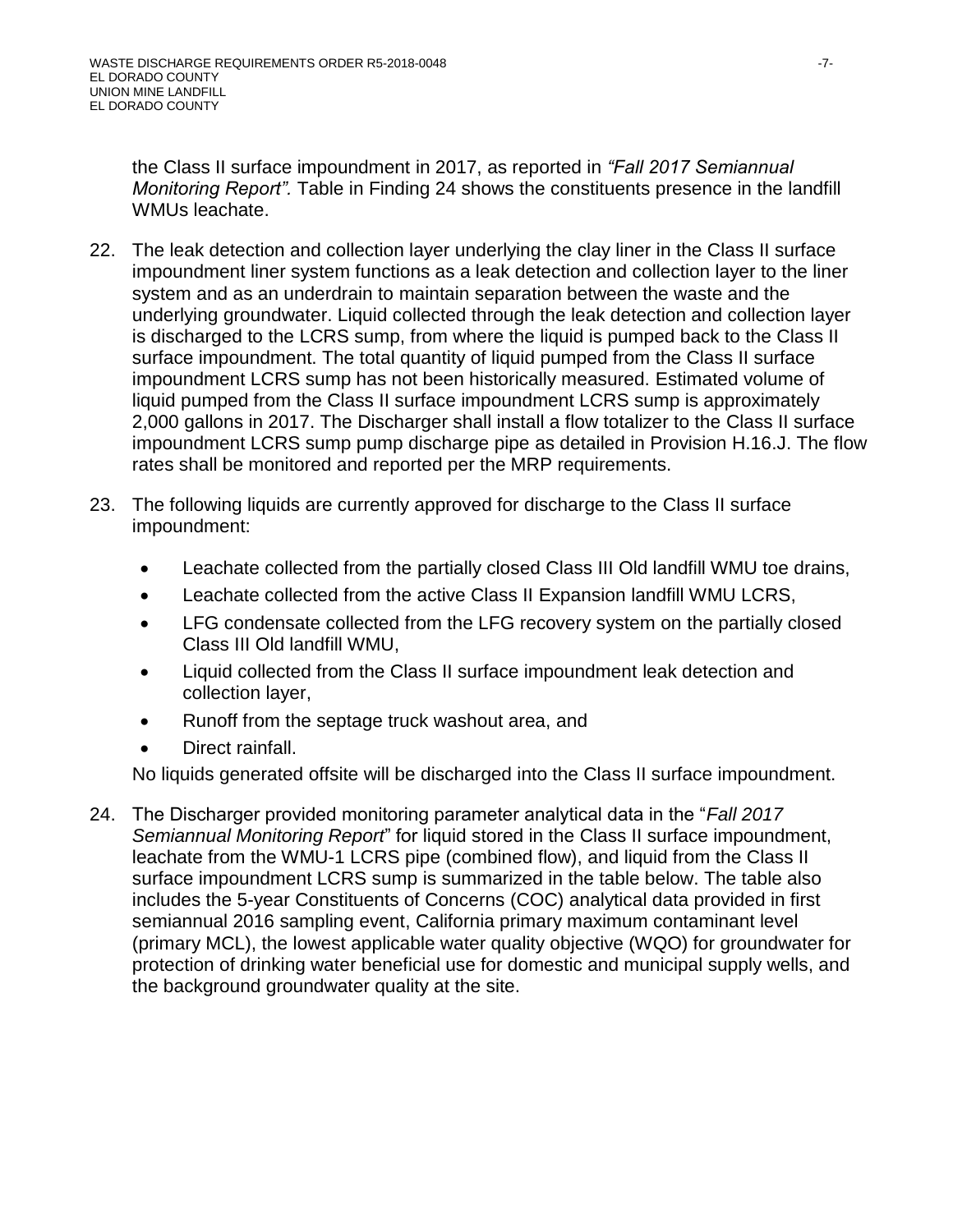the Class II surface impoundment in 2017, as reported in *"Fall 2017 Semiannual Monitoring Report".* Table in Finding 24 shows the constituents presence in the landfill WMUs leachate.

22. The leak detection and collection layer underlying the clay liner in the Class II surface impoundment liner system functions as a leak detection and collection layer to the liner system and as an underdrain to maintain separation between the waste and the underlying groundwater. Liquid collected through the leak detection and collection layer is discharged to the LCRS sump, from where the liquid is pumped back to the Class II surface impoundment. The total quantity of liquid pumped from the Class II surface impoundment LCRS sump has not been historically measured. Estimated volume of liquid pumped from the Class II surface impoundment LCRS sump is approximately 2,000 gallons in 2017. The Discharger shall install a flow totalizer to the Class II surface impoundment LCRS sump pump discharge pipe as detailed in Provision H.16.J. The flow rates shall be monitored and reported per the MRP requirements.

23. The following liquids are currently approved for discharge to the Class II surface impoundment:

    - Leachate collected from the partially closed Class III Old landfill WMU toe drains,
    - Leachate collected from the active Class II Expansion landfill WMU LCRS,
    - LFG condensate collected from the LFG recovery system on the partially closed Class III Old landfill WMU,
    - Liquid collected from the Class II surface impoundment leak detection and collection layer,
    - Runoff from the septage truck washout area, and
    - Direct rainfall.

    No liquids generated offsite will be discharged into the Class II surface impoundment.

24. The Discharger provided monitoring parameter analytical data in the "*Fall 2017 Semiannual Monitoring Report*" for liquid stored in the Class II surface impoundment, leachate from the WMU-1 LCRS pipe (combined flow), and liquid from the Class II surface impoundment LCRS sump is summarized in the table below. The table also includes the 5-year Constituents of Concerns (COC) analytical data provided in first semiannual 2016 sampling event, California primary maximum contaminant level (primary MCL), the lowest applicable water quality objective (WQO) for groundwater for protection of drinking water beneficial use for domestic and municipal supply wells, and the background groundwater quality at the site.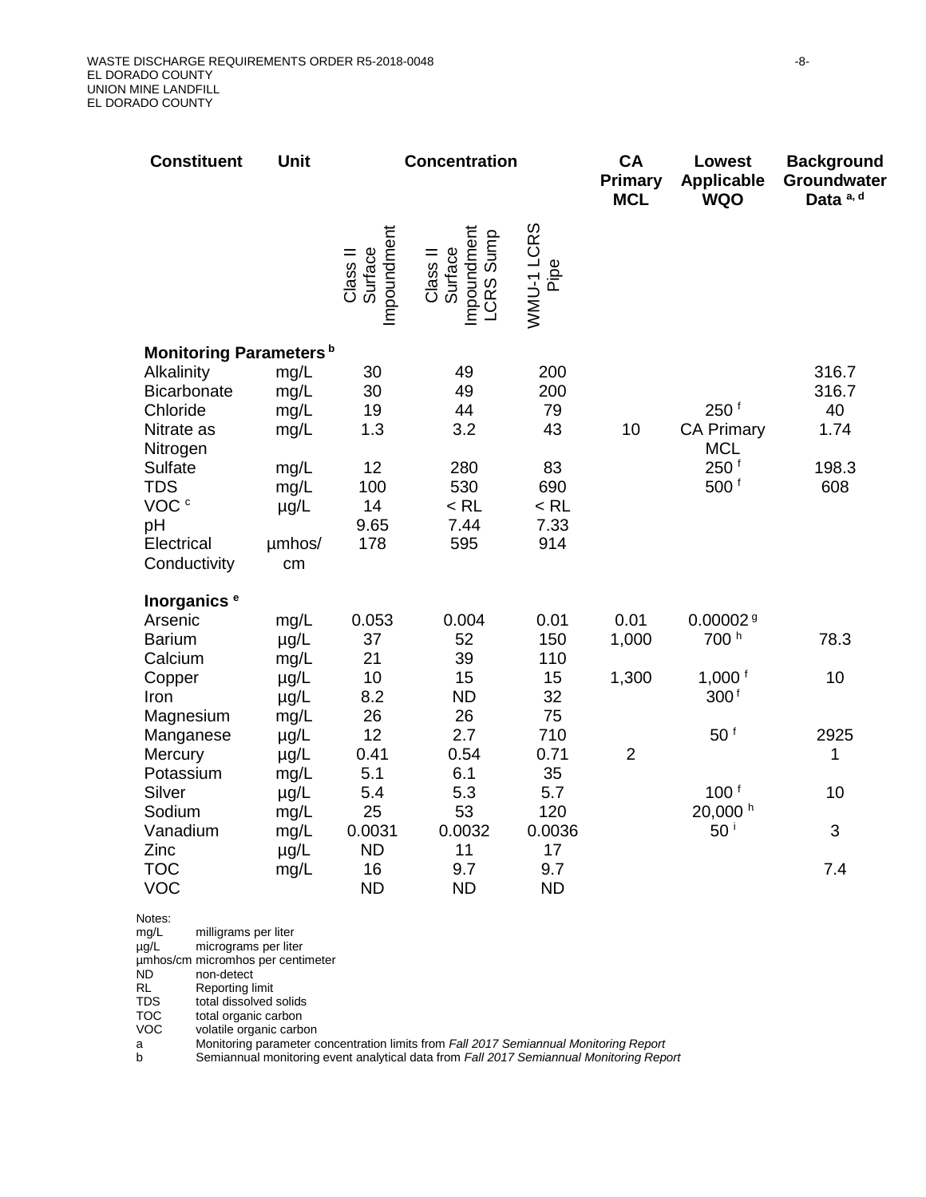| Constituent | Unit | Concentration | | | CA Primary MCL | Lowest Applicable WQO | Background Groundwater Data [a, d] |
|---|---|---|---|---|---|---|---|
| | | Class II Surface Impoundment | Class II Surface Impoundment LCRS Sump | WMU-1 LCRS Pipe | | | |
| **Monitoring Parameters [b]** | | | | | | | |
| Alkalinity | mg/L | 30 | 49 | 200 | | | 316.7 |
| Bicarbonate | mg/L | 30 | 49 | 200 | | | 316.7 |
| Chloride | mg/L | 19 | 44 | 79 | | 250 [f] | 40 |
| Nitrate as Nitrogen | mg/L | 1.3 | 3.2 | 43 | 10 | CA Primary MCL | 1.74 |
| Sulfate | mg/L | 12 | 280 | 83 | | 250 [f] | 198.3 |
| TDS | mg/L | 100 | 530 | 690 | | 500 [f] | 608 |
| VOC [c] | µg/L | 14 | < RL | < RL | | | |
| pH | | 9.65 | 7.44 | 7.33 | | | |
| Electrical Conductivity | µmhos/cm | 178 | 595 | 914 | | | |
| **Inorganics [e]** | | | | | | | |
| Arsenic | mg/L | 0.053 | 0.004 | 0.01 | 0.01 | 0.00002 [g] | |
| Barium | µg/L | 37 | 52 | 150 | 1,000 | 700 [h] | 78.3 |
| Calcium | mg/L | 21 | 39 | 110 | | | |
| Copper | µg/L | 10 | 15 | 15 | 1,300 | 1,000 [f] | 10 |
| Iron | µg/L | 8.2 | ND | 32 | | 300 [f] | |
| Magnesium | mg/L | 26 | 26 | 75 | | | |
| Manganese | µg/L | 12 | 2.7 | 710 | | 50 [f] | 2925 |
| Mercury | µg/L | 0.41 | 0.54 | 0.71 | 2 | | 1 |
| Potassium | mg/L | 5.1 | 6.1 | 35 | | | |
| Silver | µg/L | 5.4 | 5.3 | 5.7 | | 100 [f] | 10 |
| Sodium | mg/L | 25 | 53 | 120 | | 20,000 [h] | |
| Vanadium | mg/L | 0.0031 | 0.0032 | 0.0036 | | 50 [i] | 3 |
| Zinc | µg/L | ND | 11 | 17 | | | |
| TOC | mg/L | 16 | 9.7 | 9.7 | | | 7.4 |
| VOC | | ND | ND | ND | | | |

Notes:

mg/L milligrams per liter
µg/L micrograms per liter
µmhos/cm micromhos per centimeter
ND non-detect
RL Reporting limit
TDS total dissolved solids
TOC total organic carbon
VOC volatile organic carbon
a Monitoring parameter concentration limits from *Fall 2017 Semiannual Monitoring Report*
b Semiannual monitoring event analytical data from *Fall 2017 Semiannual Monitoring Report*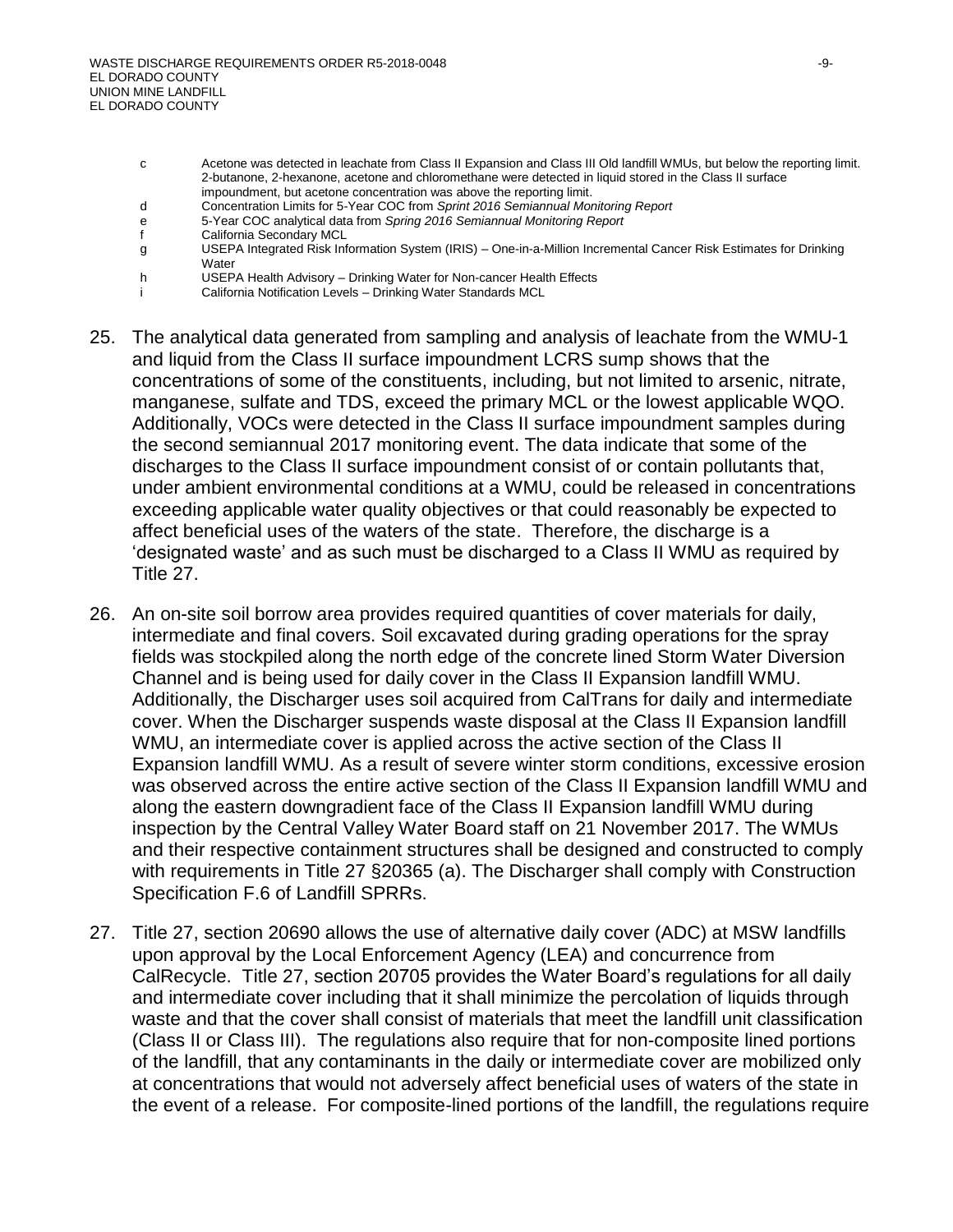c	Acetone was detected in leachate from Class II Expansion and Class III Old landfill WMUs, but below the reporting limit. 2-butanone, 2-hexanone, acetone and chloromethane were detected in liquid stored in the Class II surface impoundment, but acetone concentration was above the reporting limit.
d	Concentration Limits for 5-Year COC from *Sprint 2016 Semiannual Monitoring Report*
e	5-Year COC analytical data from *Spring 2016 Semiannual Monitoring Report*
f	California Secondary MCL
g	USEPA Integrated Risk Information System (IRIS) – One-in-a-Million Incremental Cancer Risk Estimates for Drinking Water
h	USEPA Health Advisory – Drinking Water for Non-cancer Health Effects
i	California Notification Levels – Drinking Water Standards MCL

25. The analytical data generated from sampling and analysis of leachate from the WMU-1 and liquid from the Class II surface impoundment LCRS sump shows that the concentrations of some of the constituents, including, but not limited to arsenic, nitrate, manganese, sulfate and TDS, exceed the primary MCL or the lowest applicable WQO. Additionally, VOCs were detected in the Class II surface impoundment samples during the second semiannual 2017 monitoring event. The data indicate that some of the discharges to the Class II surface impoundment consist of or contain pollutants that, under ambient environmental conditions at a WMU, could be released in concentrations exceeding applicable water quality objectives or that could reasonably be expected to affect beneficial uses of the waters of the state. Therefore, the discharge is a 'designated waste' and as such must be discharged to a Class II WMU as required by Title 27.

26. An on-site soil borrow area provides required quantities of cover materials for daily, intermediate and final covers. Soil excavated during grading operations for the spray fields was stockpiled along the north edge of the concrete lined Storm Water Diversion Channel and is being used for daily cover in the Class II Expansion landfill WMU. Additionally, the Discharger uses soil acquired from CalTrans for daily and intermediate cover. When the Discharger suspends waste disposal at the Class II Expansion landfill WMU, an intermediate cover is applied across the active section of the Class II Expansion landfill WMU. As a result of severe winter storm conditions, excessive erosion was observed across the entire active section of the Class II Expansion landfill WMU and along the eastern downgradient face of the Class II Expansion landfill WMU during inspection by the Central Valley Water Board staff on 21 November 2017. The WMUs and their respective containment structures shall be designed and constructed to comply with requirements in Title 27 §20365 (a). The Discharger shall comply with Construction Specification F.6 of Landfill SPRRs.

27. Title 27, section 20690 allows the use of alternative daily cover (ADC) at MSW landfills upon approval by the Local Enforcement Agency (LEA) and concurrence from CalRecycle. Title 27, section 20705 provides the Water Board's regulations for all daily and intermediate cover including that it shall minimize the percolation of liquids through waste and that the cover shall consist of materials that meet the landfill unit classification (Class II or Class III). The regulations also require that for non-composite lined portions of the landfill, that any contaminants in the daily or intermediate cover are mobilized only at concentrations that would not adversely affect beneficial uses of waters of the state in the event of a release. For composite-lined portions of the landfill, the regulations require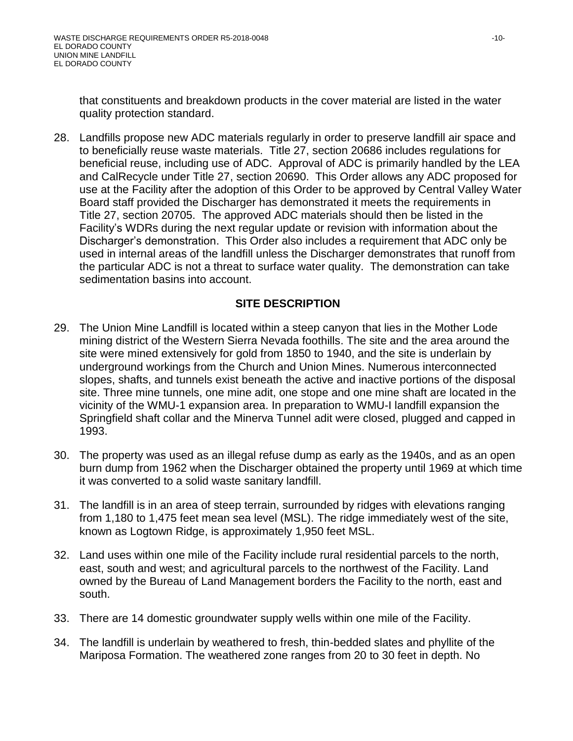that constituents and breakdown products in the cover material are listed in the water quality protection standard.

28. Landfills propose new ADC materials regularly in order to preserve landfill air space and to beneficially reuse waste materials. Title 27, section 20686 includes regulations for beneficial reuse, including use of ADC. Approval of ADC is primarily handled by the LEA and CalRecycle under Title 27, section 20690. This Order allows any ADC proposed for use at the Facility after the adoption of this Order to be approved by Central Valley Water Board staff provided the Discharger has demonstrated it meets the requirements in Title 27, section 20705. The approved ADC materials should then be listed in the Facility's WDRs during the next regular update or revision with information about the Discharger's demonstration. This Order also includes a requirement that ADC only be used in internal areas of the landfill unless the Discharger demonstrates that runoff from the particular ADC is not a threat to surface water quality. The demonstration can take sedimentation basins into account.

## SITE DESCRIPTION

29. The Union Mine Landfill is located within a steep canyon that lies in the Mother Lode mining district of the Western Sierra Nevada foothills. The site and the area around the site were mined extensively for gold from 1850 to 1940, and the site is underlain by underground workings from the Church and Union Mines. Numerous interconnected slopes, shafts, and tunnels exist beneath the active and inactive portions of the disposal site. Three mine tunnels, one mine adit, one stope and one mine shaft are located in the vicinity of the WMU-1 expansion area. In preparation to WMU-I landfill expansion the Springfield shaft collar and the Minerva Tunnel adit were closed, plugged and capped in 1993.

30. The property was used as an illegal refuse dump as early as the 1940s, and as an open burn dump from 1962 when the Discharger obtained the property until 1969 at which time it was converted to a solid waste sanitary landfill.

31. The landfill is in an area of steep terrain, surrounded by ridges with elevations ranging from 1,180 to 1,475 feet mean sea level (MSL). The ridge immediately west of the site, known as Logtown Ridge, is approximately 1,950 feet MSL.

32. Land uses within one mile of the Facility include rural residential parcels to the north, east, south and west; and agricultural parcels to the northwest of the Facility. Land owned by the Bureau of Land Management borders the Facility to the north, east and south.

33. There are 14 domestic groundwater supply wells within one mile of the Facility.

34. The landfill is underlain by weathered to fresh, thin-bedded slates and phyllite of the Mariposa Formation. The weathered zone ranges from 20 to 30 feet in depth. No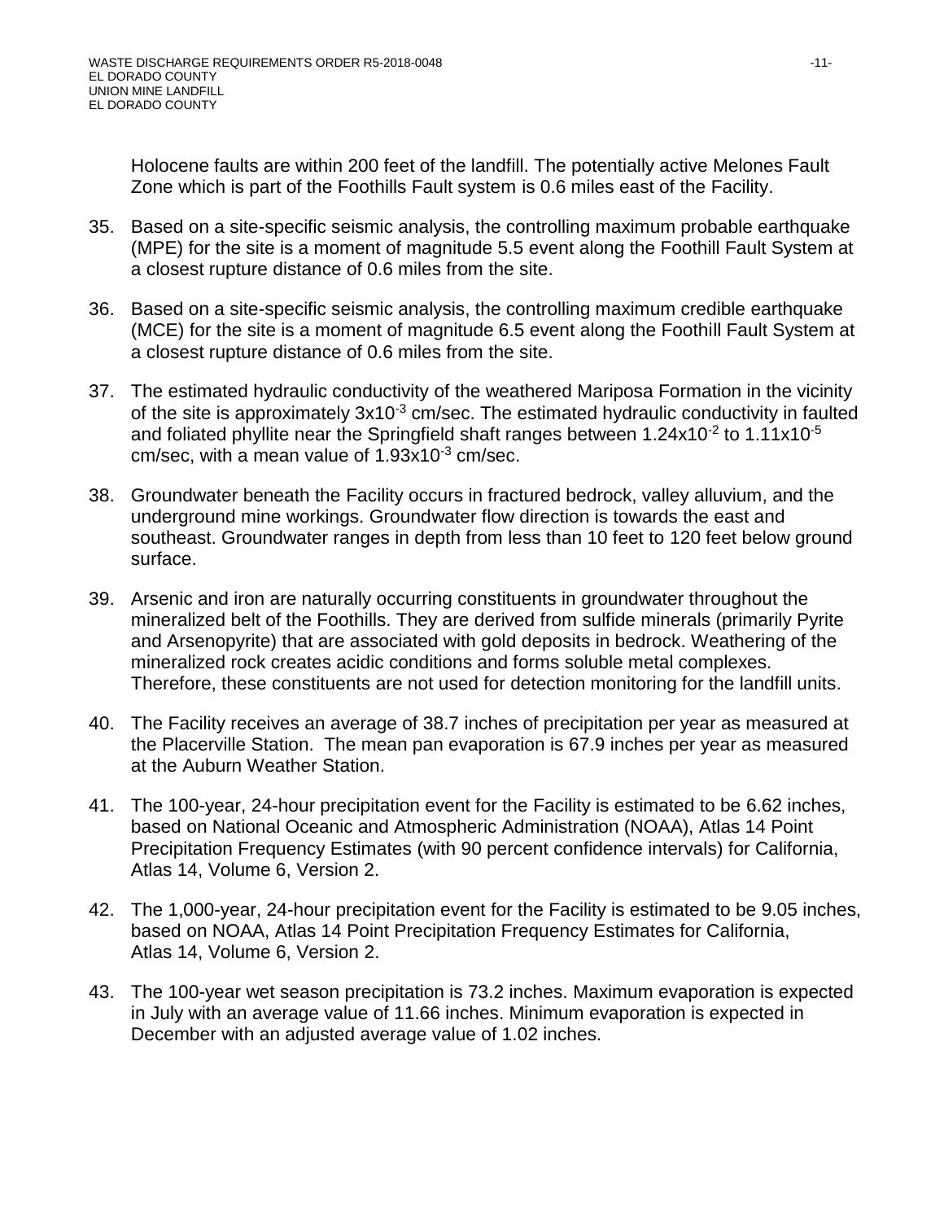Holocene faults are within 200 feet of the landfill. The potentially active Melones Fault Zone which is part of the Foothills Fault system is 0.6 miles east of the Facility.

35. Based on a site-specific seismic analysis, the controlling maximum probable earthquake (MPE) for the site is a moment of magnitude 5.5 event along the Foothill Fault System at a closest rupture distance of 0.6 miles from the site.

36. Based on a site-specific seismic analysis, the controlling maximum credible earthquake (MCE) for the site is a moment of magnitude 6.5 event along the Foothill Fault System at a closest rupture distance of 0.6 miles from the site.

37. The estimated hydraulic conductivity of the weathered Mariposa Formation in the vicinity of the site is approximately $3 \times 10^{-3}$ cm/sec. The estimated hydraulic conductivity in faulted and foliated phyllite near the Springfield shaft ranges between $1.24 \times 10^{-2}$ to $1.11 \times 10^{-5}$ cm/sec, with a mean value of $1.93 \times 10^{-3}$ cm/sec.

38. Groundwater beneath the Facility occurs in fractured bedrock, valley alluvium, and the underground mine workings. Groundwater flow direction is towards the east and southeast. Groundwater ranges in depth from less than 10 feet to 120 feet below ground surface.

39. Arsenic and iron are naturally occurring constituents in groundwater throughout the mineralized belt of the Foothills. They are derived from sulfide minerals (primarily Pyrite and Arsenopyrite) that are associated with gold deposits in bedrock. Weathering of the mineralized rock creates acidic conditions and forms soluble metal complexes. Therefore, these constituents are not used for detection monitoring for the landfill units.

40. The Facility receives an average of 38.7 inches of precipitation per year as measured at the Placerville Station. The mean pan evaporation is 67.9 inches per year as measured at the Auburn Weather Station.

41. The 100-year, 24-hour precipitation event for the Facility is estimated to be 6.62 inches, based on National Oceanic and Atmospheric Administration (NOAA), Atlas 14 Point Precipitation Frequency Estimates (with 90 percent confidence intervals) for California, Atlas 14, Volume 6, Version 2.

42. The 1,000-year, 24-hour precipitation event for the Facility is estimated to be 9.05 inches, based on NOAA, Atlas 14 Point Precipitation Frequency Estimates for California, Atlas 14, Volume 6, Version 2.

43. The 100-year wet season precipitation is 73.2 inches. Maximum evaporation is expected in July with an average value of 11.66 inches. Minimum evaporation is expected in December with an adjusted average value of 1.02 inches.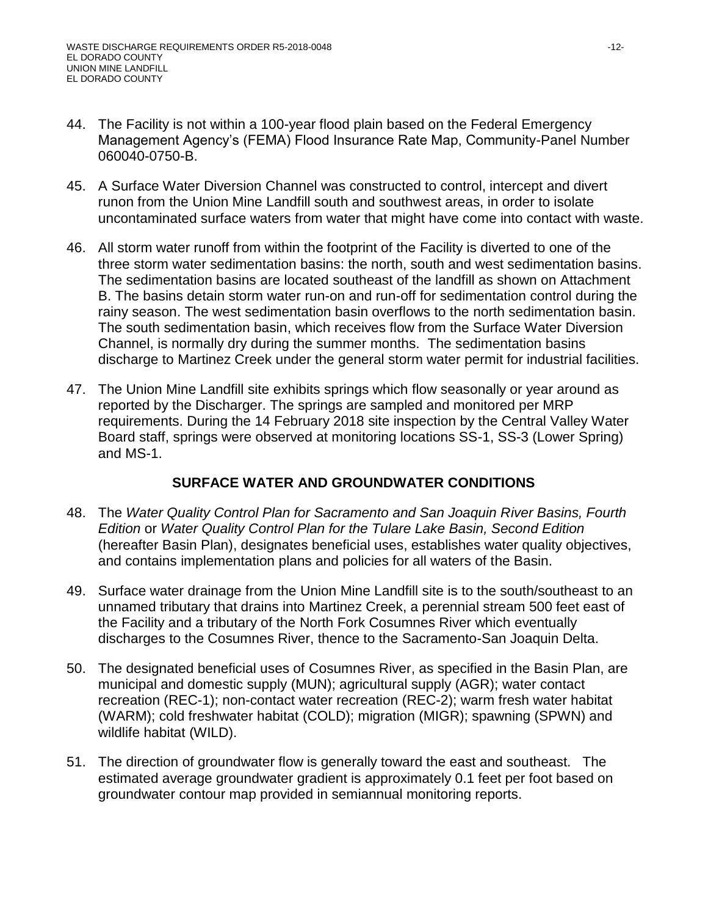44. The Facility is not within a 100-year flood plain based on the Federal Emergency Management Agency's (FEMA) Flood Insurance Rate Map, Community-Panel Number 060040-0750-B.

45. A Surface Water Diversion Channel was constructed to control, intercept and divert runon from the Union Mine Landfill south and southwest areas, in order to isolate uncontaminated surface waters from water that might have come into contact with waste.

46. All storm water runoff from within the footprint of the Facility is diverted to one of the three storm water sedimentation basins: the north, south and west sedimentation basins. The sedimentation basins are located southeast of the landfill as shown on Attachment B. The basins detain storm water run-on and run-off for sedimentation control during the rainy season. The west sedimentation basin overflows to the north sedimentation basin. The south sedimentation basin, which receives flow from the Surface Water Diversion Channel, is normally dry during the summer months. The sedimentation basins discharge to Martinez Creek under the general storm water permit for industrial facilities.

47. The Union Mine Landfill site exhibits springs which flow seasonally or year around as reported by the Discharger. The springs are sampled and monitored per MRP requirements. During the 14 February 2018 site inspection by the Central Valley Water Board staff, springs were observed at monitoring locations SS-1, SS-3 (Lower Spring) and MS-1.

## SURFACE WATER AND GROUNDWATER CONDITIONS

48. The *Water Quality Control Plan for Sacramento and San Joaquin River Basins, Fourth Edition* or *Water Quality Control Plan for the Tulare Lake Basin, Second Edition* (hereafter Basin Plan), designates beneficial uses, establishes water quality objectives, and contains implementation plans and policies for all waters of the Basin.

49. Surface water drainage from the Union Mine Landfill site is to the south/southeast to an unnamed tributary that drains into Martinez Creek, a perennial stream 500 feet east of the Facility and a tributary of the North Fork Cosumnes River which eventually discharges to the Cosumnes River, thence to the Sacramento-San Joaquin Delta.

50. The designated beneficial uses of Cosumnes River, as specified in the Basin Plan, are municipal and domestic supply (MUN); agricultural supply (AGR); water contact recreation (REC-1); non-contact water recreation (REC-2); warm fresh water habitat (WARM); cold freshwater habitat (COLD); migration (MIGR); spawning (SPWN) and wildlife habitat (WILD).

51. The direction of groundwater flow is generally toward the east and southeast. The estimated average groundwater gradient is approximately 0.1 feet per foot based on groundwater contour map provided in semiannual monitoring reports.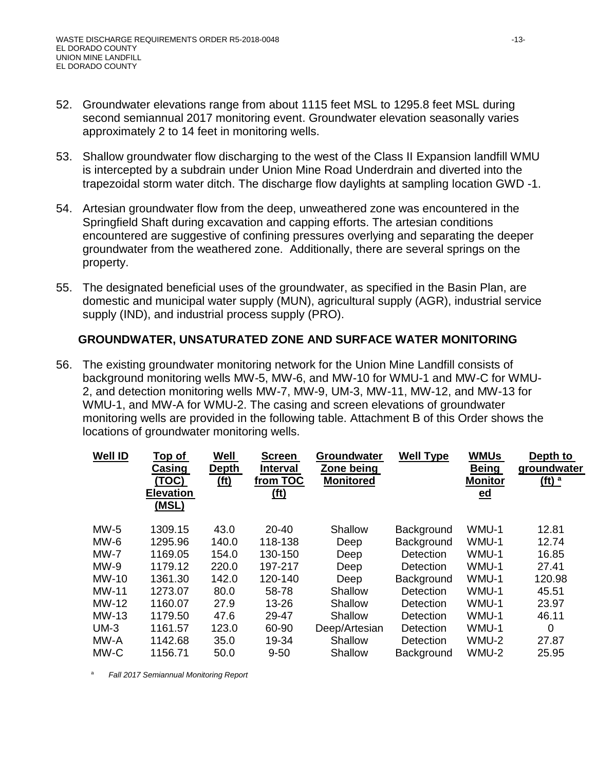52. Groundwater elevations range from about 1115 feet MSL to 1295.8 feet MSL during second semiannual 2017 monitoring event. Groundwater elevation seasonally varies approximately 2 to 14 feet in monitoring wells.

53. Shallow groundwater flow discharging to the west of the Class II Expansion landfill WMU is intercepted by a subdrain under Union Mine Road Underdrain and diverted into the trapezoidal storm water ditch. The discharge flow daylights at sampling location GWD -1.

54. Artesian groundwater flow from the deep, unweathered zone was encountered in the Springfield Shaft during excavation and capping efforts. The artesian conditions encountered are suggestive of confining pressures overlying and separating the deeper groundwater from the weathered zone. Additionally, there are several springs on the property.

55. The designated beneficial uses of the groundwater, as specified in the Basin Plan, are domestic and municipal water supply (MUN), agricultural supply (AGR), industrial service supply (IND), and industrial process supply (PRO).

## GROUNDWATER, UNSATURATED ZONE AND SURFACE WATER MONITORING

56. The existing groundwater monitoring network for the Union Mine Landfill consists of background monitoring wells MW-5, MW-6, and MW-10 for WMU-1 and MW-C for WMU-2, and detection monitoring wells MW-7, MW-9, UM-3, MW-11, MW-12, and MW-13 for WMU-1, and MW-A for WMU-2. The casing and screen elevations of groundwater monitoring wells are provided in the following table. Attachment B of this Order shows the locations of groundwater monitoring wells.

| Well ID | Top of Casing (TOC) Elevation (MSL) | Well Depth (ft) | Screen Interval from TOC (ft) | Groundwater Zone being Monitored | Well Type | WMUs Being Monitored | Depth to groundwater (ft) [a] |
|---|---|---|---|---|---|---|---|
| MW-5 | 1309.15 | 43.0 | 20-40 | Shallow | Background | WMU-1 | 12.81 |
| MW-6 | 1295.96 | 140.0 | 118-138 | Deep | Background | WMU-1 | 12.74 |
| MW-7 | 1169.05 | 154.0 | 130-150 | Deep | Detection | WMU-1 | 16.85 |
| MW-9 | 1179.12 | 220.0 | 197-217 | Deep | Detection | WMU-1 | 27.41 |
| MW-10 | 1361.30 | 142.0 | 120-140 | Deep | Background | WMU-1 | 120.98 |
| MW-11 | 1273.07 | 80.0 | 58-78 | Shallow | Detection | WMU-1 | 45.51 |
| MW-12 | 1160.07 | 27.9 | 13-26 | Shallow | Detection | WMU-1 | 23.97 |
| MW-13 | 1179.50 | 47.6 | 29-47 | Shallow | Detection | WMU-1 | 46.11 |
| UM-3 | 1161.57 | 123.0 | 60-90 | Deep/Artesian | Detection | WMU-1 | 0 |
| MW-A | 1142.68 | 35.0 | 19-34 | Shallow | Detection | WMU-2 | 27.87 |
| MW-C | 1156.71 | 50.0 | 9-50 | Shallow | Background | WMU-2 | 25.95 |

[a] *Fall 2017 Semiannual Monitoring Report*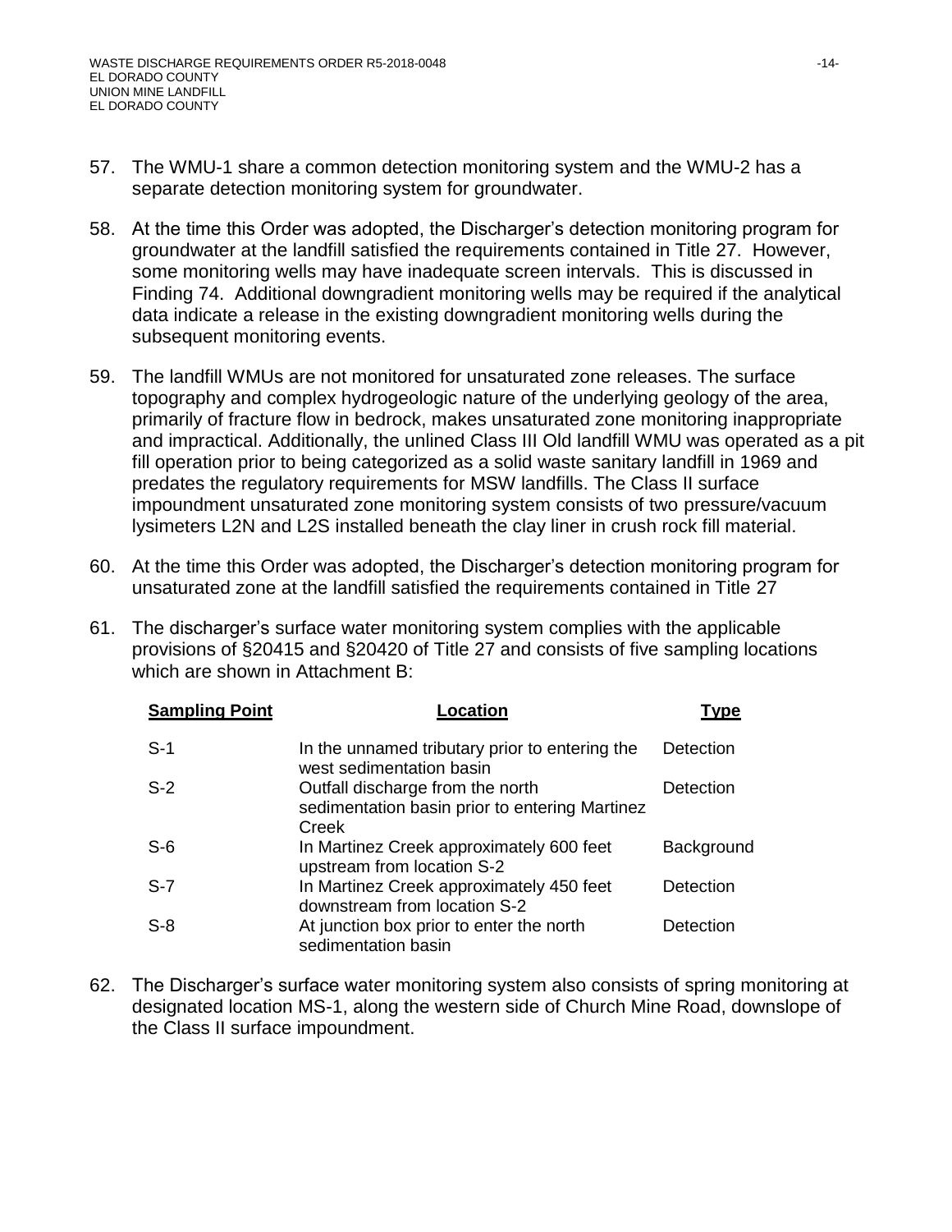57. The WMU-1 share a common detection monitoring system and the WMU-2 has a separate detection monitoring system for groundwater.

58. At the time this Order was adopted, the Discharger's detection monitoring program for groundwater at the landfill satisfied the requirements contained in Title 27. However, some monitoring wells may have inadequate screen intervals. This is discussed in Finding 74. Additional downgradient monitoring wells may be required if the analytical data indicate a release in the existing downgradient monitoring wells during the subsequent monitoring events.

59. The landfill WMUs are not monitored for unsaturated zone releases. The surface topography and complex hydrogeologic nature of the underlying geology of the area, primarily of fracture flow in bedrock, makes unsaturated zone monitoring inappropriate and impractical. Additionally, the unlined Class III Old landfill WMU was operated as a pit fill operation prior to being categorized as a solid waste sanitary landfill in 1969 and predates the regulatory requirements for MSW landfills. The Class II surface impoundment unsaturated zone monitoring system consists of two pressure/vacuum lysimeters L2N and L2S installed beneath the clay liner in crush rock fill material.

60. At the time this Order was adopted, the Discharger's detection monitoring program for unsaturated zone at the landfill satisfied the requirements contained in Title 27

61. The discharger's surface water monitoring system complies with the applicable provisions of §20415 and §20420 of Title 27 and consists of five sampling locations which are shown in Attachment B:

| **Sampling Point** | **Location** | **Type** |
|---|---|---|
| S-1 | In the unnamed tributary prior to entering the west sedimentation basin | Detection |
| S-2 | Outfall discharge from the north sedimentation basin prior to entering Martinez Creek | Detection |
| S-6 | In Martinez Creek approximately 600 feet upstream from location S-2 | Background |
| S-7 | In Martinez Creek approximately 450 feet downstream from location S-2 | Detection |
| S-8 | At junction box prior to enter the north sedimentation basin | Detection |

62. The Discharger's surface water monitoring system also consists of spring monitoring at designated location MS-1, along the western side of Church Mine Road, downslope of the Class II surface impoundment.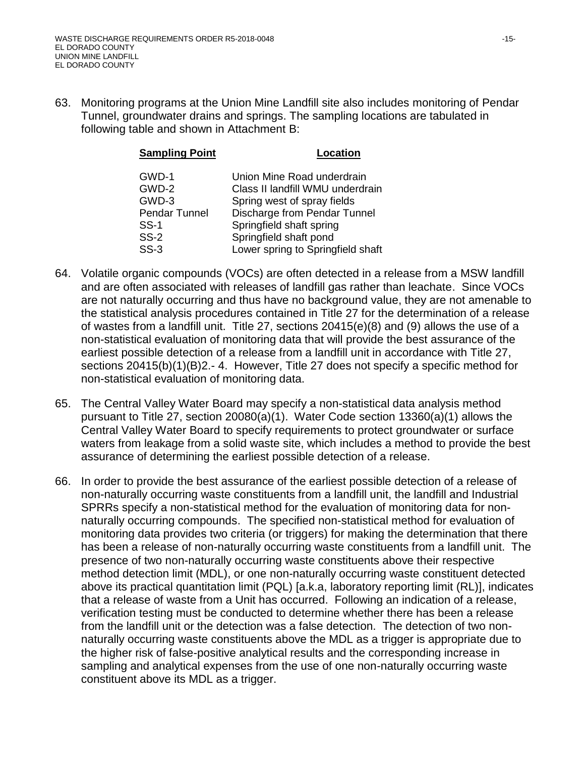63. Monitoring programs at the Union Mine Landfill site also includes monitoring of Pendar Tunnel, groundwater drains and springs. The sampling locations are tabulated in following table and shown in Attachment B:

| Sampling Point | Location |
|---|---|
| GWD-1 | Union Mine Road underdrain |
| GWD-2 | Class II landfill WMU underdrain |
| GWD-3 | Spring west of spray fields |
| Pendar Tunnel | Discharge from Pendar Tunnel |
| SS-1 | Springfield shaft spring |
| SS-2 | Springfield shaft pond |
| SS-3 | Lower spring to Springfield shaft |

64. Volatile organic compounds (VOCs) are often detected in a release from a MSW landfill and are often associated with releases of landfill gas rather than leachate. Since VOCs are not naturally occurring and thus have no background value, they are not amenable to the statistical analysis procedures contained in Title 27 for the determination of a release of wastes from a landfill unit. Title 27, sections 20415(e)(8) and (9) allows the use of a non-statistical evaluation of monitoring data that will provide the best assurance of the earliest possible detection of a release from a landfill unit in accordance with Title 27, sections 20415(b)(1)(B)2.- 4. However, Title 27 does not specify a specific method for non-statistical evaluation of monitoring data.

65. The Central Valley Water Board may specify a non-statistical data analysis method pursuant to Title 27, section 20080(a)(1). Water Code section 13360(a)(1) allows the Central Valley Water Board to specify requirements to protect groundwater or surface waters from leakage from a solid waste site, which includes a method to provide the best assurance of determining the earliest possible detection of a release.

66. In order to provide the best assurance of the earliest possible detection of a release of non-naturally occurring waste constituents from a landfill unit, the landfill and Industrial SPRRs specify a non-statistical method for the evaluation of monitoring data for non-naturally occurring compounds. The specified non-statistical method for evaluation of monitoring data provides two criteria (or triggers) for making the determination that there has been a release of non-naturally occurring waste constituents from a landfill unit. The presence of two non-naturally occurring waste constituents above their respective method detection limit (MDL), or one non-naturally occurring waste constituent detected above its practical quantitation limit (PQL) [a.k.a, laboratory reporting limit (RL)], indicates that a release of waste from a Unit has occurred. Following an indication of a release, verification testing must be conducted to determine whether there has been a release from the landfill unit or the detection was a false detection. The detection of two non-naturally occurring waste constituents above the MDL as a trigger is appropriate due to the higher risk of false-positive analytical results and the corresponding increase in sampling and analytical expenses from the use of one non-naturally occurring waste constituent above its MDL as a trigger.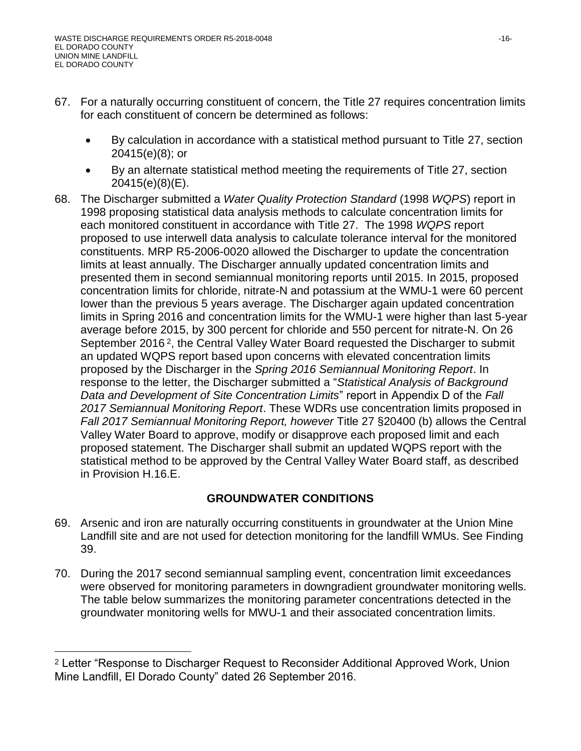67. For a naturally occurring constituent of concern, the Title 27 requires concentration limits for each constituent of concern be determined as follows:

    - By calculation in accordance with a statistical method pursuant to Title 27, section 20415(e)(8); or
    - By an alternate statistical method meeting the requirements of Title 27, section 20415(e)(8)(E).

68. The Discharger submitted a *Water Quality Protection Standard* (1998 *WQPS*) report in 1998 proposing statistical data analysis methods to calculate concentration limits for each monitored constituent in accordance with Title 27. The 1998 *WQPS* report proposed to use interwell data analysis to calculate tolerance interval for the monitored constituents. MRP R5-2006-0020 allowed the Discharger to update the concentration limits at least annually. The Discharger annually updated concentration limits and presented them in second semiannual monitoring reports until 2015. In 2015, proposed concentration limits for chloride, nitrate-N and potassium at the WMU-1 were 60 percent lower than the previous 5 years average. The Discharger again updated concentration limits in Spring 2016 and concentration limits for the WMU-1 were higher than last 5-year average before 2015, by 300 percent for chloride and 550 percent for nitrate-N. On 26 September 2016 [2], the Central Valley Water Board requested the Discharger to submit an updated WQPS report based upon concerns with elevated concentration limits proposed by the Discharger in the *Spring 2016 Semiannual Monitoring Report*. In response to the letter, the Discharger submitted a "*Statistical Analysis of Background Data and Development of Site Concentration Limits*" report in Appendix D of the *Fall 2017 Semiannual Monitoring Report*. These WDRs use concentration limits proposed in *Fall 2017 Semiannual Monitoring Report, however* Title 27 §20400 (b) allows the Central Valley Water Board to approve, modify or disapprove each proposed limit and each proposed statement. The Discharger shall submit an updated WQPS report with the statistical method to be approved by the Central Valley Water Board staff, as described in Provision H.16.E.

## GROUNDWATER CONDITIONS

69. Arsenic and iron are naturally occurring constituents in groundwater at the Union Mine Landfill site and are not used for detection monitoring for the landfill WMUs. See Finding 39.

70. During the 2017 second semiannual sampling event, concentration limit exceedances were observed for monitoring parameters in downgradient groundwater monitoring wells. The table below summarizes the monitoring parameter concentrations detected in the groundwater monitoring wells for MWU-1 and their associated concentration limits.

---

[2] Letter "Response to Discharger Request to Reconsider Additional Approved Work, Union Mine Landfill, El Dorado County" dated 26 September 2016.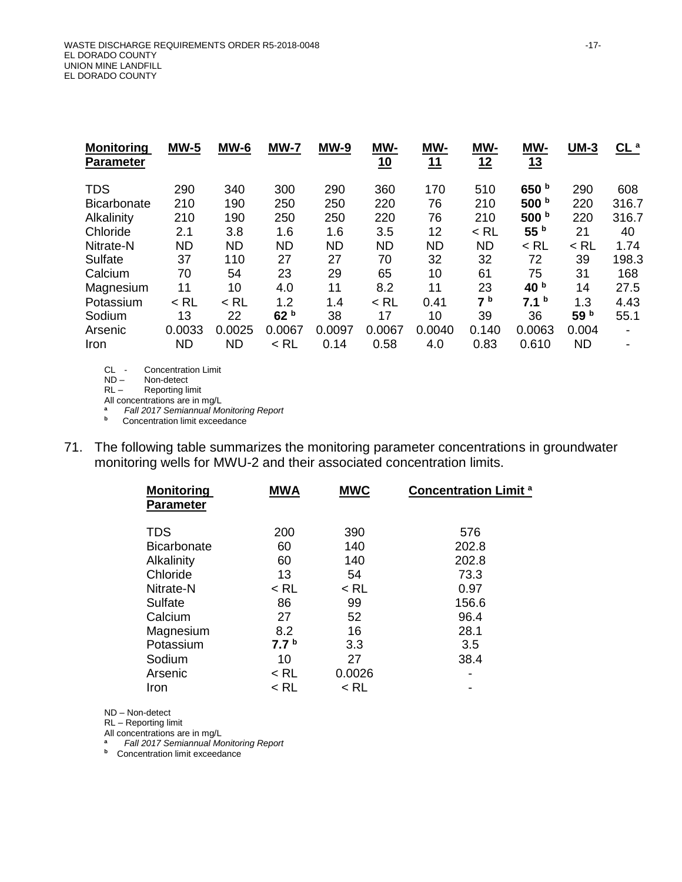| Monitoring Parameter | MW-5 | MW-6 | MW-7 | MW-9 | MW-10 | MW-11 | MW-12 | MW-13 | UM-3 | CL [a] |
|---|---|---|---|---|---|---|---|---|---|---|
| TDS | 290 | 340 | 300 | 290 | 360 | 170 | 510 | **650** [b] | 290 | 608 |
| Bicarbonate | 210 | 190 | 250 | 250 | 220 | 76 | 210 | **500** [b] | 220 | 316.7 |
| Alkalinity | 210 | 190 | 250 | 250 | 220 | 76 | 210 | **500** [b] | 220 | 316.7 |
| Chloride | 2.1 | 3.8 | 1.6 | 1.6 | 3.5 | 12 | < RL | **55** [b] | 21 | 40 |
| Nitrate-N | ND | ND | ND | ND | ND | ND | ND | < RL | < RL | 1.74 |
| Sulfate | 37 | 110 | 27 | 27 | 70 | 32 | 32 | 72 | 39 | 198.3 |
| Calcium | 70 | 54 | 23 | 29 | 65 | 10 | 61 | 75 | 31 | 168 |
| Magnesium | 11 | 10 | 4.0 | 11 | 8.2 | 11 | 23 | **40** [b] | 14 | 27.5 |
| Potassium | < RL | < RL | 1.2 | 1.4 | < RL | 0.41 | **7** [b] | **7.1** [b] | 1.3 | 4.43 |
| Sodium | 13 | 22 | **62** [b] | 38 | 17 | 10 | 39 | 36 | **59** [b] | 55.1 |
| Arsenic | 0.0033 | 0.0025 | 0.0067 | 0.0097 | 0.0067 | 0.0040 | 0.140 | 0.0063 | 0.004 | - |
| Iron | ND | ND | < RL | 0.14 | 0.58 | 4.0 | 0.83 | 0.610 | ND | - |

CL - Concentration Limit
ND – Non-detect
RL – Reporting limit
All concentrations are in mg/L
[a] *Fall 2017 Semiannual Monitoring Report*
[b] Concentration limit exceedance

71. The following table summarizes the monitoring parameter concentrations in groundwater monitoring wells for MWU-2 and their associated concentration limits.

| Monitoring Parameter | MWA | MWC | Concentration Limit [a] |
|---|---|---|---|
| TDS | 200 | 390 | 576 |
| Bicarbonate | 60 | 140 | 202.8 |
| Alkalinity | 60 | 140 | 202.8 |
| Chloride | 13 | 54 | 73.3 |
| Nitrate-N | < RL | < RL | 0.97 |
| Sulfate | 86 | 99 | 156.6 |
| Calcium | 27 | 52 | 96.4 |
| Magnesium | 8.2 | 16 | 28.1 |
| Potassium | **7.7** [b] | 3.3 | 3.5 |
| Sodium | 10 | 27 | 38.4 |
| Arsenic | < RL | 0.0026 | - |
| Iron | < RL | < RL | - |

ND – Non-detect
RL – Reporting limit
All concentrations are in mg/L
[a] *Fall 2017 Semiannual Monitoring Report*
[b] Concentration limit exceedance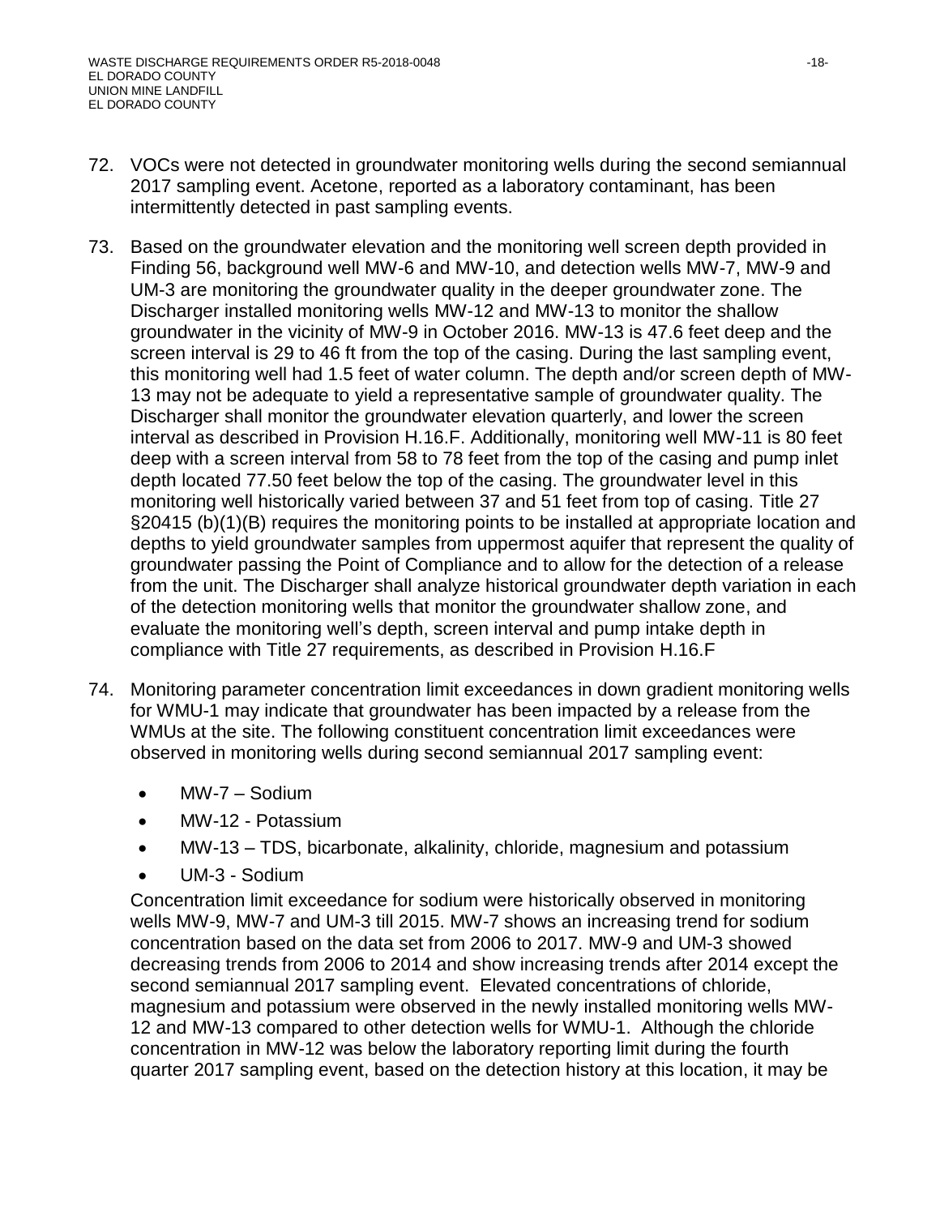72. VOCs were not detected in groundwater monitoring wells during the second semiannual 2017 sampling event. Acetone, reported as a laboratory contaminant, has been intermittently detected in past sampling events.

73. Based on the groundwater elevation and the monitoring well screen depth provided in Finding 56, background well MW-6 and MW-10, and detection wells MW-7, MW-9 and UM-3 are monitoring the groundwater quality in the deeper groundwater zone. The Discharger installed monitoring wells MW-12 and MW-13 to monitor the shallow groundwater in the vicinity of MW-9 in October 2016. MW-13 is 47.6 feet deep and the screen interval is 29 to 46 ft from the top of the casing. During the last sampling event, this monitoring well had 1.5 feet of water column. The depth and/or screen depth of MW-13 may not be adequate to yield a representative sample of groundwater quality. The Discharger shall monitor the groundwater elevation quarterly, and lower the screen interval as described in Provision H.16.F. Additionally, monitoring well MW-11 is 80 feet deep with a screen interval from 58 to 78 feet from the top of the casing and pump inlet depth located 77.50 feet below the top of the casing. The groundwater level in this monitoring well historically varied between 37 and 51 feet from top of casing. Title 27 §20415 (b)(1)(B) requires the monitoring points to be installed at appropriate location and depths to yield groundwater samples from uppermost aquifer that represent the quality of groundwater passing the Point of Compliance and to allow for the detection of a release from the unit. The Discharger shall analyze historical groundwater depth variation in each of the detection monitoring wells that monitor the groundwater shallow zone, and evaluate the monitoring well's depth, screen interval and pump intake depth in compliance with Title 27 requirements, as described in Provision H.16.F

74. Monitoring parameter concentration limit exceedances in down gradient monitoring wells for WMU-1 may indicate that groundwater has been impacted by a release from the WMUs at the site. The following constituent concentration limit exceedances were observed in monitoring wells during second semiannual 2017 sampling event:

    - MW-7 – Sodium
    - MW-12 - Potassium
    - MW-13 – TDS, bicarbonate, alkalinity, chloride, magnesium and potassium
    - UM-3 - Sodium

    Concentration limit exceedance for sodium were historically observed in monitoring wells MW-9, MW-7 and UM-3 till 2015. MW-7 shows an increasing trend for sodium concentration based on the data set from 2006 to 2017. MW-9 and UM-3 showed decreasing trends from 2006 to 2014 and show increasing trends after 2014 except the second semiannual 2017 sampling event. Elevated concentrations of chloride, magnesium and potassium were observed in the newly installed monitoring wells MW-12 and MW-13 compared to other detection wells for WMU-1. Although the chloride concentration in MW-12 was below the laboratory reporting limit during the fourth quarter 2017 sampling event, based on the detection history at this location, it may be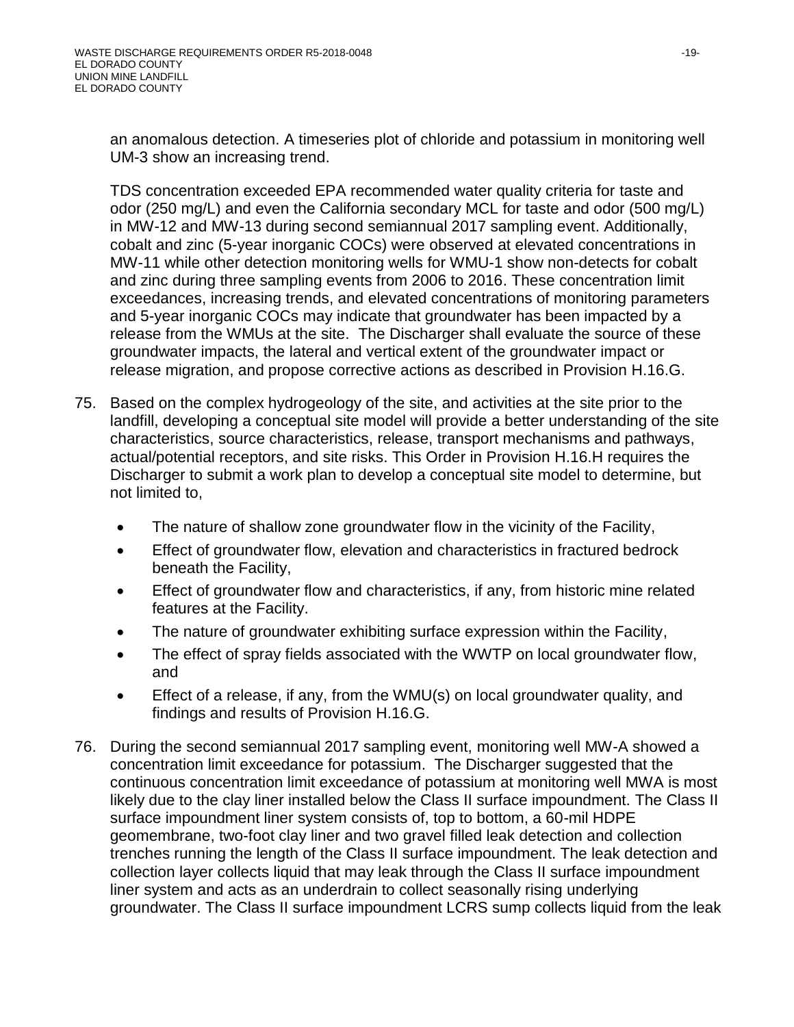an anomalous detection. A timeseries plot of chloride and potassium in monitoring well UM-3 show an increasing trend.

TDS concentration exceeded EPA recommended water quality criteria for taste and odor (250 mg/L) and even the California secondary MCL for taste and odor (500 mg/L) in MW-12 and MW-13 during second semiannual 2017 sampling event. Additionally, cobalt and zinc (5-year inorganic COCs) were observed at elevated concentrations in MW-11 while other detection monitoring wells for WMU-1 show non-detects for cobalt and zinc during three sampling events from 2006 to 2016. These concentration limit exceedances, increasing trends, and elevated concentrations of monitoring parameters and 5-year inorganic COCs may indicate that groundwater has been impacted by a release from the WMUs at the site. The Discharger shall evaluate the source of these groundwater impacts, the lateral and vertical extent of the groundwater impact or release migration, and propose corrective actions as described in Provision H.16.G.

75. Based on the complex hydrogeology of the site, and activities at the site prior to the landfill, developing a conceptual site model will provide a better understanding of the site characteristics, source characteristics, release, transport mechanisms and pathways, actual/potential receptors, and site risks. This Order in Provision H.16.H requires the Discharger to submit a work plan to develop a conceptual site model to determine, but not limited to,

    - The nature of shallow zone groundwater flow in the vicinity of the Facility,
    - Effect of groundwater flow, elevation and characteristics in fractured bedrock beneath the Facility,
    - Effect of groundwater flow and characteristics, if any, from historic mine related features at the Facility.
    - The nature of groundwater exhibiting surface expression within the Facility,
    - The effect of spray fields associated with the WWTP on local groundwater flow, and
    - Effect of a release, if any, from the WMU(s) on local groundwater quality, and findings and results of Provision H.16.G.

76. During the second semiannual 2017 sampling event, monitoring well MW-A showed a concentration limit exceedance for potassium. The Discharger suggested that the continuous concentration limit exceedance of potassium at monitoring well MWA is most likely due to the clay liner installed below the Class II surface impoundment. The Class II surface impoundment liner system consists of, top to bottom, a 60-mil HDPE geomembrane, two-foot clay liner and two gravel filled leak detection and collection trenches running the length of the Class II surface impoundment. The leak detection and collection layer collects liquid that may leak through the Class II surface impoundment liner system and acts as an underdrain to collect seasonally rising underlying groundwater. The Class II surface impoundment LCRS sump collects liquid from the leak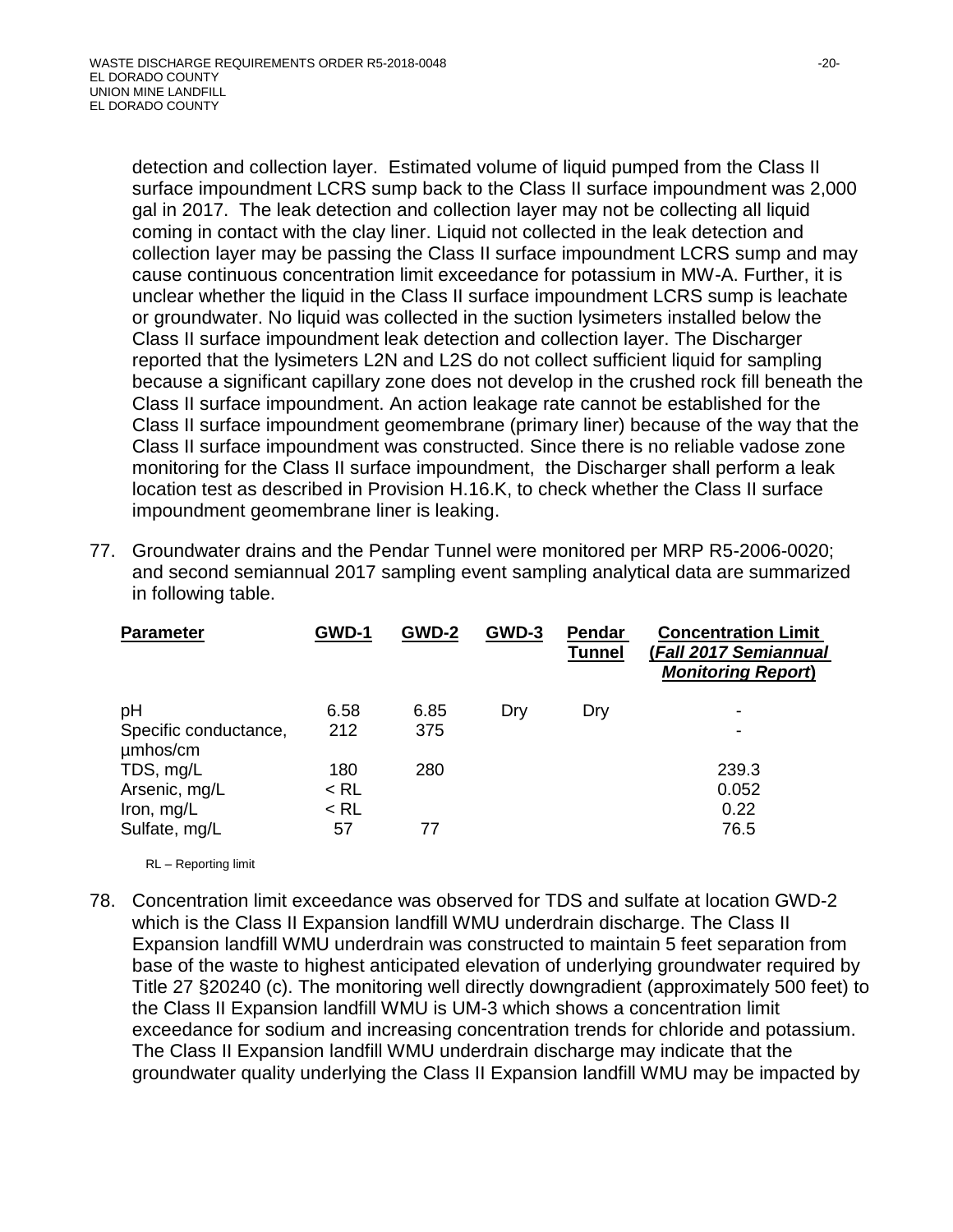detection and collection layer. Estimated volume of liquid pumped from the Class II surface impoundment LCRS sump back to the Class II surface impoundment was 2,000 gal in 2017. The leak detection and collection layer may not be collecting all liquid coming in contact with the clay liner. Liquid not collected in the leak detection and collection layer may be passing the Class II surface impoundment LCRS sump and may cause continuous concentration limit exceedance for potassium in MW-A. Further, it is unclear whether the liquid in the Class II surface impoundment LCRS sump is leachate or groundwater. No liquid was collected in the suction lysimeters installed below the Class II surface impoundment leak detection and collection layer. The Discharger reported that the lysimeters L2N and L2S do not collect sufficient liquid for sampling because a significant capillary zone does not develop in the crushed rock fill beneath the Class II surface impoundment. An action leakage rate cannot be established for the Class II surface impoundment geomembrane (primary liner) because of the way that the Class II surface impoundment was constructed. Since there is no reliable vadose zone monitoring for the Class II surface impoundment, the Discharger shall perform a leak location test as described in Provision H.16.K, to check whether the Class II surface impoundment geomembrane liner is leaking.

77. Groundwater drains and the Pendar Tunnel were monitored per MRP R5-2006-0020; and second semiannual 2017 sampling event sampling analytical data are summarized in following table.

| Parameter | GWD-1 | GWD-2 | GWD-3 | Pendar Tunnel | Concentration Limit (*Fall 2017 Semiannual Monitoring Report*) |
|---|---|---|---|---|---|
| pH | 6.58 | 6.85 | Dry | Dry | - |
| Specific conductance, µmhos/cm | 212 | 375 | | | - |
| TDS, mg/L | 180 | 280 | | | 239.3 |
| Arsenic, mg/L | < RL | | | | 0.052 |
| Iron, mg/L | < RL | | | | 0.22 |
| Sulfate, mg/L | 57 | 77 | | | 76.5 |

RL – Reporting limit

78. Concentration limit exceedance was observed for TDS and sulfate at location GWD-2 which is the Class II Expansion landfill WMU underdrain discharge. The Class II Expansion landfill WMU underdrain was constructed to maintain 5 feet separation from base of the waste to highest anticipated elevation of underlying groundwater required by Title 27 §20240 (c). The monitoring well directly downgradient (approximately 500 feet) to the Class II Expansion landfill WMU is UM-3 which shows a concentration limit exceedance for sodium and increasing concentration trends for chloride and potassium. The Class II Expansion landfill WMU underdrain discharge may indicate that the groundwater quality underlying the Class II Expansion landfill WMU may be impacted by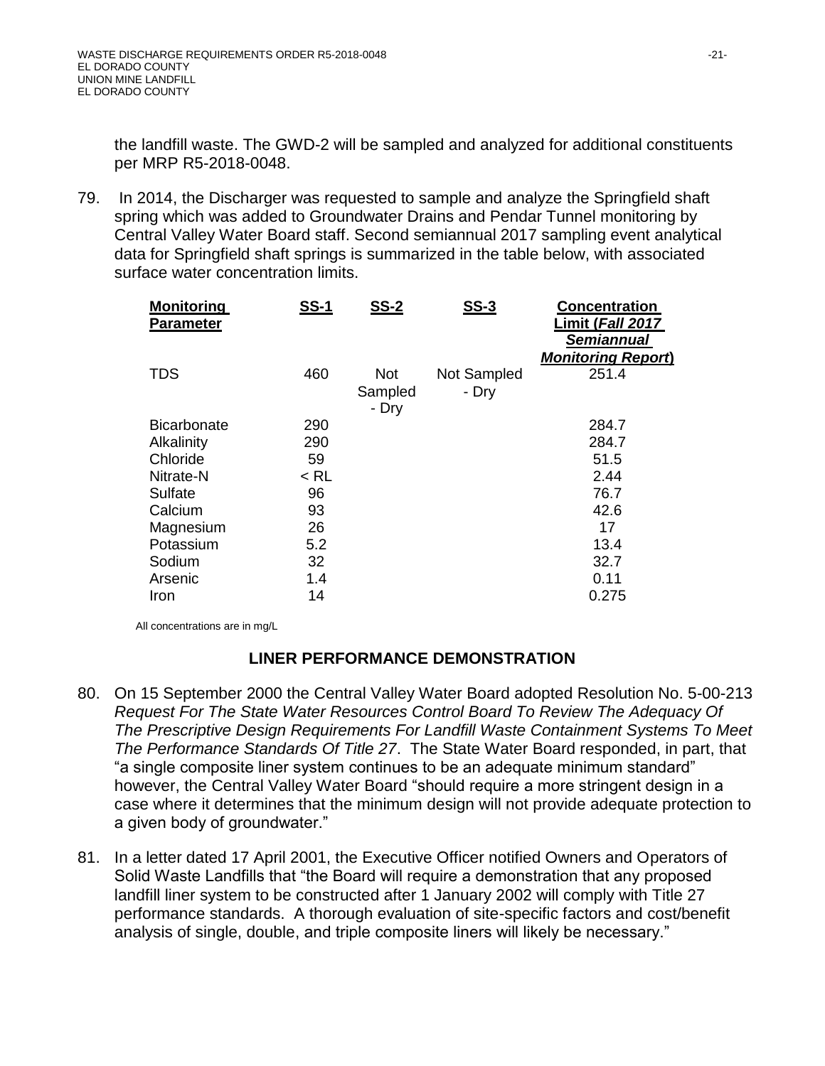the landfill waste. The GWD-2 will be sampled and analyzed for additional constituents per MRP R5-2018-0048.

79. In 2014, the Discharger was requested to sample and analyze the Springfield shaft spring which was added to Groundwater Drains and Pendar Tunnel monitoring by Central Valley Water Board staff. Second semiannual 2017 sampling event analytical data for Springfield shaft springs is summarized in the table below, with associated surface water concentration limits.

| Monitoring Parameter | SS-1 | SS-2 | SS-3 | Concentration Limit (*Fall 2017 Semiannual Monitoring Report*) |
|---|---|---|---|---|
| TDS | 460 | Not Sampled - Dry | Not Sampled - Dry | 251.4 |
| Bicarbonate | 290 | | | 284.7 |
| Alkalinity | 290 | | | 284.7 |
| Chloride | 59 | | | 51.5 |
| Nitrate-N | < RL | | | 2.44 |
| Sulfate | 96 | | | 76.7 |
| Calcium | 93 | | | 42.6 |
| Magnesium | 26 | | | 17 |
| Potassium | 5.2 | | | 13.4 |
| Sodium | 32 | | | 32.7 |
| Arsenic | 1.4 | | | 0.11 |
| Iron | 14 | | | 0.275 |

All concentrations are in mg/L

## LINER PERFORMANCE DEMONSTRATION

80. On 15 September 2000 the Central Valley Water Board adopted Resolution No. 5-00-213 *Request For The State Water Resources Control Board To Review The Adequacy Of The Prescriptive Design Requirements For Landfill Waste Containment Systems To Meet The Performance Standards Of Title 27*. The State Water Board responded, in part, that "a single composite liner system continues to be an adequate minimum standard" however, the Central Valley Water Board "should require a more stringent design in a case where it determines that the minimum design will not provide adequate protection to a given body of groundwater."

81. In a letter dated 17 April 2001, the Executive Officer notified Owners and Operators of Solid Waste Landfills that "the Board will require a demonstration that any proposed landfill liner system to be constructed after 1 January 2002 will comply with Title 27 performance standards. A thorough evaluation of site-specific factors and cost/benefit analysis of single, double, and triple composite liners will likely be necessary."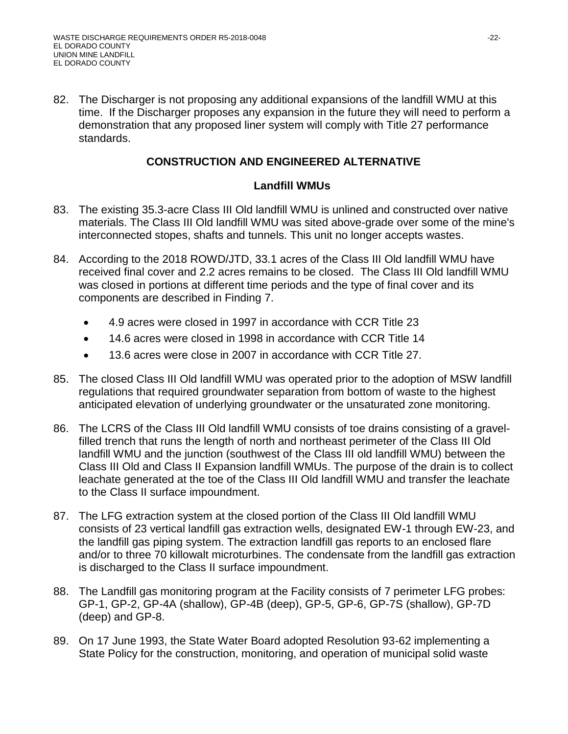82. The Discharger is not proposing any additional expansions of the landfill WMU at this time. If the Discharger proposes any expansion in the future they will need to perform a demonstration that any proposed liner system will comply with Title 27 performance standards.

## CONSTRUCTION AND ENGINEERED ALTERNATIVE

### Landfill WMUs

83. The existing 35.3-acre Class III Old landfill WMU is unlined and constructed over native materials. The Class III Old landfill WMU was sited above-grade over some of the mine's interconnected stopes, shafts and tunnels. This unit no longer accepts wastes.

84. According to the 2018 ROWD/JTD, 33.1 acres of the Class III Old landfill WMU have received final cover and 2.2 acres remains to be closed. The Class III Old landfill WMU was closed in portions at different time periods and the type of final cover and its components are described in Finding 7.

    - 4.9 acres were closed in 1997 in accordance with CCR Title 23
    - 14.6 acres were closed in 1998 in accordance with CCR Title 14
    - 13.6 acres were close in 2007 in accordance with CCR Title 27.

85. The closed Class III Old landfill WMU was operated prior to the adoption of MSW landfill regulations that required groundwater separation from bottom of waste to the highest anticipated elevation of underlying groundwater or the unsaturated zone monitoring.

86. The LCRS of the Class III Old landfill WMU consists of toe drains consisting of a gravel-filled trench that runs the length of north and northeast perimeter of the Class III Old landfill WMU and the junction (southwest of the Class III old landfill WMU) between the Class III Old and Class II Expansion landfill WMUs. The purpose of the drain is to collect leachate generated at the toe of the Class III Old landfill WMU and transfer the leachate to the Class II surface impoundment.

87. The LFG extraction system at the closed portion of the Class III Old landfill WMU consists of 23 vertical landfill gas extraction wells, designated EW-1 through EW-23, and the landfill gas piping system. The extraction landfill gas reports to an enclosed flare and/or to three 70 killowalt microturbines. The condensate from the landfill gas extraction is discharged to the Class II surface impoundment.

88. The Landfill gas monitoring program at the Facility consists of 7 perimeter LFG probes: GP-1, GP-2, GP-4A (shallow), GP-4B (deep), GP-5, GP-6, GP-7S (shallow), GP-7D (deep) and GP-8.

89. On 17 June 1993, the State Water Board adopted Resolution 93-62 implementing a State Policy for the construction, monitoring, and operation of municipal solid waste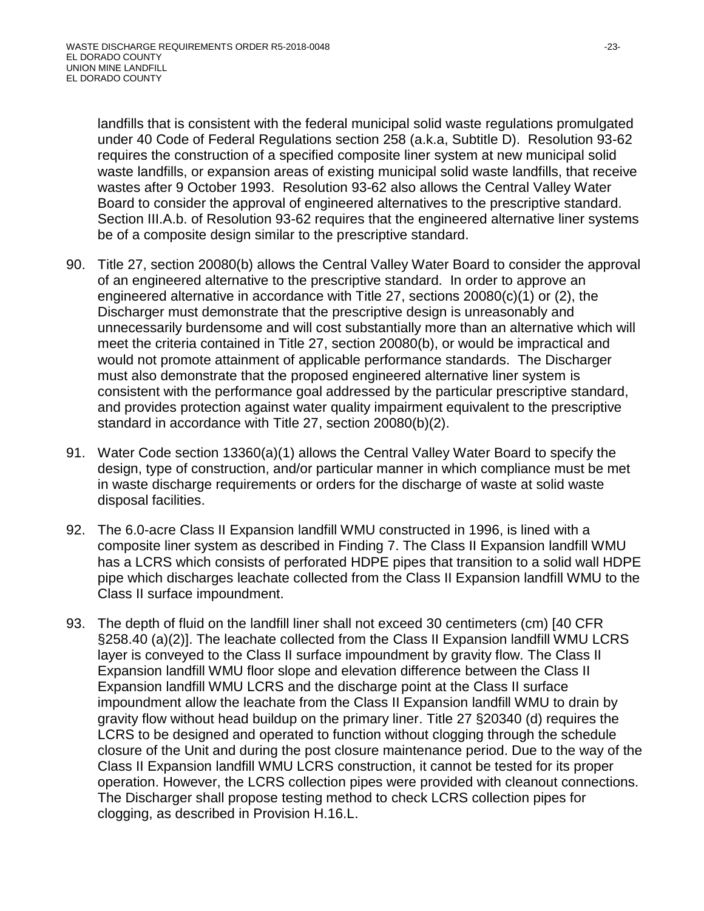landfills that is consistent with the federal municipal solid waste regulations promulgated under 40 Code of Federal Regulations section 258 (a.k.a, Subtitle D). Resolution 93-62 requires the construction of a specified composite liner system at new municipal solid waste landfills, or expansion areas of existing municipal solid waste landfills, that receive wastes after 9 October 1993. Resolution 93-62 also allows the Central Valley Water Board to consider the approval of engineered alternatives to the prescriptive standard. Section III.A.b. of Resolution 93-62 requires that the engineered alternative liner systems be of a composite design similar to the prescriptive standard.

90. Title 27, section 20080(b) allows the Central Valley Water Board to consider the approval of an engineered alternative to the prescriptive standard. In order to approve an engineered alternative in accordance with Title 27, sections 20080(c)(1) or (2), the Discharger must demonstrate that the prescriptive design is unreasonably and unnecessarily burdensome and will cost substantially more than an alternative which will meet the criteria contained in Title 27, section 20080(b), or would be impractical and would not promote attainment of applicable performance standards. The Discharger must also demonstrate that the proposed engineered alternative liner system is consistent with the performance goal addressed by the particular prescriptive standard, and provides protection against water quality impairment equivalent to the prescriptive standard in accordance with Title 27, section 20080(b)(2).

91. Water Code section 13360(a)(1) allows the Central Valley Water Board to specify the design, type of construction, and/or particular manner in which compliance must be met in waste discharge requirements or orders for the discharge of waste at solid waste disposal facilities.

92. The 6.0-acre Class II Expansion landfill WMU constructed in 1996, is lined with a composite liner system as described in Finding 7. The Class II Expansion landfill WMU has a LCRS which consists of perforated HDPE pipes that transition to a solid wall HDPE pipe which discharges leachate collected from the Class II Expansion landfill WMU to the Class II surface impoundment.

93. The depth of fluid on the landfill liner shall not exceed 30 centimeters (cm) [40 CFR §258.40 (a)(2)]. The leachate collected from the Class II Expansion landfill WMU LCRS layer is conveyed to the Class II surface impoundment by gravity flow. The Class II Expansion landfill WMU floor slope and elevation difference between the Class II Expansion landfill WMU LCRS and the discharge point at the Class II surface impoundment allow the leachate from the Class II Expansion landfill WMU to drain by gravity flow without head buildup on the primary liner. Title 27 §20340 (d) requires the LCRS to be designed and operated to function without clogging through the schedule closure of the Unit and during the post closure maintenance period. Due to the way of the Class II Expansion landfill WMU LCRS construction, it cannot be tested for its proper operation. However, the LCRS collection pipes were provided with cleanout connections. The Discharger shall propose testing method to check LCRS collection pipes for clogging, as described in Provision H.16.L.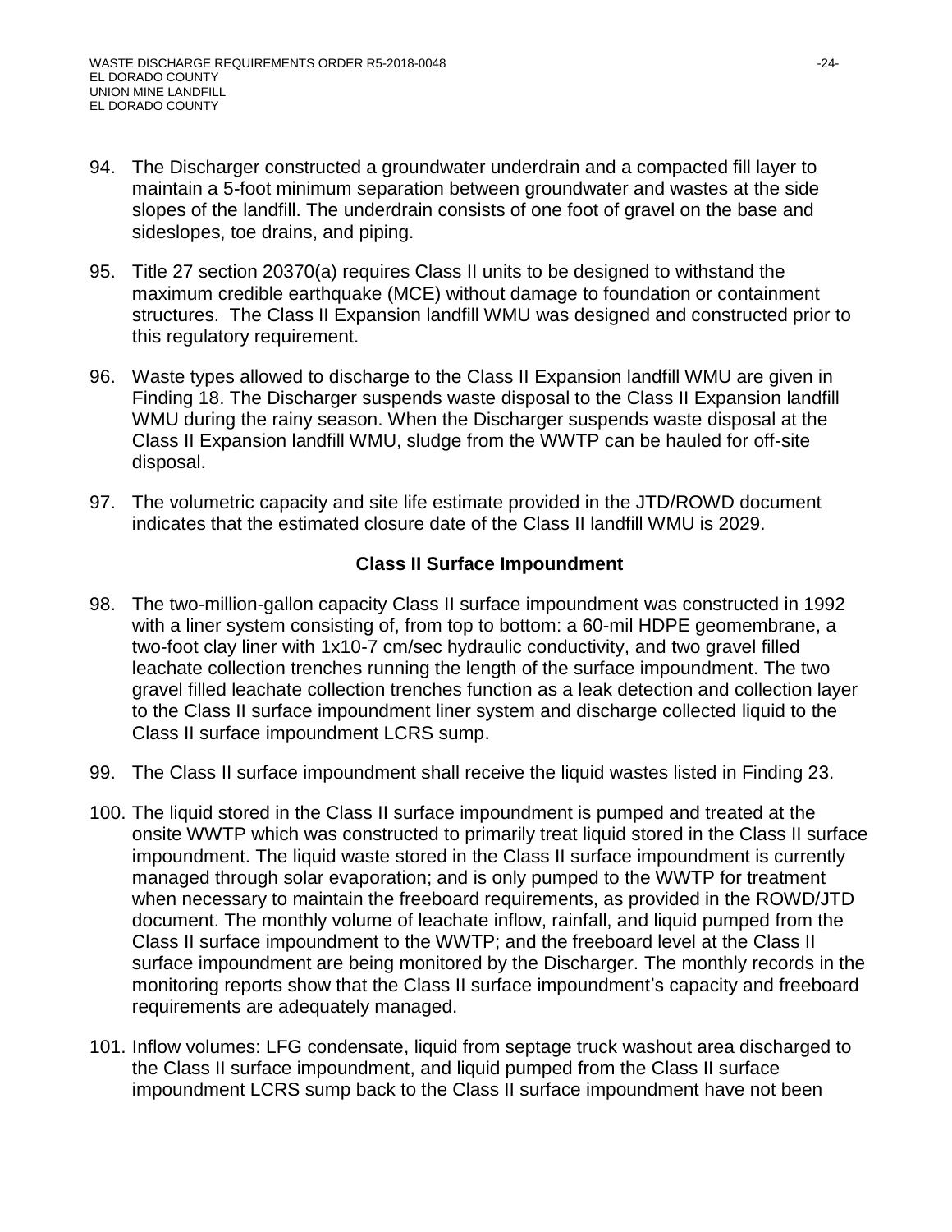94. The Discharger constructed a groundwater underdrain and a compacted fill layer to maintain a 5-foot minimum separation between groundwater and wastes at the side slopes of the landfill. The underdrain consists of one foot of gravel on the base and sideslopes, toe drains, and piping.

95. Title 27 section 20370(a) requires Class II units to be designed to withstand the maximum credible earthquake (MCE) without damage to foundation or containment structures. The Class II Expansion landfill WMU was designed and constructed prior to this regulatory requirement.

96. Waste types allowed to discharge to the Class II Expansion landfill WMU are given in Finding 18. The Discharger suspends waste disposal to the Class II Expansion landfill WMU during the rainy season. When the Discharger suspends waste disposal at the Class II Expansion landfill WMU, sludge from the WWTP can be hauled for off-site disposal.

97. The volumetric capacity and site life estimate provided in the JTD/ROWD document indicates that the estimated closure date of the Class II landfill WMU is 2029.

### Class II Surface Impoundment

98. The two-million-gallon capacity Class II surface impoundment was constructed in 1992 with a liner system consisting of, from top to bottom: a 60-mil HDPE geomembrane, a two-foot clay liner with 1x10-7 cm/sec hydraulic conductivity, and two gravel filled leachate collection trenches running the length of the surface impoundment. The two gravel filled leachate collection trenches function as a leak detection and collection layer to the Class II surface impoundment liner system and discharge collected liquid to the Class II surface impoundment LCRS sump.

99. The Class II surface impoundment shall receive the liquid wastes listed in Finding 23.

100. The liquid stored in the Class II surface impoundment is pumped and treated at the onsite WWTP which was constructed to primarily treat liquid stored in the Class II surface impoundment. The liquid waste stored in the Class II surface impoundment is currently managed through solar evaporation; and is only pumped to the WWTP for treatment when necessary to maintain the freeboard requirements, as provided in the ROWD/JTD document. The monthly volume of leachate inflow, rainfall, and liquid pumped from the Class II surface impoundment to the WWTP; and the freeboard level at the Class II surface impoundment are being monitored by the Discharger. The monthly records in the monitoring reports show that the Class II surface impoundment's capacity and freeboard requirements are adequately managed.

101. Inflow volumes: LFG condensate, liquid from septage truck washout area discharged to the Class II surface impoundment, and liquid pumped from the Class II surface impoundment LCRS sump back to the Class II surface impoundment have not been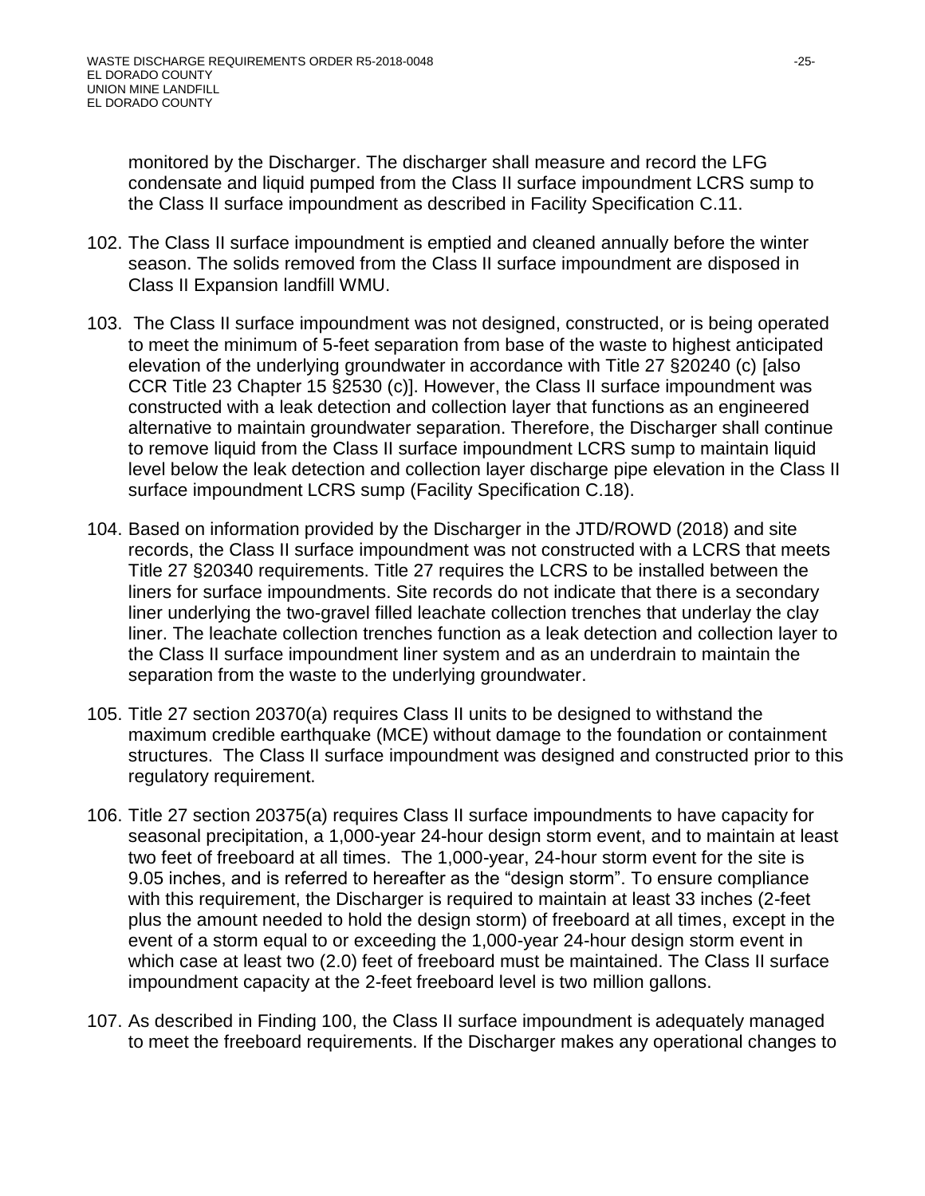monitored by the Discharger. The discharger shall measure and record the LFG condensate and liquid pumped from the Class II surface impoundment LCRS sump to the Class II surface impoundment as described in Facility Specification C.11.

102. The Class II surface impoundment is emptied and cleaned annually before the winter season. The solids removed from the Class II surface impoundment are disposed in Class II Expansion landfill WMU.

103. The Class II surface impoundment was not designed, constructed, or is being operated to meet the minimum of 5-feet separation from base of the waste to highest anticipated elevation of the underlying groundwater in accordance with Title 27 §20240 (c) [also CCR Title 23 Chapter 15 §2530 (c)]. However, the Class II surface impoundment was constructed with a leak detection and collection layer that functions as an engineered alternative to maintain groundwater separation. Therefore, the Discharger shall continue to remove liquid from the Class II surface impoundment LCRS sump to maintain liquid level below the leak detection and collection layer discharge pipe elevation in the Class II surface impoundment LCRS sump (Facility Specification C.18).

104. Based on information provided by the Discharger in the JTD/ROWD (2018) and site records, the Class II surface impoundment was not constructed with a LCRS that meets Title 27 §20340 requirements. Title 27 requires the LCRS to be installed between the liners for surface impoundments. Site records do not indicate that there is a secondary liner underlying the two-gravel filled leachate collection trenches that underlay the clay liner. The leachate collection trenches function as a leak detection and collection layer to the Class II surface impoundment liner system and as an underdrain to maintain the separation from the waste to the underlying groundwater.

105. Title 27 section 20370(a) requires Class II units to be designed to withstand the maximum credible earthquake (MCE) without damage to the foundation or containment structures. The Class II surface impoundment was designed and constructed prior to this regulatory requirement.

106. Title 27 section 20375(a) requires Class II surface impoundments to have capacity for seasonal precipitation, a 1,000-year 24-hour design storm event, and to maintain at least two feet of freeboard at all times. The 1,000-year, 24-hour storm event for the site is 9.05 inches, and is referred to hereafter as the "design storm". To ensure compliance with this requirement, the Discharger is required to maintain at least 33 inches (2-feet plus the amount needed to hold the design storm) of freeboard at all times, except in the event of a storm equal to or exceeding the 1,000-year 24-hour design storm event in which case at least two (2.0) feet of freeboard must be maintained. The Class II surface impoundment capacity at the 2-feet freeboard level is two million gallons.

107. As described in Finding 100, the Class II surface impoundment is adequately managed to meet the freeboard requirements. If the Discharger makes any operational changes to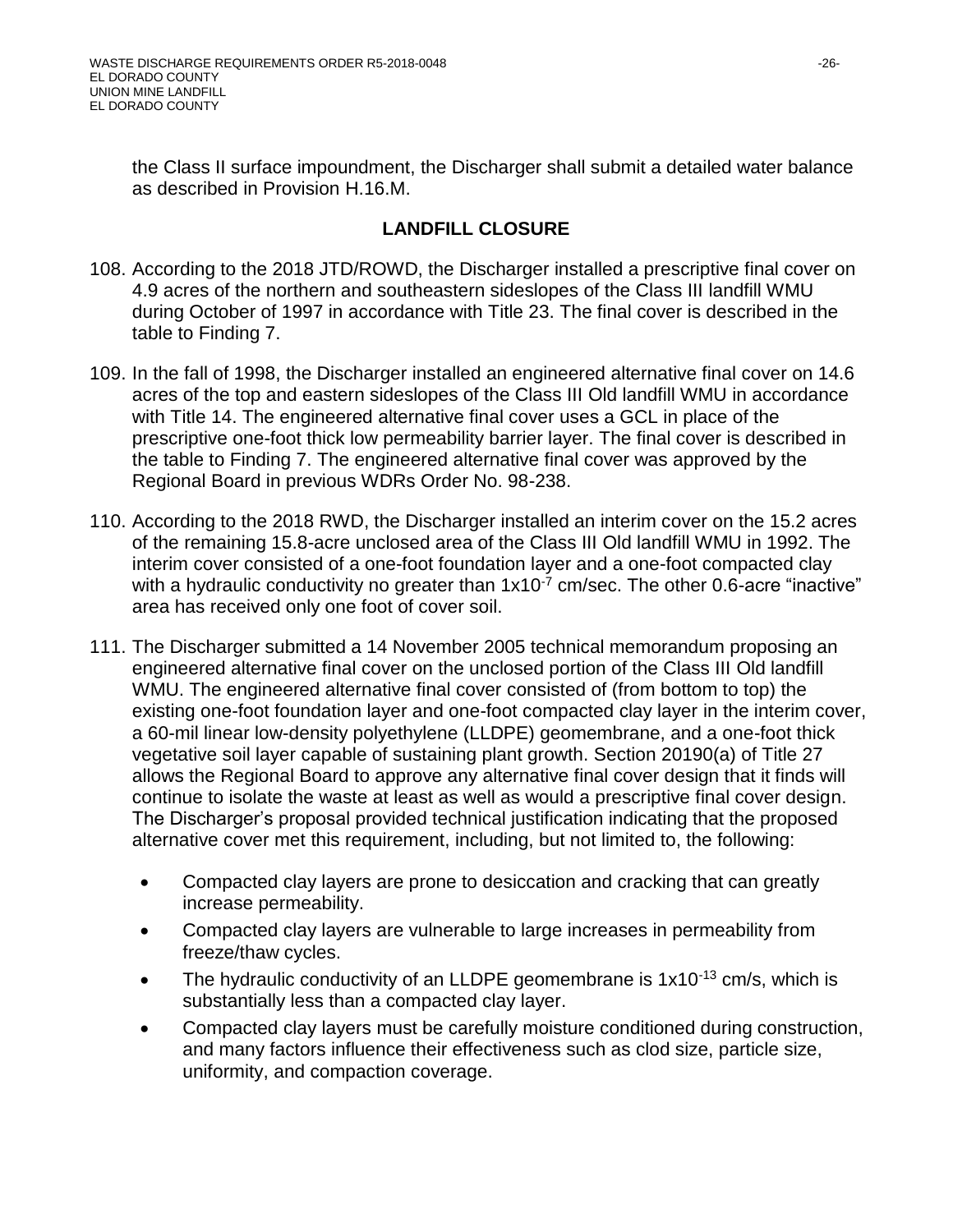the Class II surface impoundment, the Discharger shall submit a detailed water balance as described in Provision H.16.M.

## LANDFILL CLOSURE

108. According to the 2018 JTD/ROWD, the Discharger installed a prescriptive final cover on 4.9 acres of the northern and southeastern sideslopes of the Class III landfill WMU during October of 1997 in accordance with Title 23. The final cover is described in the table to Finding 7.

109. In the fall of 1998, the Discharger installed an engineered alternative final cover on 14.6 acres of the top and eastern sideslopes of the Class III Old landfill WMU in accordance with Title 14. The engineered alternative final cover uses a GCL in place of the prescriptive one-foot thick low permeability barrier layer. The final cover is described in the table to Finding 7. The engineered alternative final cover was approved by the Regional Board in previous WDRs Order No. 98-238.

110. According to the 2018 RWD, the Discharger installed an interim cover on the 15.2 acres of the remaining 15.8-acre unclosed area of the Class III Old landfill WMU in 1992. The interim cover consisted of a one-foot foundation layer and a one-foot compacted clay with a hydraulic conductivity no greater than $1 \times 10^{-7}$ cm/sec. The other 0.6-acre "inactive" area has received only one foot of cover soil.

111. The Discharger submitted a 14 November 2005 technical memorandum proposing an engineered alternative final cover on the unclosed portion of the Class III Old landfill WMU. The engineered alternative final cover consisted of (from bottom to top) the existing one-foot foundation layer and one-foot compacted clay layer in the interim cover, a 60-mil linear low-density polyethylene (LLDPE) geomembrane, and a one-foot thick vegetative soil layer capable of sustaining plant growth. Section 20190(a) of Title 27 allows the Regional Board to approve any alternative final cover design that it finds will continue to isolate the waste at least as well as would a prescriptive final cover design. The Discharger's proposal provided technical justification indicating that the proposed alternative cover met this requirement, including, but not limited to, the following:

    - Compacted clay layers are prone to desiccation and cracking that can greatly increase permeability.
    - Compacted clay layers are vulnerable to large increases in permeability from freeze/thaw cycles.
    - The hydraulic conductivity of an LLDPE geomembrane is $1 \times 10^{-13}$ cm/s, which is substantially less than a compacted clay layer.
    - Compacted clay layers must be carefully moisture conditioned during construction, and many factors influence their effectiveness such as clod size, particle size, uniformity, and compaction coverage.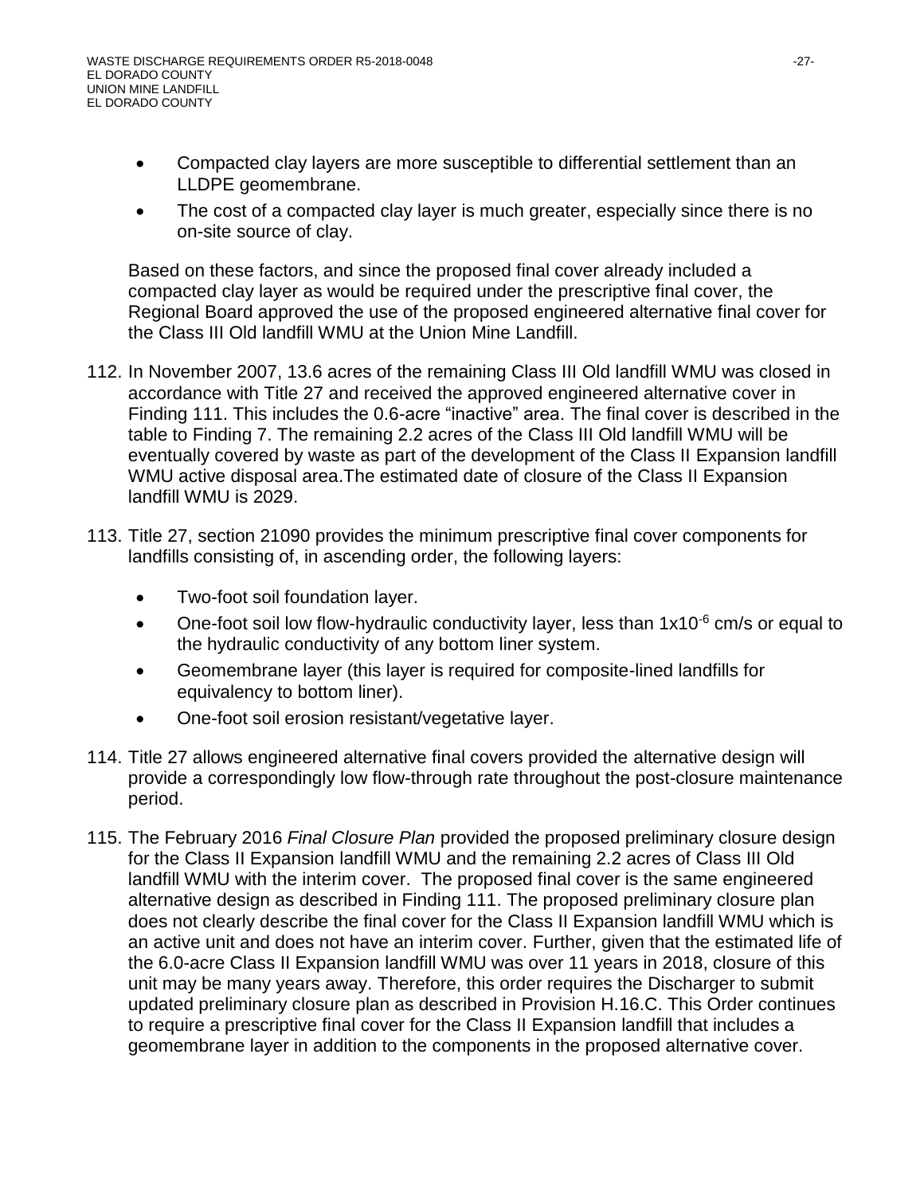- Compacted clay layers are more susceptible to differential settlement than an LLDPE geomembrane.
- The cost of a compacted clay layer is much greater, especially since there is no on-site source of clay.

Based on these factors, and since the proposed final cover already included a compacted clay layer as would be required under the prescriptive final cover, the Regional Board approved the use of the proposed engineered alternative final cover for the Class III Old landfill WMU at the Union Mine Landfill.

112. In November 2007, 13.6 acres of the remaining Class III Old landfill WMU was closed in accordance with Title 27 and received the approved engineered alternative cover in Finding 111. This includes the 0.6-acre "inactive" area. The final cover is described in the table to Finding 7. The remaining 2.2 acres of the Class III Old landfill WMU will be eventually covered by waste as part of the development of the Class II Expansion landfill WMU active disposal area.The estimated date of closure of the Class II Expansion landfill WMU is 2029.

113. Title 27, section 21090 provides the minimum prescriptive final cover components for landfills consisting of, in ascending order, the following layers:

    - Two-foot soil foundation layer.
    - One-foot soil low flow-hydraulic conductivity layer, less than $1x10^{-6}$ cm/s or equal to the hydraulic conductivity of any bottom liner system.
    - Geomembrane layer (this layer is required for composite-lined landfills for equivalency to bottom liner).
    - One-foot soil erosion resistant/vegetative layer.

114. Title 27 allows engineered alternative final covers provided the alternative design will provide a correspondingly low flow-through rate throughout the post-closure maintenance period.

115. The February 2016 *Final Closure Plan* provided the proposed preliminary closure design for the Class II Expansion landfill WMU and the remaining 2.2 acres of Class III Old landfill WMU with the interim cover. The proposed final cover is the same engineered alternative design as described in Finding 111. The proposed preliminary closure plan does not clearly describe the final cover for the Class II Expansion landfill WMU which is an active unit and does not have an interim cover. Further, given that the estimated life of the 6.0-acre Class II Expansion landfill WMU was over 11 years in 2018, closure of this unit may be many years away. Therefore, this order requires the Discharger to submit updated preliminary closure plan as described in Provision H.16.C. This Order continues to require a prescriptive final cover for the Class II Expansion landfill that includes a geomembrane layer in addition to the components in the proposed alternative cover.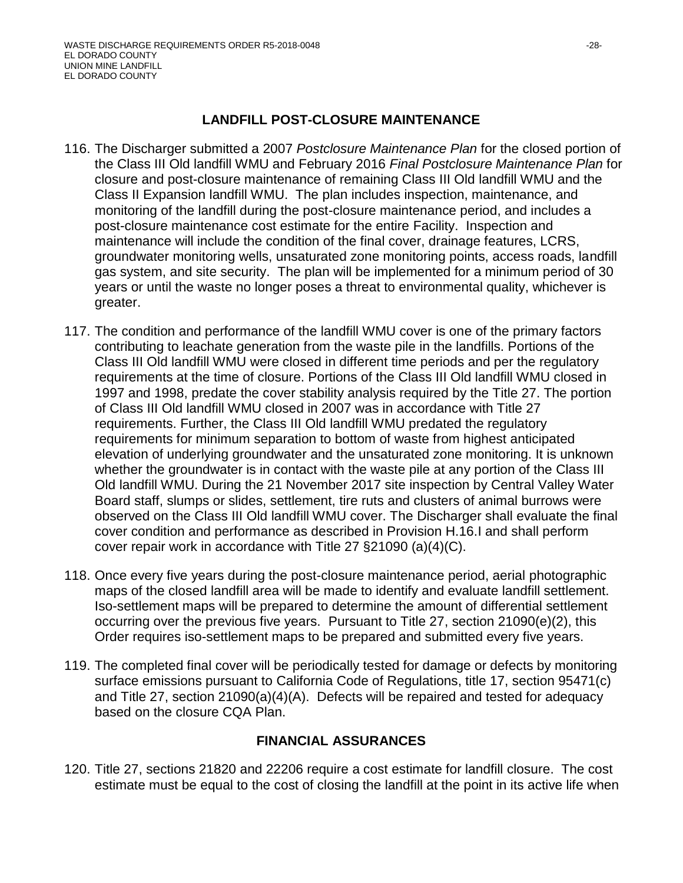## LANDFILL POST-CLOSURE MAINTENANCE

116. The Discharger submitted a 2007 *Postclosure Maintenance Plan* for the closed portion of the Class III Old landfill WMU and February 2016 *Final Postclosure Maintenance Plan* for closure and post-closure maintenance of remaining Class III Old landfill WMU and the Class II Expansion landfill WMU. The plan includes inspection, maintenance, and monitoring of the landfill during the post-closure maintenance period, and includes a post-closure maintenance cost estimate for the entire Facility. Inspection and maintenance will include the condition of the final cover, drainage features, LCRS, groundwater monitoring wells, unsaturated zone monitoring points, access roads, landfill gas system, and site security. The plan will be implemented for a minimum period of 30 years or until the waste no longer poses a threat to environmental quality, whichever is greater.

117. The condition and performance of the landfill WMU cover is one of the primary factors contributing to leachate generation from the waste pile in the landfills. Portions of the Class III Old landfill WMU were closed in different time periods and per the regulatory requirements at the time of closure. Portions of the Class III Old landfill WMU closed in 1997 and 1998, predate the cover stability analysis required by the Title 27. The portion of Class III Old landfill WMU closed in 2007 was in accordance with Title 27 requirements. Further, the Class III Old landfill WMU predated the regulatory requirements for minimum separation to bottom of waste from highest anticipated elevation of underlying groundwater and the unsaturated zone monitoring. It is unknown whether the groundwater is in contact with the waste pile at any portion of the Class III Old landfill WMU. During the 21 November 2017 site inspection by Central Valley Water Board staff, slumps or slides, settlement, tire ruts and clusters of animal burrows were observed on the Class III Old landfill WMU cover. The Discharger shall evaluate the final cover condition and performance as described in Provision H.16.I and shall perform cover repair work in accordance with Title 27 §21090 (a)(4)(C).

118. Once every five years during the post-closure maintenance period, aerial photographic maps of the closed landfill area will be made to identify and evaluate landfill settlement. Iso-settlement maps will be prepared to determine the amount of differential settlement occurring over the previous five years. Pursuant to Title 27, section 21090(e)(2), this Order requires iso-settlement maps to be prepared and submitted every five years.

119. The completed final cover will be periodically tested for damage or defects by monitoring surface emissions pursuant to California Code of Regulations, title 17, section 95471(c) and Title 27, section 21090(a)(4)(A). Defects will be repaired and tested for adequacy based on the closure CQA Plan.

## FINANCIAL ASSURANCES

120. Title 27, sections 21820 and 22206 require a cost estimate for landfill closure. The cost estimate must be equal to the cost of closing the landfill at the point in its active life when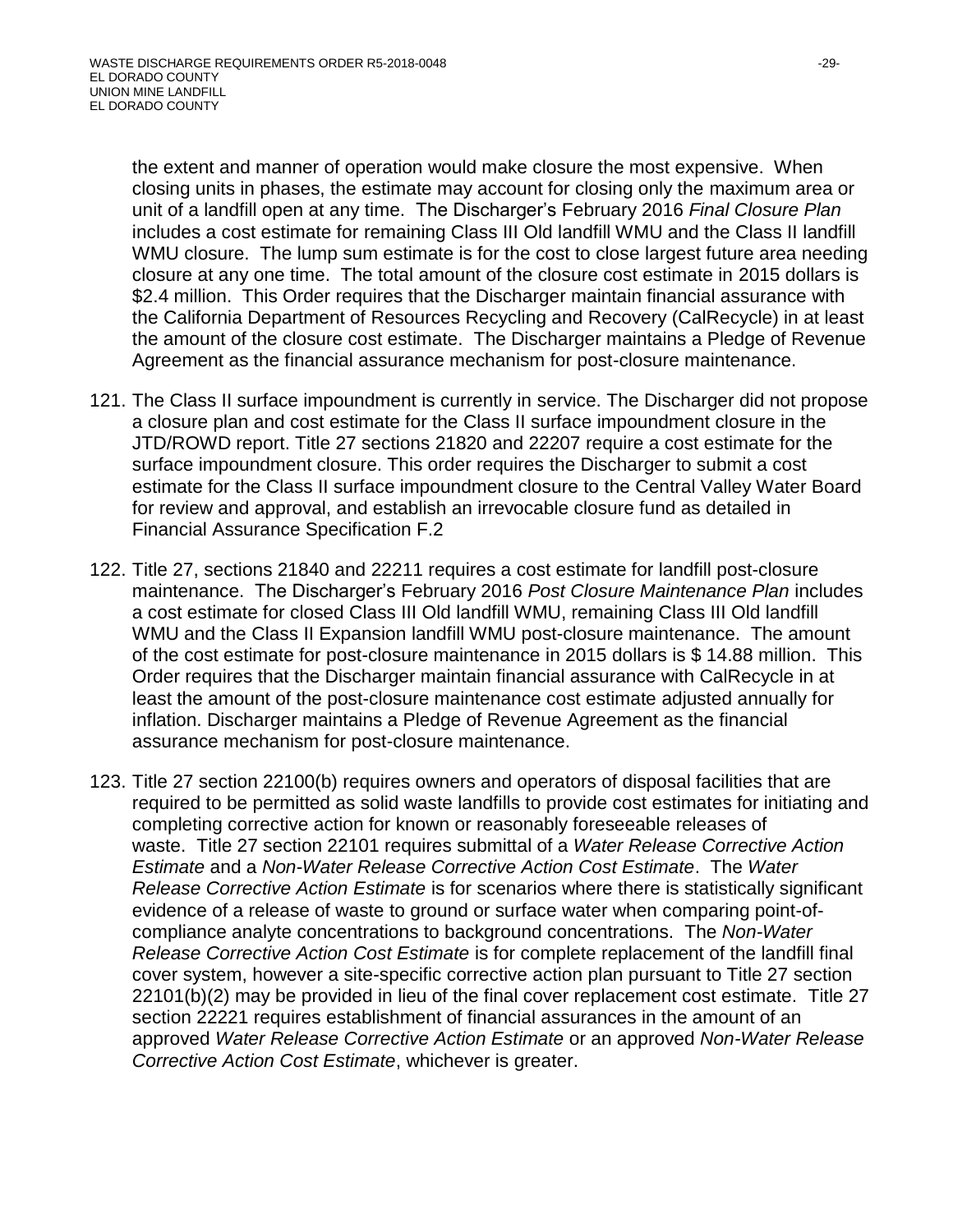the extent and manner of operation would make closure the most expensive. When closing units in phases, the estimate may account for closing only the maximum area or unit of a landfill open at any time. The Discharger's February 2016 *Final Closure Plan* includes a cost estimate for remaining Class III Old landfill WMU and the Class II landfill WMU closure. The lump sum estimate is for the cost to close largest future area needing closure at any one time. The total amount of the closure cost estimate in 2015 dollars is $2.4 million. This Order requires that the Discharger maintain financial assurance with the California Department of Resources Recycling and Recovery (CalRecycle) in at least the amount of the closure cost estimate. The Discharger maintains a Pledge of Revenue Agreement as the financial assurance mechanism for post-closure maintenance.

121. The Class II surface impoundment is currently in service. The Discharger did not propose a closure plan and cost estimate for the Class II surface impoundment closure in the JTD/ROWD report. Title 27 sections 21820 and 22207 require a cost estimate for the surface impoundment closure. This order requires the Discharger to submit a cost estimate for the Class II surface impoundment closure to the Central Valley Water Board for review and approval, and establish an irrevocable closure fund as detailed in Financial Assurance Specification F.2

122. Title 27, sections 21840 and 22211 requires a cost estimate for landfill post-closure maintenance. The Discharger's February 2016 *Post Closure Maintenance Plan* includes a cost estimate for closed Class III Old landfill WMU, remaining Class III Old landfill WMU and the Class II Expansion landfill WMU post-closure maintenance. The amount of the cost estimate for post-closure maintenance in 2015 dollars is $ 14.88 million. This Order requires that the Discharger maintain financial assurance with CalRecycle in at least the amount of the post-closure maintenance cost estimate adjusted annually for inflation. Discharger maintains a Pledge of Revenue Agreement as the financial assurance mechanism for post-closure maintenance.

123. Title 27 section 22100(b) requires owners and operators of disposal facilities that are required to be permitted as solid waste landfills to provide cost estimates for initiating and completing corrective action for known or reasonably foreseeable releases of waste. Title 27 section 22101 requires submittal of a *Water Release Corrective Action Estimate* and a *Non-Water Release Corrective Action Cost Estimate*. The *Water Release Corrective Action Estimate* is for scenarios where there is statistically significant evidence of a release of waste to ground or surface water when comparing point-of-compliance analyte concentrations to background concentrations. The *Non-Water Release Corrective Action Cost Estimate* is for complete replacement of the landfill final cover system, however a site-specific corrective action plan pursuant to Title 27 section 22101(b)(2) may be provided in lieu of the final cover replacement cost estimate. Title 27 section 22221 requires establishment of financial assurances in the amount of an approved *Water Release Corrective Action Estimate* or an approved *Non-Water Release Corrective Action Cost Estimate*, whichever is greater.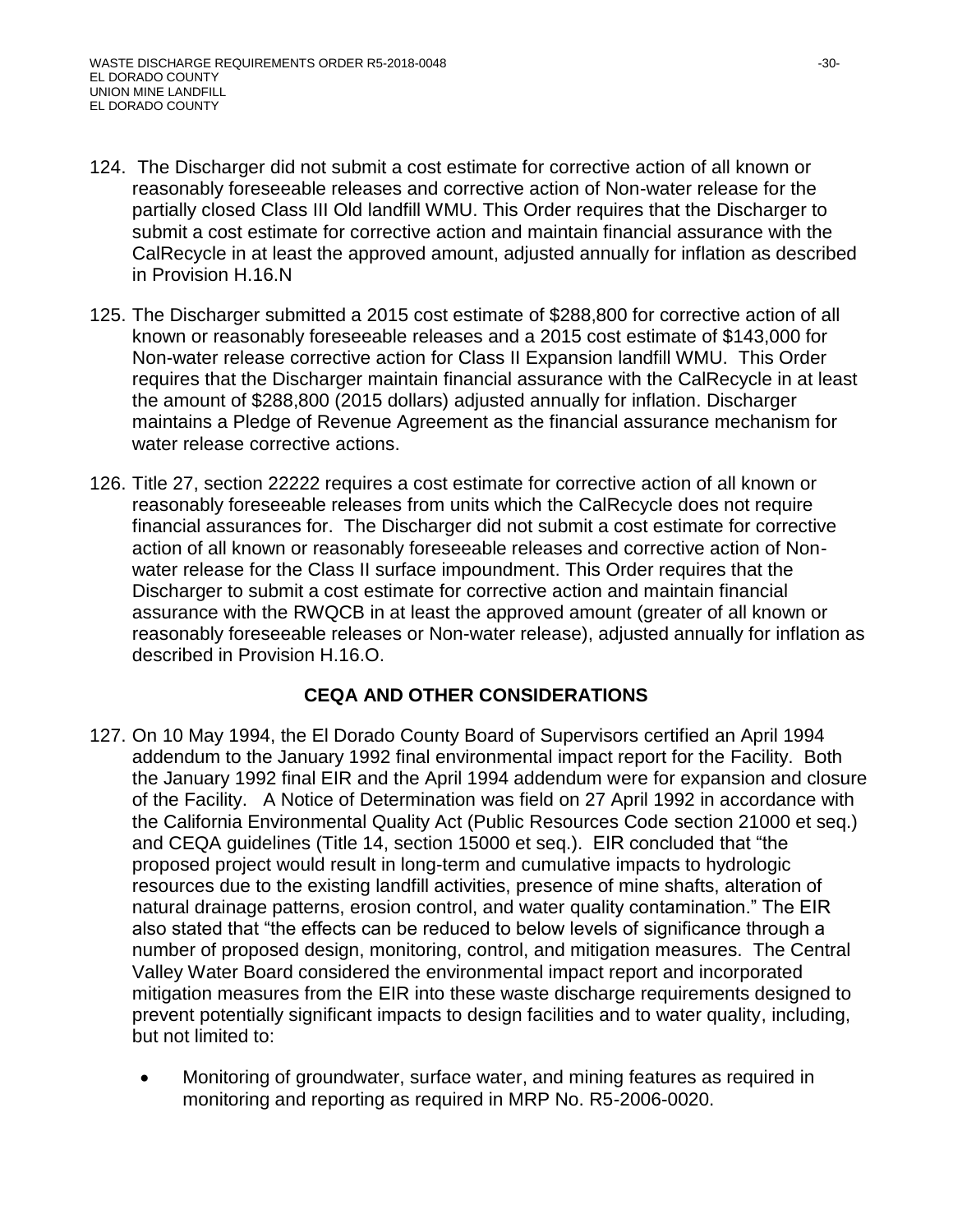124. The Discharger did not submit a cost estimate for corrective action of all known or reasonably foreseeable releases and corrective action of Non-water release for the partially closed Class III Old landfill WMU. This Order requires that the Discharger to submit a cost estimate for corrective action and maintain financial assurance with the CalRecycle in at least the approved amount, adjusted annually for inflation as described in Provision H.16.N

125. The Discharger submitted a 2015 cost estimate of $288,800 for corrective action of all known or reasonably foreseeable releases and a 2015 cost estimate of $143,000 for Non-water release corrective action for Class II Expansion landfill WMU. This Order requires that the Discharger maintain financial assurance with the CalRecycle in at least the amount of $288,800 (2015 dollars) adjusted annually for inflation. Discharger maintains a Pledge of Revenue Agreement as the financial assurance mechanism for water release corrective actions.

126. Title 27, section 22222 requires a cost estimate for corrective action of all known or reasonably foreseeable releases from units which the CalRecycle does not require financial assurances for. The Discharger did not submit a cost estimate for corrective action of all known or reasonably foreseeable releases and corrective action of Non-water release for the Class II surface impoundment. This Order requires that the Discharger to submit a cost estimate for corrective action and maintain financial assurance with the RWQCB in at least the approved amount (greater of all known or reasonably foreseeable releases or Non-water release), adjusted annually for inflation as described in Provision H.16.O.

## CEQA AND OTHER CONSIDERATIONS

127. On 10 May 1994, the El Dorado County Board of Supervisors certified an April 1994 addendum to the January 1992 final environmental impact report for the Facility. Both the January 1992 final EIR and the April 1994 addendum were for expansion and closure of the Facility. A Notice of Determination was field on 27 April 1992 in accordance with the California Environmental Quality Act (Public Resources Code section 21000 et seq.) and CEQA guidelines (Title 14, section 15000 et seq.). EIR concluded that "the proposed project would result in long-term and cumulative impacts to hydrologic resources due to the existing landfill activities, presence of mine shafts, alteration of natural drainage patterns, erosion control, and water quality contamination." The EIR also stated that "the effects can be reduced to below levels of significance through a number of proposed design, monitoring, control, and mitigation measures. The Central Valley Water Board considered the environmental impact report and incorporated mitigation measures from the EIR into these waste discharge requirements designed to prevent potentially significant impacts to design facilities and to water quality, including, but not limited to:

    - Monitoring of groundwater, surface water, and mining features as required in monitoring and reporting as required in MRP No. R5-2006-0020.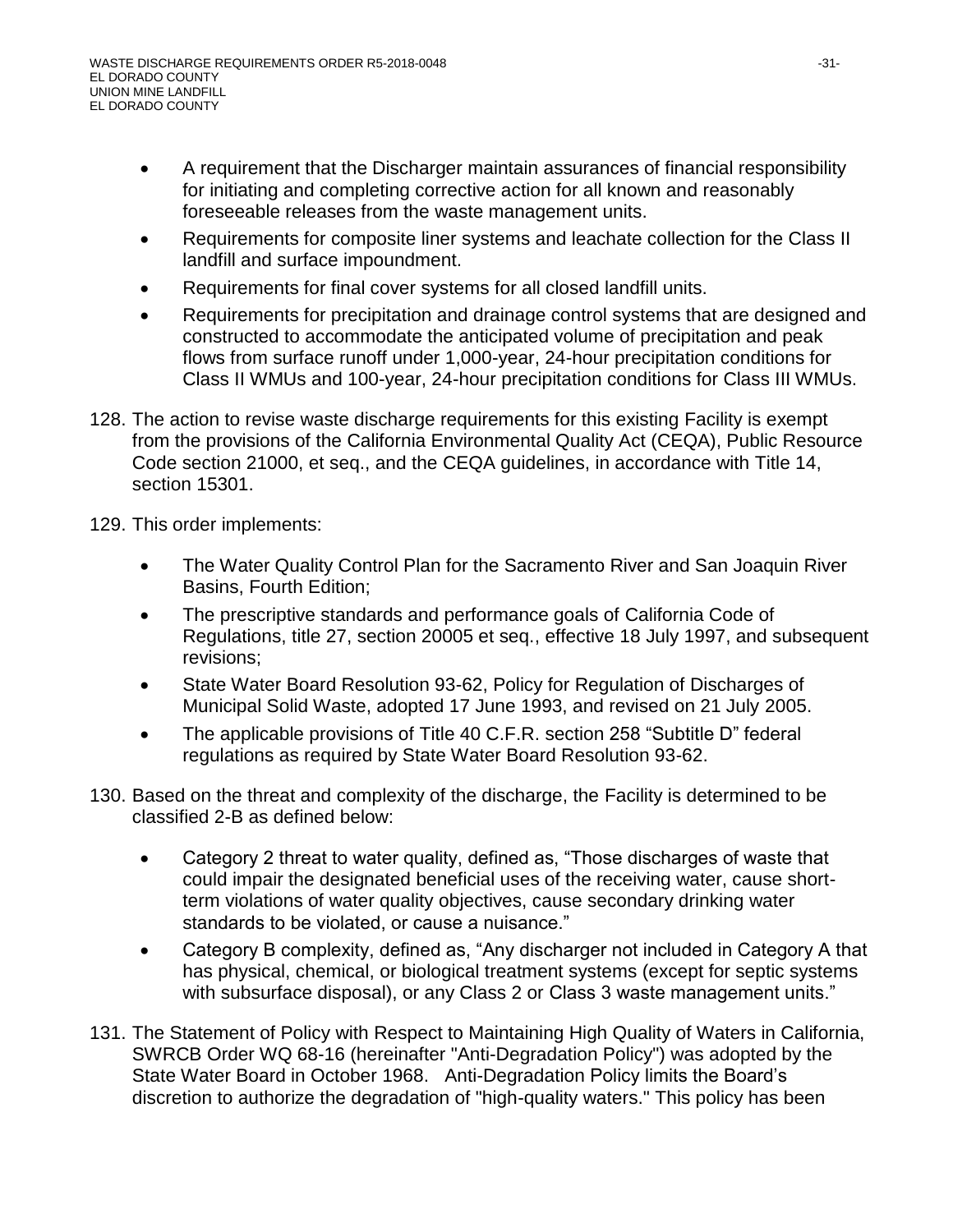- A requirement that the Discharger maintain assurances of financial responsibility for initiating and completing corrective action for all known and reasonably foreseeable releases from the waste management units.
- Requirements for composite liner systems and leachate collection for the Class II landfill and surface impoundment.
- Requirements for final cover systems for all closed landfill units.
- Requirements for precipitation and drainage control systems that are designed and constructed to accommodate the anticipated volume of precipitation and peak flows from surface runoff under 1,000-year, 24-hour precipitation conditions for Class II WMUs and 100-year, 24-hour precipitation conditions for Class III WMUs.

128. The action to revise waste discharge requirements for this existing Facility is exempt from the provisions of the California Environmental Quality Act (CEQA), Public Resource Code section 21000, et seq., and the CEQA guidelines, in accordance with Title 14, section 15301.

129. This order implements:

    - The Water Quality Control Plan for the Sacramento River and San Joaquin River Basins, Fourth Edition;
    - The prescriptive standards and performance goals of California Code of Regulations, title 27, section 20005 et seq., effective 18 July 1997, and subsequent revisions;
    - State Water Board Resolution 93-62, Policy for Regulation of Discharges of Municipal Solid Waste, adopted 17 June 1993, and revised on 21 July 2005.
    - The applicable provisions of Title 40 C.F.R. section 258 "Subtitle D" federal regulations as required by State Water Board Resolution 93-62.

130. Based on the threat and complexity of the discharge, the Facility is determined to be classified 2-B as defined below:

    - Category 2 threat to water quality, defined as, "Those discharges of waste that could impair the designated beneficial uses of the receiving water, cause short-term violations of water quality objectives, cause secondary drinking water standards to be violated, or cause a nuisance."
    - Category B complexity, defined as, "Any discharger not included in Category A that has physical, chemical, or biological treatment systems (except for septic systems with subsurface disposal), or any Class 2 or Class 3 waste management units."

131. The Statement of Policy with Respect to Maintaining High Quality of Waters in California, SWRCB Order WQ 68-16 (hereinafter "Anti-Degradation Policy") was adopted by the State Water Board in October 1968. Anti-Degradation Policy limits the Board's discretion to authorize the degradation of "high-quality waters." This policy has been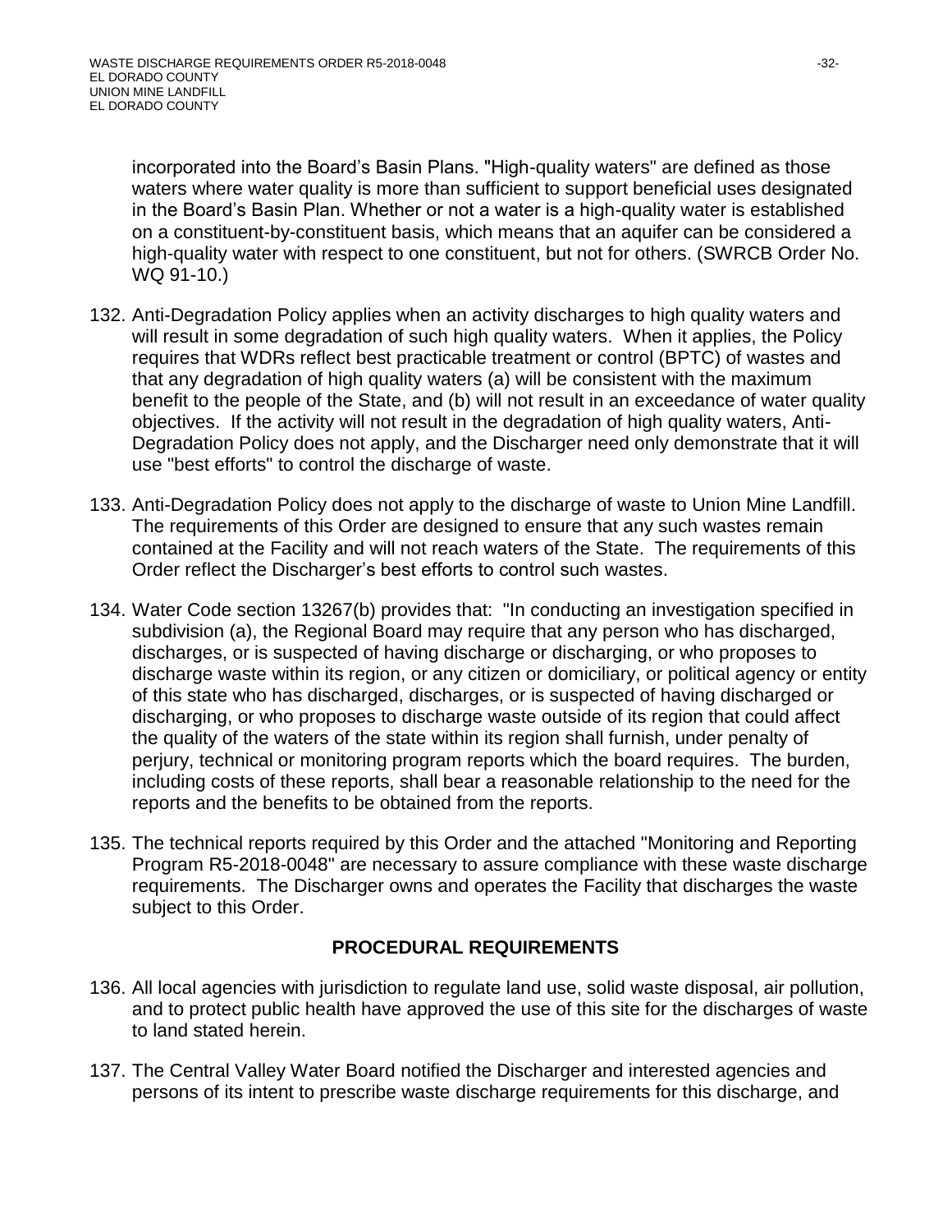incorporated into the Board's Basin Plans. "High-quality waters" are defined as those waters where water quality is more than sufficient to support beneficial uses designated in the Board's Basin Plan. Whether or not a water is a high-quality water is established on a constituent-by-constituent basis, which means that an aquifer can be considered a high-quality water with respect to one constituent, but not for others. (SWRCB Order No. WQ 91-10.)

132. Anti-Degradation Policy applies when an activity discharges to high quality waters and will result in some degradation of such high quality waters. When it applies, the Policy requires that WDRs reflect best practicable treatment or control (BPTC) of wastes and that any degradation of high quality waters (a) will be consistent with the maximum benefit to the people of the State, and (b) will not result in an exceedance of water quality objectives. If the activity will not result in the degradation of high quality waters, Anti-Degradation Policy does not apply, and the Discharger need only demonstrate that it will use "best efforts" to control the discharge of waste.

133. Anti-Degradation Policy does not apply to the discharge of waste to Union Mine Landfill. The requirements of this Order are designed to ensure that any such wastes remain contained at the Facility and will not reach waters of the State. The requirements of this Order reflect the Discharger's best efforts to control such wastes.

134. Water Code section 13267(b) provides that: "In conducting an investigation specified in subdivision (a), the Regional Board may require that any person who has discharged, discharges, or is suspected of having discharge or discharging, or who proposes to discharge waste within its region, or any citizen or domiciliary, or political agency or entity of this state who has discharged, discharges, or is suspected of having discharged or discharging, or who proposes to discharge waste outside of its region that could affect the quality of the waters of the state within its region shall furnish, under penalty of perjury, technical or monitoring program reports which the board requires. The burden, including costs of these reports, shall bear a reasonable relationship to the need for the reports and the benefits to be obtained from the reports.

135. The technical reports required by this Order and the attached "Monitoring and Reporting Program R5-2018-0048" are necessary to assure compliance with these waste discharge requirements. The Discharger owns and operates the Facility that discharges the waste subject to this Order.

## PROCEDURAL REQUIREMENTS

136. All local agencies with jurisdiction to regulate land use, solid waste disposal, air pollution, and to protect public health have approved the use of this site for the discharges of waste to land stated herein.

137. The Central Valley Water Board notified the Discharger and interested agencies and persons of its intent to prescribe waste discharge requirements for this discharge, and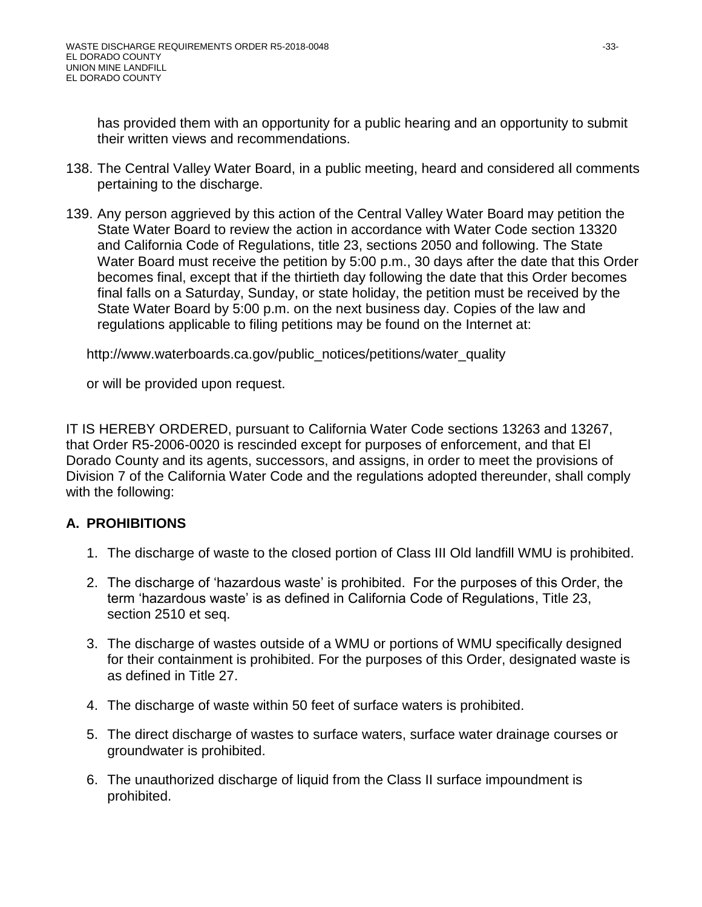has provided them with an opportunity for a public hearing and an opportunity to submit their written views and recommendations.

138. The Central Valley Water Board, in a public meeting, heard and considered all comments pertaining to the discharge.

139. Any person aggrieved by this action of the Central Valley Water Board may petition the State Water Board to review the action in accordance with Water Code section 13320 and California Code of Regulations, title 23, sections 2050 and following. The State Water Board must receive the petition by 5:00 p.m., 30 days after the date that this Order becomes final, except that if the thirtieth day following the date that this Order becomes final falls on a Saturday, Sunday, or state holiday, the petition must be received by the State Water Board by 5:00 p.m. on the next business day. Copies of the law and regulations applicable to filing petitions may be found on the Internet at:

    http://www.waterboards.ca.gov/public_notices/petitions/water_quality

    or will be provided upon request.

IT IS HEREBY ORDERED, pursuant to California Water Code sections 13263 and 13267, that Order R5-2006-0020 is rescinded except for purposes of enforcement, and that El Dorado County and its agents, successors, and assigns, in order to meet the provisions of Division 7 of the California Water Code and the regulations adopted thereunder, shall comply with the following:

## A. PROHIBITIONS

1. The discharge of waste to the closed portion of Class III Old landfill WMU is prohibited.

2. The discharge of 'hazardous waste' is prohibited. For the purposes of this Order, the term 'hazardous waste' is as defined in California Code of Regulations, Title 23, section 2510 et seq.

3. The discharge of wastes outside of a WMU or portions of WMU specifically designed for their containment is prohibited. For the purposes of this Order, designated waste is as defined in Title 27.

4. The discharge of waste within 50 feet of surface waters is prohibited.

5. The direct discharge of wastes to surface waters, surface water drainage courses or groundwater is prohibited.

6. The unauthorized discharge of liquid from the Class II surface impoundment is prohibited.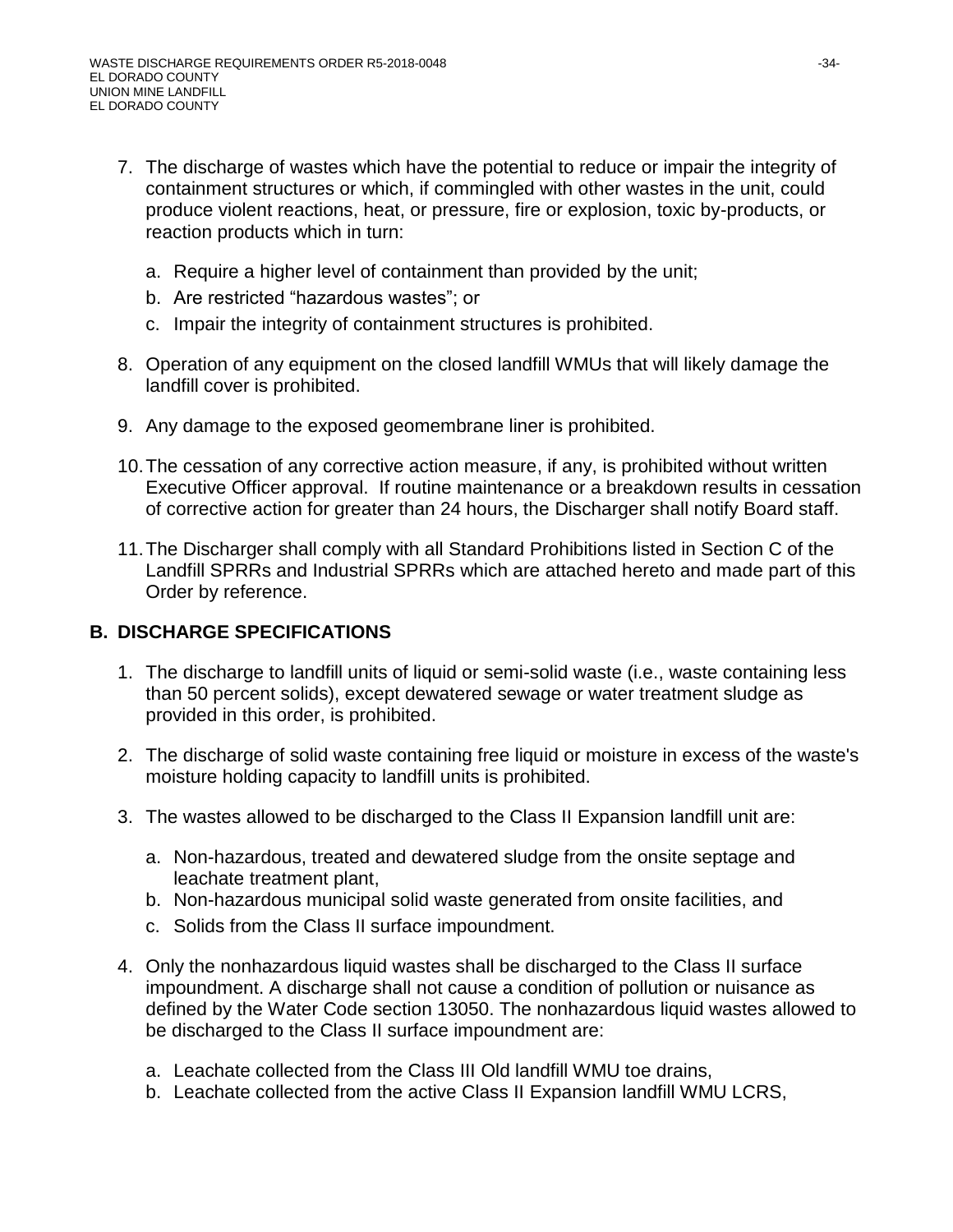7. The discharge of wastes which have the potential to reduce or impair the integrity of containment structures or which, if commingled with other wastes in the unit, could produce violent reactions, heat, or pressure, fire or explosion, toxic by-products, or reaction products which in turn:

   a. Require a higher level of containment than provided by the unit;
   b. Are restricted "hazardous wastes"; or
   c. Impair the integrity of containment structures is prohibited.

8. Operation of any equipment on the closed landfill WMUs that will likely damage the landfill cover is prohibited.

9. Any damage to the exposed geomembrane liner is prohibited.

10. The cessation of any corrective action measure, if any, is prohibited without written Executive Officer approval. If routine maintenance or a breakdown results in cessation of corrective action for greater than 24 hours, the Discharger shall notify Board staff.

11. The Discharger shall comply with all Standard Prohibitions listed in Section C of the Landfill SPRRs and Industrial SPRRs which are attached hereto and made part of this Order by reference.

## B. DISCHARGE SPECIFICATIONS

1. The discharge to landfill units of liquid or semi-solid waste (i.e., waste containing less than 50 percent solids), except dewatered sewage or water treatment sludge as provided in this order, is prohibited.

2. The discharge of solid waste containing free liquid or moisture in excess of the waste's moisture holding capacity to landfill units is prohibited.

3. The wastes allowed to be discharged to the Class II Expansion landfill unit are:

   a. Non-hazardous, treated and dewatered sludge from the onsite septage and leachate treatment plant,
   b. Non-hazardous municipal solid waste generated from onsite facilities, and
   c. Solids from the Class II surface impoundment.

4. Only the nonhazardous liquid wastes shall be discharged to the Class II surface impoundment. A discharge shall not cause a condition of pollution or nuisance as defined by the Water Code section 13050. The nonhazardous liquid wastes allowed to be discharged to the Class II surface impoundment are:

   a. Leachate collected from the Class III Old landfill WMU toe drains,
   b. Leachate collected from the active Class II Expansion landfill WMU LCRS,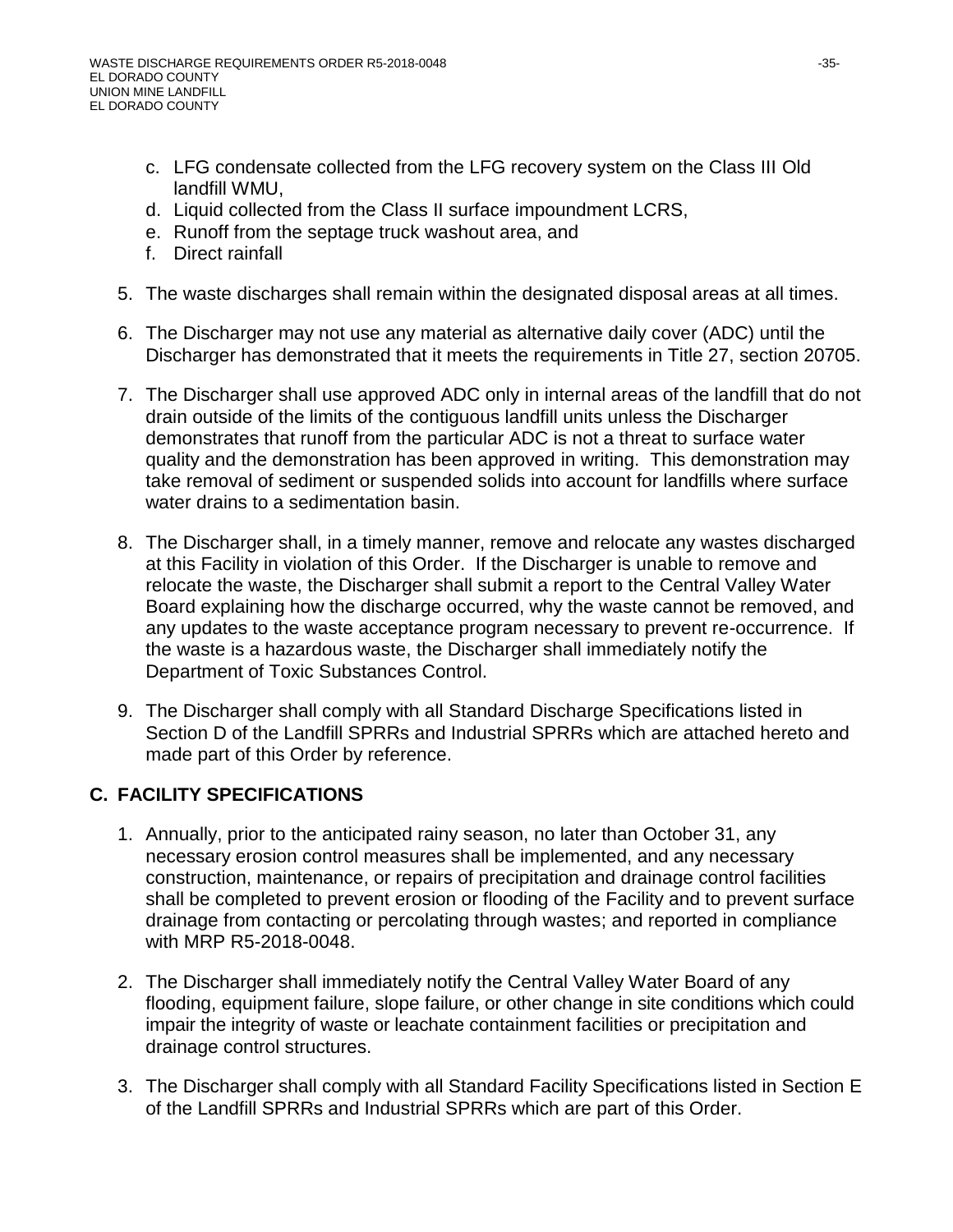c. LFG condensate collected from the LFG recovery system on the Class III Old landfill WMU,
   d. Liquid collected from the Class II surface impoundment LCRS,
   e. Runoff from the septage truck washout area, and
   f. Direct rainfall

5. The waste discharges shall remain within the designated disposal areas at all times.

6. The Discharger may not use any material as alternative daily cover (ADC) until the Discharger has demonstrated that it meets the requirements in Title 27, section 20705.

7. The Discharger shall use approved ADC only in internal areas of the landfill that do not drain outside of the limits of the contiguous landfill units unless the Discharger demonstrates that runoff from the particular ADC is not a threat to surface water quality and the demonstration has been approved in writing. This demonstration may take removal of sediment or suspended solids into account for landfills where surface water drains to a sedimentation basin.

8. The Discharger shall, in a timely manner, remove and relocate any wastes discharged at this Facility in violation of this Order. If the Discharger is unable to remove and relocate the waste, the Discharger shall submit a report to the Central Valley Water Board explaining how the discharge occurred, why the waste cannot be removed, and any updates to the waste acceptance program necessary to prevent re-occurrence. If the waste is a hazardous waste, the Discharger shall immediately notify the Department of Toxic Substances Control.

9. The Discharger shall comply with all Standard Discharge Specifications listed in Section D of the Landfill SPRRs and Industrial SPRRs which are attached hereto and made part of this Order by reference.

## C. FACILITY SPECIFICATIONS

1. Annually, prior to the anticipated rainy season, no later than October 31, any necessary erosion control measures shall be implemented, and any necessary construction, maintenance, or repairs of precipitation and drainage control facilities shall be completed to prevent erosion or flooding of the Facility and to prevent surface drainage from contacting or percolating through wastes; and reported in compliance with MRP R5-2018-0048.

2. The Discharger shall immediately notify the Central Valley Water Board of any flooding, equipment failure, slope failure, or other change in site conditions which could impair the integrity of waste or leachate containment facilities or precipitation and drainage control structures.

3. The Discharger shall comply with all Standard Facility Specifications listed in Section E of the Landfill SPRRs and Industrial SPRRs which are part of this Order.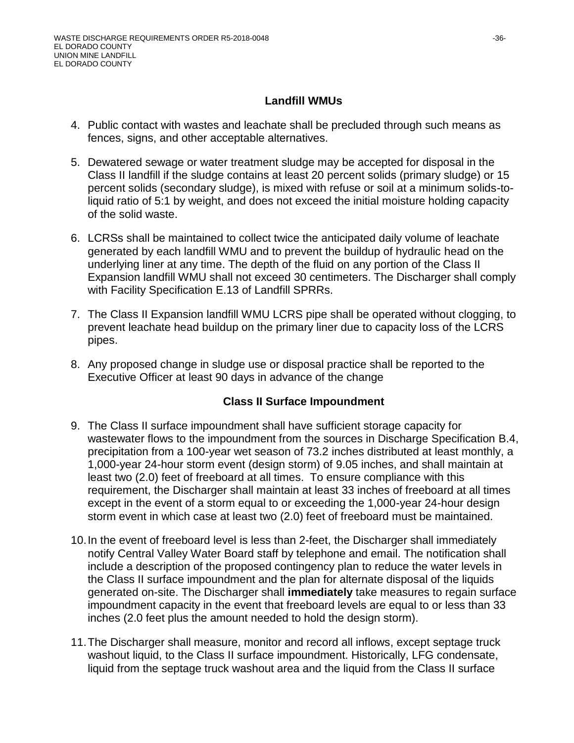### Landfill WMUs

4. Public contact with wastes and leachate shall be precluded through such means as fences, signs, and other acceptable alternatives.

5. Dewatered sewage or water treatment sludge may be accepted for disposal in the Class II landfill if the sludge contains at least 20 percent solids (primary sludge) or 15 percent solids (secondary sludge), is mixed with refuse or soil at a minimum solids-to-liquid ratio of 5:1 by weight, and does not exceed the initial moisture holding capacity of the solid waste.

6. LCRSs shall be maintained to collect twice the anticipated daily volume of leachate generated by each landfill WMU and to prevent the buildup of hydraulic head on the underlying liner at any time. The depth of the fluid on any portion of the Class II Expansion landfill WMU shall not exceed 30 centimeters. The Discharger shall comply with Facility Specification E.13 of Landfill SPRRs.

7. The Class II Expansion landfill WMU LCRS pipe shall be operated without clogging, to prevent leachate head buildup on the primary liner due to capacity loss of the LCRS pipes.

8. Any proposed change in sludge use or disposal practice shall be reported to the Executive Officer at least 90 days in advance of the change

### Class II Surface Impoundment

9. The Class II surface impoundment shall have sufficient storage capacity for wastewater flows to the impoundment from the sources in Discharge Specification B.4, precipitation from a 100-year wet season of 73.2 inches distributed at least monthly, a 1,000-year 24-hour storm event (design storm) of 9.05 inches, and shall maintain at least two (2.0) feet of freeboard at all times. To ensure compliance with this requirement, the Discharger shall maintain at least 33 inches of freeboard at all times except in the event of a storm equal to or exceeding the 1,000-year 24-hour design storm event in which case at least two (2.0) feet of freeboard must be maintained.

10. In the event of freeboard level is less than 2-feet, the Discharger shall immediately notify Central Valley Water Board staff by telephone and email. The notification shall include a description of the proposed contingency plan to reduce the water levels in the Class II surface impoundment and the plan for alternate disposal of the liquids generated on-site. The Discharger shall **immediately** take measures to regain surface impoundment capacity in the event that freeboard levels are equal to or less than 33 inches (2.0 feet plus the amount needed to hold the design storm).

11. The Discharger shall measure, monitor and record all inflows, except septage truck washout liquid, to the Class II surface impoundment. Historically, LFG condensate, liquid from the septage truck washout area and the liquid from the Class II surface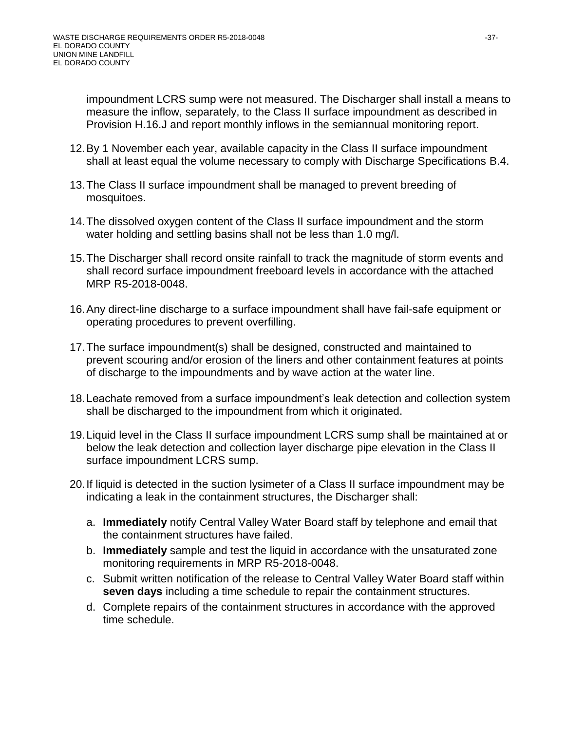impoundment LCRS sump were not measured. The Discharger shall install a means to measure the inflow, separately, to the Class II surface impoundment as described in Provision H.16.J and report monthly inflows in the semiannual monitoring report.

12. By 1 November each year, available capacity in the Class II surface impoundment shall at least equal the volume necessary to comply with Discharge Specifications B.4.

13. The Class II surface impoundment shall be managed to prevent breeding of mosquitoes.

14. The dissolved oxygen content of the Class II surface impoundment and the storm water holding and settling basins shall not be less than 1.0 mg/l.

15. The Discharger shall record onsite rainfall to track the magnitude of storm events and shall record surface impoundment freeboard levels in accordance with the attached MRP R5-2018-0048.

16. Any direct-line discharge to a surface impoundment shall have fail-safe equipment or operating procedures to prevent overfilling.

17. The surface impoundment(s) shall be designed, constructed and maintained to prevent scouring and/or erosion of the liners and other containment features at points of discharge to the impoundments and by wave action at the water line.

18. Leachate removed from a surface impoundment's leak detection and collection system shall be discharged to the impoundment from which it originated.

19. Liquid level in the Class II surface impoundment LCRS sump shall be maintained at or below the leak detection and collection layer discharge pipe elevation in the Class II surface impoundment LCRS sump.

20. If liquid is detected in the suction lysimeter of a Class II surface impoundment may be indicating a leak in the containment structures, the Discharger shall:

    a. **Immediately** notify Central Valley Water Board staff by telephone and email that the containment structures have failed.
    b. **Immediately** sample and test the liquid in accordance with the unsaturated zone monitoring requirements in MRP R5-2018-0048.
    c. Submit written notification of the release to Central Valley Water Board staff within **seven days** including a time schedule to repair the containment structures.
    d. Complete repairs of the containment structures in accordance with the approved time schedule.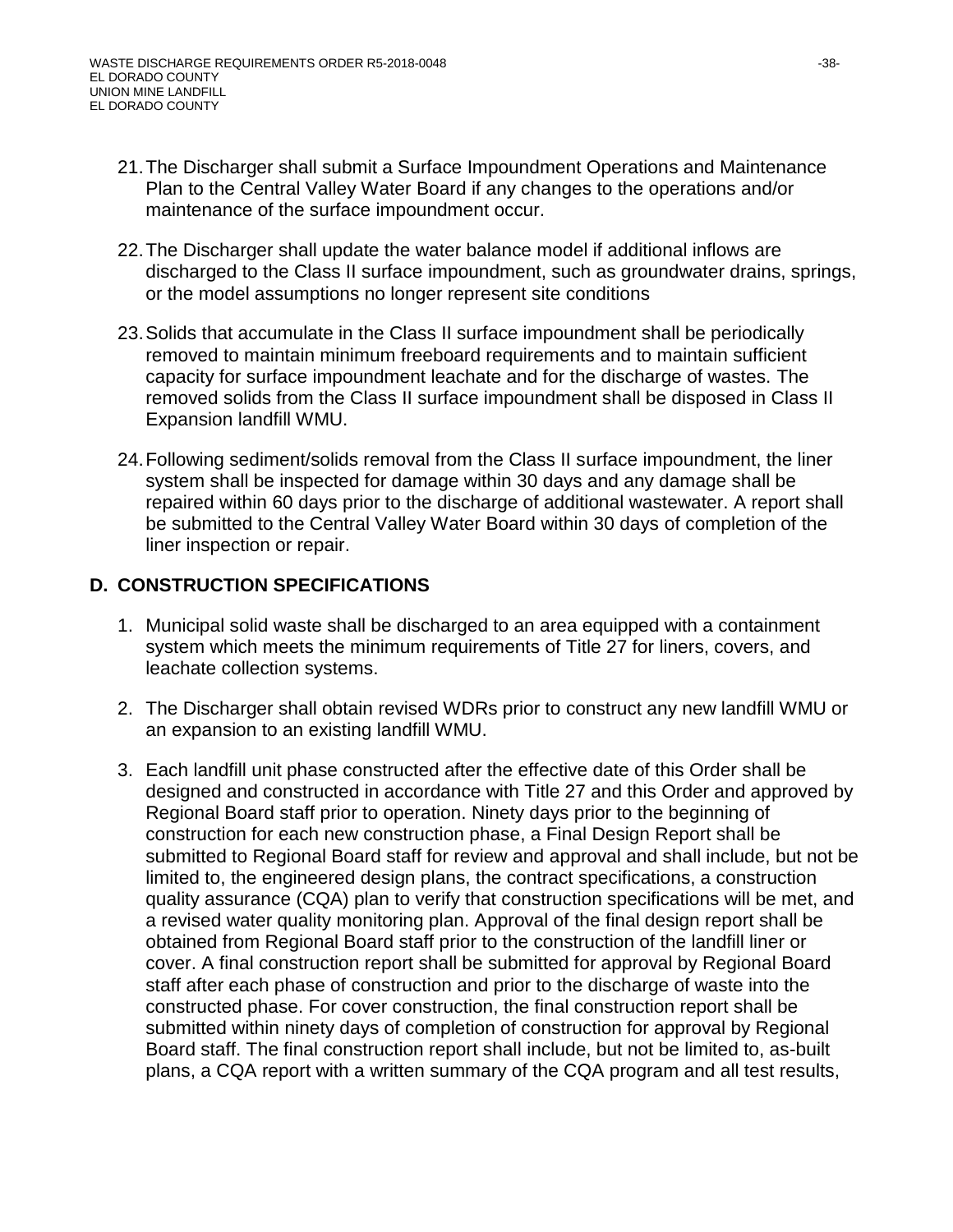21. The Discharger shall submit a Surface Impoundment Operations and Maintenance Plan to the Central Valley Water Board if any changes to the operations and/or maintenance of the surface impoundment occur.

22. The Discharger shall update the water balance model if additional inflows are discharged to the Class II surface impoundment, such as groundwater drains, springs, or the model assumptions no longer represent site conditions

23. Solids that accumulate in the Class II surface impoundment shall be periodically removed to maintain minimum freeboard requirements and to maintain sufficient capacity for surface impoundment leachate and for the discharge of wastes. The removed solids from the Class II surface impoundment shall be disposed in Class II Expansion landfill WMU.

24. Following sediment/solids removal from the Class II surface impoundment, the liner system shall be inspected for damage within 30 days and any damage shall be repaired within 60 days prior to the discharge of additional wastewater. A report shall be submitted to the Central Valley Water Board within 30 days of completion of the liner inspection or repair.

## D. CONSTRUCTION SPECIFICATIONS

1. Municipal solid waste shall be discharged to an area equipped with a containment system which meets the minimum requirements of Title 27 for liners, covers, and leachate collection systems.

2. The Discharger shall obtain revised WDRs prior to construct any new landfill WMU or an expansion to an existing landfill WMU.

3. Each landfill unit phase constructed after the effective date of this Order shall be designed and constructed in accordance with Title 27 and this Order and approved by Regional Board staff prior to operation. Ninety days prior to the beginning of construction for each new construction phase, a Final Design Report shall be submitted to Regional Board staff for review and approval and shall include, but not be limited to, the engineered design plans, the contract specifications, a construction quality assurance (CQA) plan to verify that construction specifications will be met, and a revised water quality monitoring plan. Approval of the final design report shall be obtained from Regional Board staff prior to the construction of the landfill liner or cover. A final construction report shall be submitted for approval by Regional Board staff after each phase of construction and prior to the discharge of waste into the constructed phase. For cover construction, the final construction report shall be submitted within ninety days of completion of construction for approval by Regional Board staff. The final construction report shall include, but not be limited to, as-built plans, a CQA report with a written summary of the CQA program and all test results,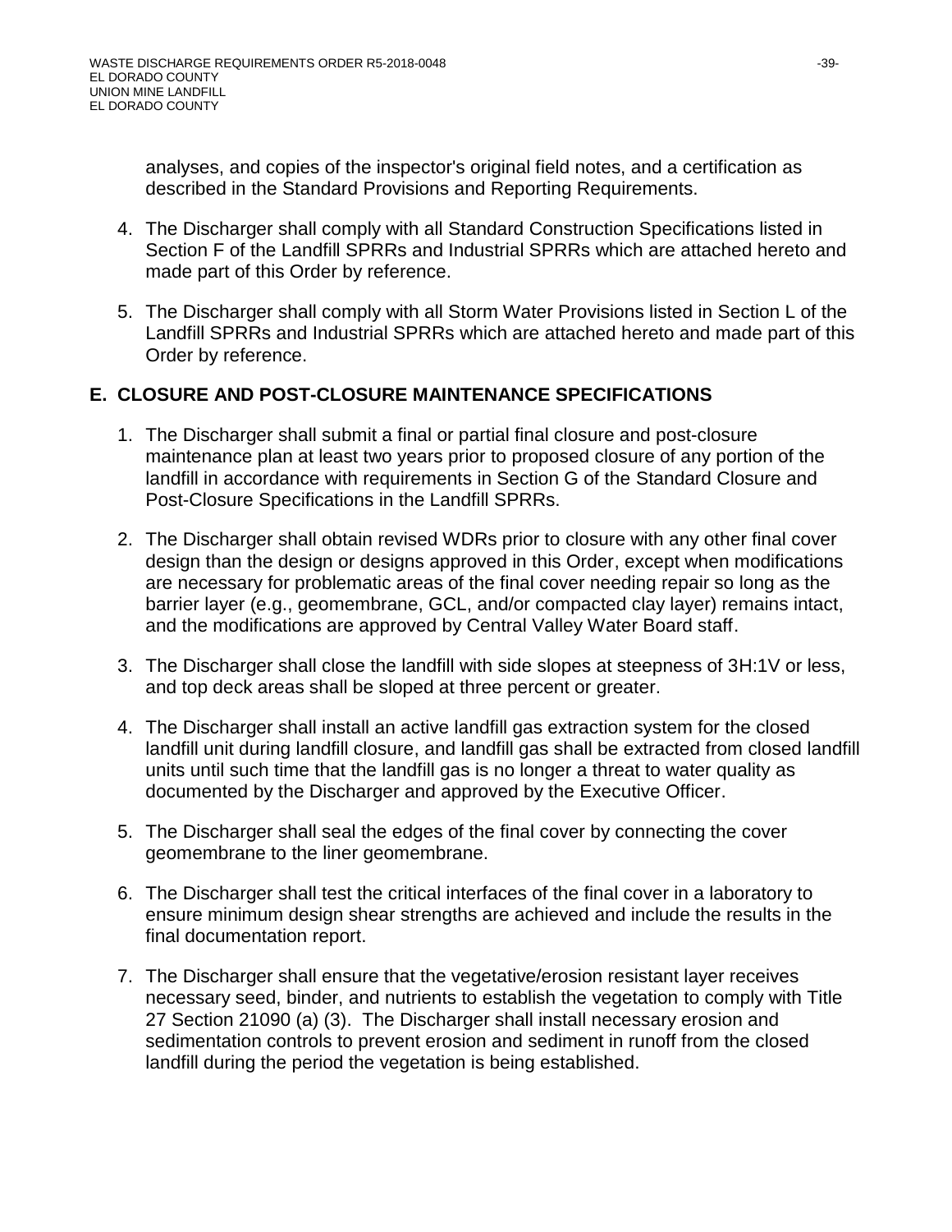analyses, and copies of the inspector's original field notes, and a certification as described in the Standard Provisions and Reporting Requirements.

4. The Discharger shall comply with all Standard Construction Specifications listed in Section F of the Landfill SPRRs and Industrial SPRRs which are attached hereto and made part of this Order by reference.

5. The Discharger shall comply with all Storm Water Provisions listed in Section L of the Landfill SPRRs and Industrial SPRRs which are attached hereto and made part of this Order by reference.

## E. CLOSURE AND POST-CLOSURE MAINTENANCE SPECIFICATIONS

1. The Discharger shall submit a final or partial final closure and post-closure maintenance plan at least two years prior to proposed closure of any portion of the landfill in accordance with requirements in Section G of the Standard Closure and Post-Closure Specifications in the Landfill SPRRs.

2. The Discharger shall obtain revised WDRs prior to closure with any other final cover design than the design or designs approved in this Order, except when modifications are necessary for problematic areas of the final cover needing repair so long as the barrier layer (e.g., geomembrane, GCL, and/or compacted clay layer) remains intact, and the modifications are approved by Central Valley Water Board staff.

3. The Discharger shall close the landfill with side slopes at steepness of 3H:1V or less, and top deck areas shall be sloped at three percent or greater.

4. The Discharger shall install an active landfill gas extraction system for the closed landfill unit during landfill closure, and landfill gas shall be extracted from closed landfill units until such time that the landfill gas is no longer a threat to water quality as documented by the Discharger and approved by the Executive Officer.

5. The Discharger shall seal the edges of the final cover by connecting the cover geomembrane to the liner geomembrane.

6. The Discharger shall test the critical interfaces of the final cover in a laboratory to ensure minimum design shear strengths are achieved and include the results in the final documentation report.

7. The Discharger shall ensure that the vegetative/erosion resistant layer receives necessary seed, binder, and nutrients to establish the vegetation to comply with Title 27 Section 21090 (a) (3). The Discharger shall install necessary erosion and sedimentation controls to prevent erosion and sediment in runoff from the closed landfill during the period the vegetation is being established.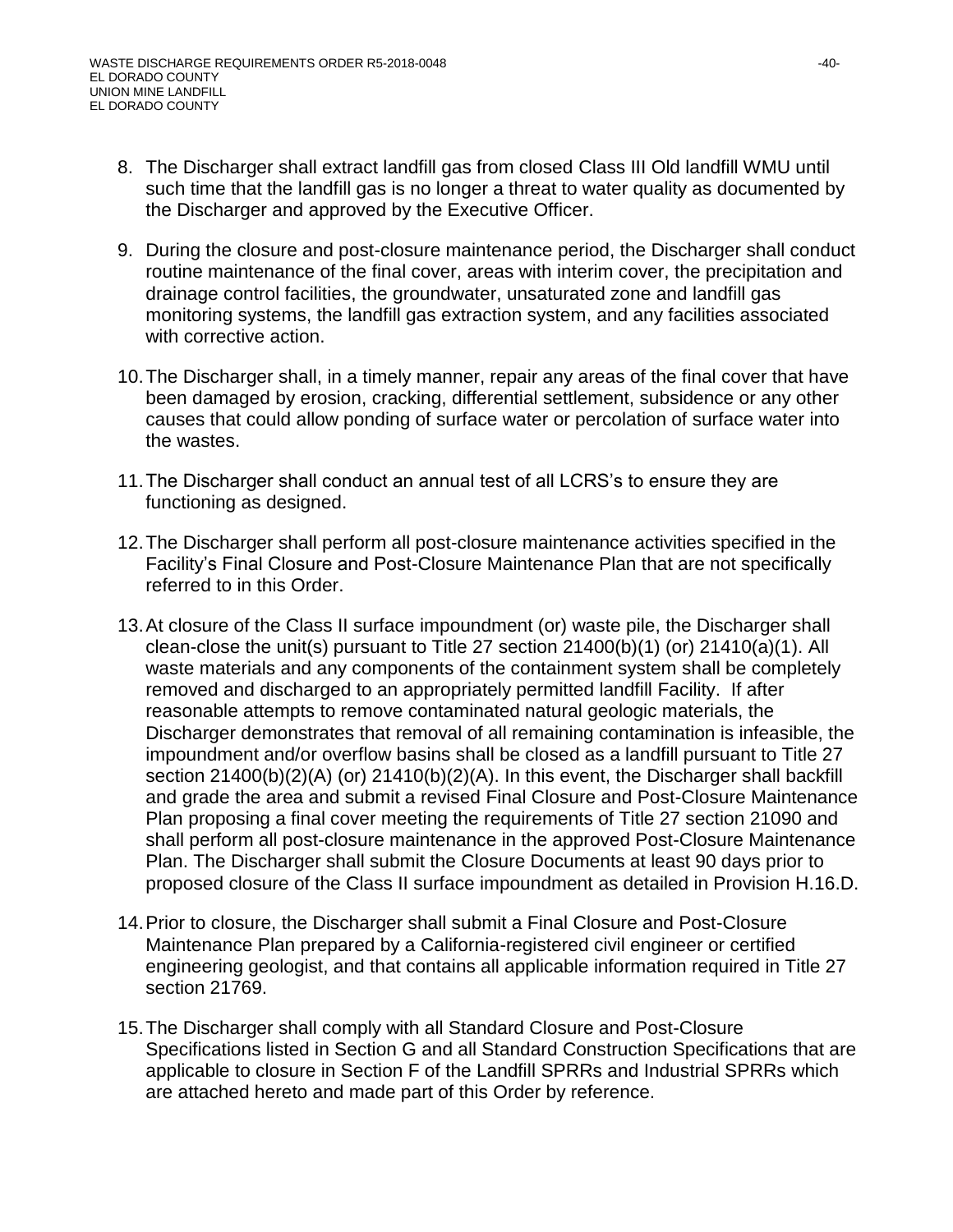8. The Discharger shall extract landfill gas from closed Class III Old landfill WMU until such time that the landfill gas is no longer a threat to water quality as documented by the Discharger and approved by the Executive Officer.

9. During the closure and post-closure maintenance period, the Discharger shall conduct routine maintenance of the final cover, areas with interim cover, the precipitation and drainage control facilities, the groundwater, unsaturated zone and landfill gas monitoring systems, the landfill gas extraction system, and any facilities associated with corrective action.

10. The Discharger shall, in a timely manner, repair any areas of the final cover that have been damaged by erosion, cracking, differential settlement, subsidence or any other causes that could allow ponding of surface water or percolation of surface water into the wastes.

11. The Discharger shall conduct an annual test of all LCRS's to ensure they are functioning as designed.

12. The Discharger shall perform all post-closure maintenance activities specified in the Facility's Final Closure and Post-Closure Maintenance Plan that are not specifically referred to in this Order.

13. At closure of the Class II surface impoundment (or) waste pile, the Discharger shall clean-close the unit(s) pursuant to Title 27 section 21400(b)(1) (or) 21410(a)(1). All waste materials and any components of the containment system shall be completely removed and discharged to an appropriately permitted landfill Facility. If after reasonable attempts to remove contaminated natural geologic materials, the Discharger demonstrates that removal of all remaining contamination is infeasible, the impoundment and/or overflow basins shall be closed as a landfill pursuant to Title 27 section 21400(b)(2)(A) (or) 21410(b)(2)(A). In this event, the Discharger shall backfill and grade the area and submit a revised Final Closure and Post-Closure Maintenance Plan proposing a final cover meeting the requirements of Title 27 section 21090 and shall perform all post-closure maintenance in the approved Post-Closure Maintenance Plan. The Discharger shall submit the Closure Documents at least 90 days prior to proposed closure of the Class II surface impoundment as detailed in Provision H.16.D.

14. Prior to closure, the Discharger shall submit a Final Closure and Post-Closure Maintenance Plan prepared by a California-registered civil engineer or certified engineering geologist, and that contains all applicable information required in Title 27 section 21769.

15. The Discharger shall comply with all Standard Closure and Post-Closure Specifications listed in Section G and all Standard Construction Specifications that are applicable to closure in Section F of the Landfill SPRRs and Industrial SPRRs which are attached hereto and made part of this Order by reference.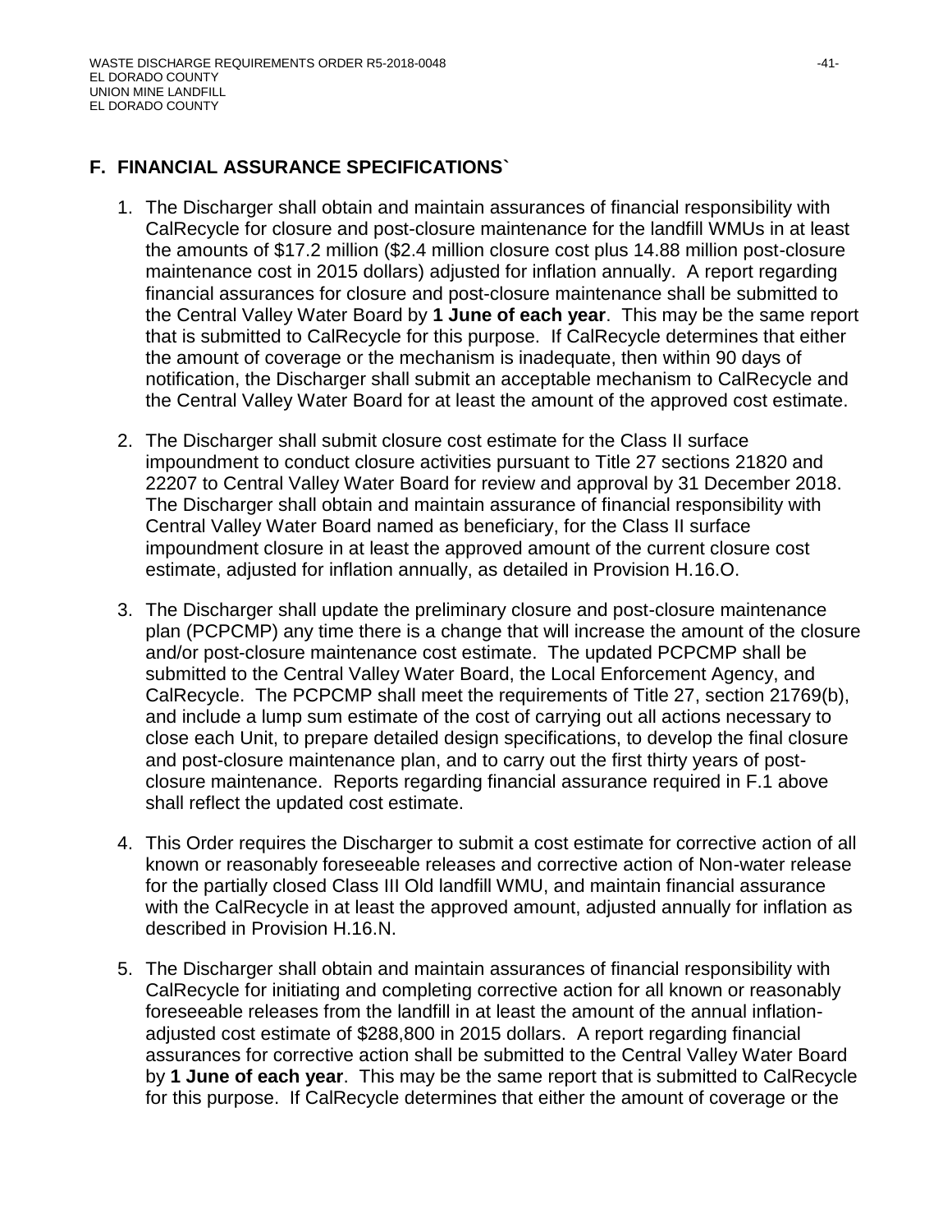## F. FINANCIAL ASSURANCE SPECIFICATIONS`

1. The Discharger shall obtain and maintain assurances of financial responsibility with CalRecycle for closure and post-closure maintenance for the landfill WMUs in at least the amounts of $17.2 million ($2.4 million closure cost plus 14.88 million post-closure maintenance cost in 2015 dollars) adjusted for inflation annually. A report regarding financial assurances for closure and post-closure maintenance shall be submitted to the Central Valley Water Board by **1 June of each year**. This may be the same report that is submitted to CalRecycle for this purpose. If CalRecycle determines that either the amount of coverage or the mechanism is inadequate, then within 90 days of notification, the Discharger shall submit an acceptable mechanism to CalRecycle and the Central Valley Water Board for at least the amount of the approved cost estimate.

2. The Discharger shall submit closure cost estimate for the Class II surface impoundment to conduct closure activities pursuant to Title 27 sections 21820 and 22207 to Central Valley Water Board for review and approval by 31 December 2018. The Discharger shall obtain and maintain assurance of financial responsibility with Central Valley Water Board named as beneficiary, for the Class II surface impoundment closure in at least the approved amount of the current closure cost estimate, adjusted for inflation annually, as detailed in Provision H.16.O.

3. The Discharger shall update the preliminary closure and post-closure maintenance plan (PCPCMP) any time there is a change that will increase the amount of the closure and/or post-closure maintenance cost estimate. The updated PCPCMP shall be submitted to the Central Valley Water Board, the Local Enforcement Agency, and CalRecycle. The PCPCMP shall meet the requirements of Title 27, section 21769(b), and include a lump sum estimate of the cost of carrying out all actions necessary to close each Unit, to prepare detailed design specifications, to develop the final closure and post-closure maintenance plan, and to carry out the first thirty years of post-closure maintenance. Reports regarding financial assurance required in F.1 above shall reflect the updated cost estimate.

4. This Order requires the Discharger to submit a cost estimate for corrective action of all known or reasonably foreseeable releases and corrective action of Non-water release for the partially closed Class III Old landfill WMU, and maintain financial assurance with the CalRecycle in at least the approved amount, adjusted annually for inflation as described in Provision H.16.N.

5. The Discharger shall obtain and maintain assurances of financial responsibility with CalRecycle for initiating and completing corrective action for all known or reasonably foreseeable releases from the landfill in at least the amount of the annual inflation-adjusted cost estimate of $288,800 in 2015 dollars. A report regarding financial assurances for corrective action shall be submitted to the Central Valley Water Board by **1 June of each year**. This may be the same report that is submitted to CalRecycle for this purpose. If CalRecycle determines that either the amount of coverage or the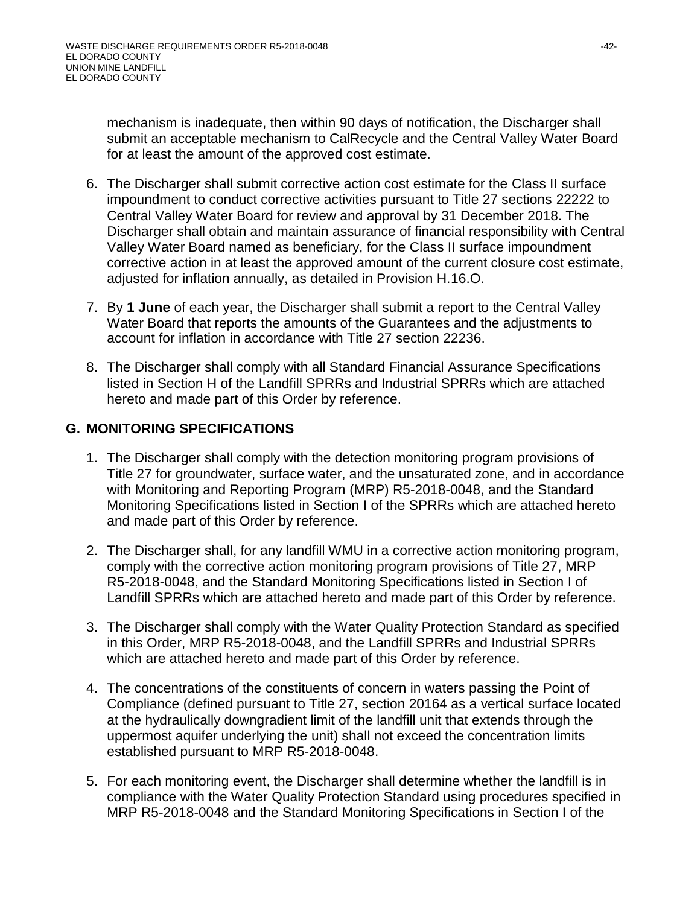mechanism is inadequate, then within 90 days of notification, the Discharger shall submit an acceptable mechanism to CalRecycle and the Central Valley Water Board for at least the amount of the approved cost estimate.

6. The Discharger shall submit corrective action cost estimate for the Class II surface impoundment to conduct corrective activities pursuant to Title 27 sections 22222 to Central Valley Water Board for review and approval by 31 December 2018. The Discharger shall obtain and maintain assurance of financial responsibility with Central Valley Water Board named as beneficiary, for the Class II surface impoundment corrective action in at least the approved amount of the current closure cost estimate, adjusted for inflation annually, as detailed in Provision H.16.O.

7. By **1 June** of each year, the Discharger shall submit a report to the Central Valley Water Board that reports the amounts of the Guarantees and the adjustments to account for inflation in accordance with Title 27 section 22236.

8. The Discharger shall comply with all Standard Financial Assurance Specifications listed in Section H of the Landfill SPRRs and Industrial SPRRs which are attached hereto and made part of this Order by reference.

## G. MONITORING SPECIFICATIONS

1. The Discharger shall comply with the detection monitoring program provisions of Title 27 for groundwater, surface water, and the unsaturated zone, and in accordance with Monitoring and Reporting Program (MRP) R5-2018-0048, and the Standard Monitoring Specifications listed in Section I of the SPRRs which are attached hereto and made part of this Order by reference.

2. The Discharger shall, for any landfill WMU in a corrective action monitoring program, comply with the corrective action monitoring program provisions of Title 27, MRP R5-2018-0048, and the Standard Monitoring Specifications listed in Section I of Landfill SPRRs which are attached hereto and made part of this Order by reference.

3. The Discharger shall comply with the Water Quality Protection Standard as specified in this Order, MRP R5-2018-0048, and the Landfill SPRRs and Industrial SPRRs which are attached hereto and made part of this Order by reference.

4. The concentrations of the constituents of concern in waters passing the Point of Compliance (defined pursuant to Title 27, section 20164 as a vertical surface located at the hydraulically downgradient limit of the landfill unit that extends through the uppermost aquifer underlying the unit) shall not exceed the concentration limits established pursuant to MRP R5-2018-0048.

5. For each monitoring event, the Discharger shall determine whether the landfill is in compliance with the Water Quality Protection Standard using procedures specified in MRP R5-2018-0048 and the Standard Monitoring Specifications in Section I of the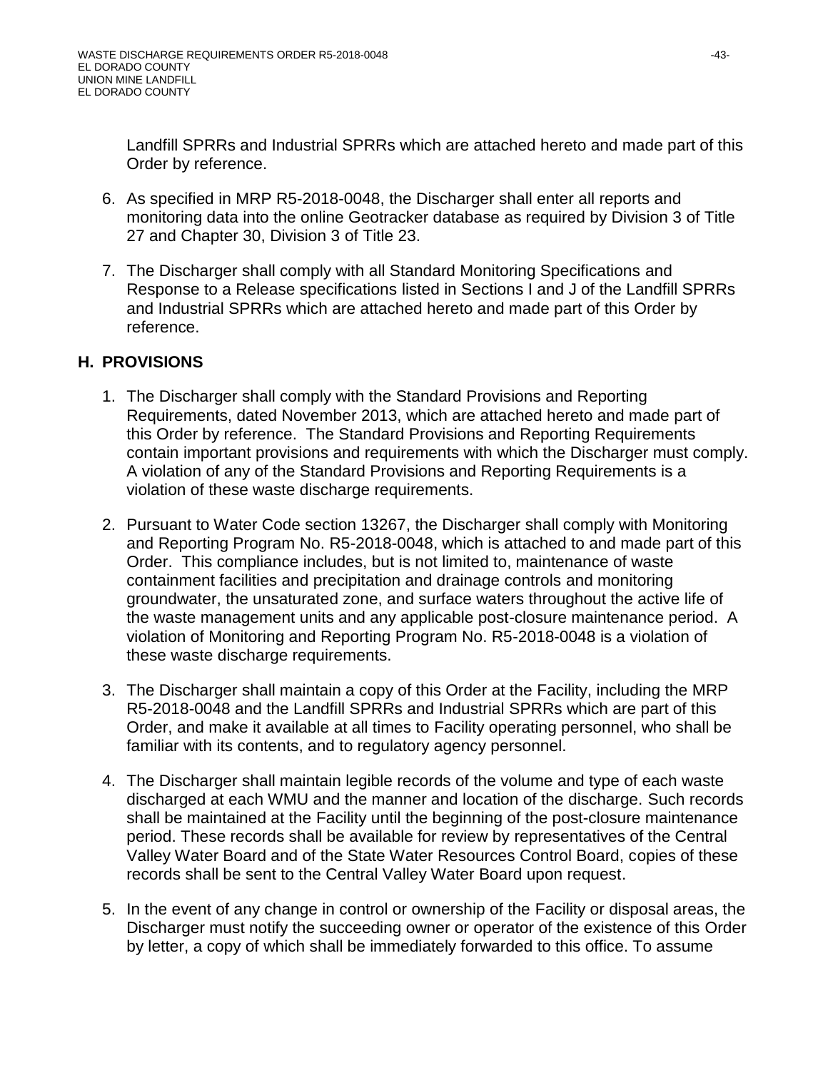Landfill SPRRs and Industrial SPRRs which are attached hereto and made part of this Order by reference.

6. As specified in MRP R5-2018-0048, the Discharger shall enter all reports and monitoring data into the online Geotracker database as required by Division 3 of Title 27 and Chapter 30, Division 3 of Title 23.

7. The Discharger shall comply with all Standard Monitoring Specifications and Response to a Release specifications listed in Sections I and J of the Landfill SPRRs and Industrial SPRRs which are attached hereto and made part of this Order by reference.

## H. PROVISIONS

1. The Discharger shall comply with the Standard Provisions and Reporting Requirements, dated November 2013, which are attached hereto and made part of this Order by reference. The Standard Provisions and Reporting Requirements contain important provisions and requirements with which the Discharger must comply. A violation of any of the Standard Provisions and Reporting Requirements is a violation of these waste discharge requirements.

2. Pursuant to Water Code section 13267, the Discharger shall comply with Monitoring and Reporting Program No. R5-2018-0048, which is attached to and made part of this Order. This compliance includes, but is not limited to, maintenance of waste containment facilities and precipitation and drainage controls and monitoring groundwater, the unsaturated zone, and surface waters throughout the active life of the waste management units and any applicable post-closure maintenance period. A violation of Monitoring and Reporting Program No. R5-2018-0048 is a violation of these waste discharge requirements.

3. The Discharger shall maintain a copy of this Order at the Facility, including the MRP R5-2018-0048 and the Landfill SPRRs and Industrial SPRRs which are part of this Order, and make it available at all times to Facility operating personnel, who shall be familiar with its contents, and to regulatory agency personnel.

4. The Discharger shall maintain legible records of the volume and type of each waste discharged at each WMU and the manner and location of the discharge. Such records shall be maintained at the Facility until the beginning of the post-closure maintenance period. These records shall be available for review by representatives of the Central Valley Water Board and of the State Water Resources Control Board, copies of these records shall be sent to the Central Valley Water Board upon request.

5. In the event of any change in control or ownership of the Facility or disposal areas, the Discharger must notify the succeeding owner or operator of the existence of this Order by letter, a copy of which shall be immediately forwarded to this office. To assume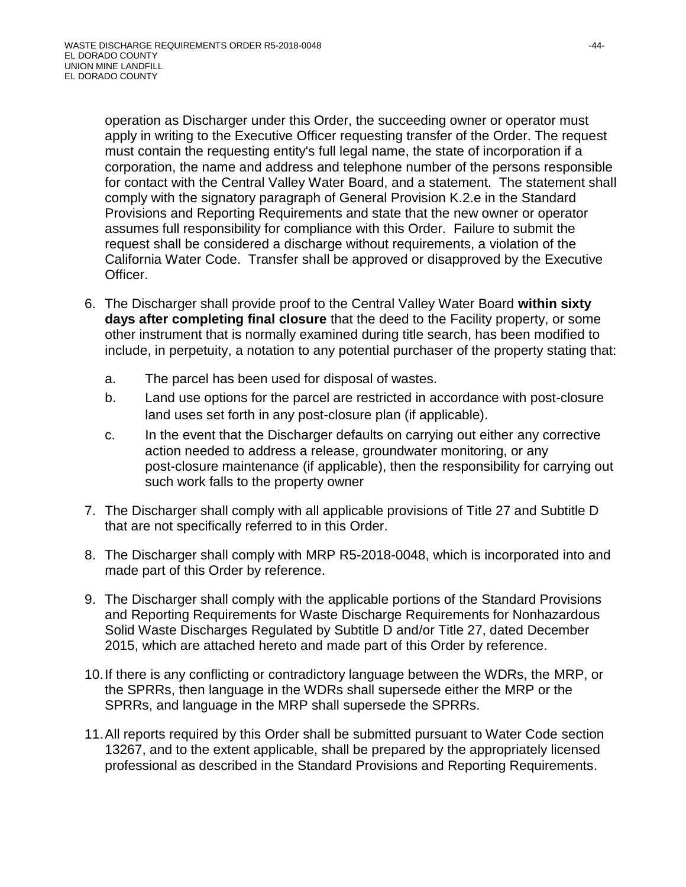operation as Discharger under this Order, the succeeding owner or operator must apply in writing to the Executive Officer requesting transfer of the Order. The request must contain the requesting entity's full legal name, the state of incorporation if a corporation, the name and address and telephone number of the persons responsible for contact with the Central Valley Water Board, and a statement. The statement shall comply with the signatory paragraph of General Provision K.2.e in the Standard Provisions and Reporting Requirements and state that the new owner or operator assumes full responsibility for compliance with this Order. Failure to submit the request shall be considered a discharge without requirements, a violation of the California Water Code. Transfer shall be approved or disapproved by the Executive Officer.

6. The Discharger shall provide proof to the Central Valley Water Board **within sixty days after completing final closure** that the deed to the Facility property, or some other instrument that is normally examined during title search, has been modified to include, in perpetuity, a notation to any potential purchaser of the property stating that:
   a. The parcel has been used for disposal of wastes.
   b. Land use options for the parcel are restricted in accordance with post-closure land uses set forth in any post-closure plan (if applicable).
   c. In the event that the Discharger defaults on carrying out either any corrective action needed to address a release, groundwater monitoring, or any post-closure maintenance (if applicable), then the responsibility for carrying out such work falls to the property owner

7. The Discharger shall comply with all applicable provisions of Title 27 and Subtitle D that are not specifically referred to in this Order.

8. The Discharger shall comply with MRP R5-2018-0048, which is incorporated into and made part of this Order by reference.

9. The Discharger shall comply with the applicable portions of the Standard Provisions and Reporting Requirements for Waste Discharge Requirements for Nonhazardous Solid Waste Discharges Regulated by Subtitle D and/or Title 27, dated December 2015, which are attached hereto and made part of this Order by reference.

10. If there is any conflicting or contradictory language between the WDRs, the MRP, or the SPRRs, then language in the WDRs shall supersede either the MRP or the SPRRs, and language in the MRP shall supersede the SPRRs.

11. All reports required by this Order shall be submitted pursuant to Water Code section 13267, and to the extent applicable, shall be prepared by the appropriately licensed professional as described in the Standard Provisions and Reporting Requirements.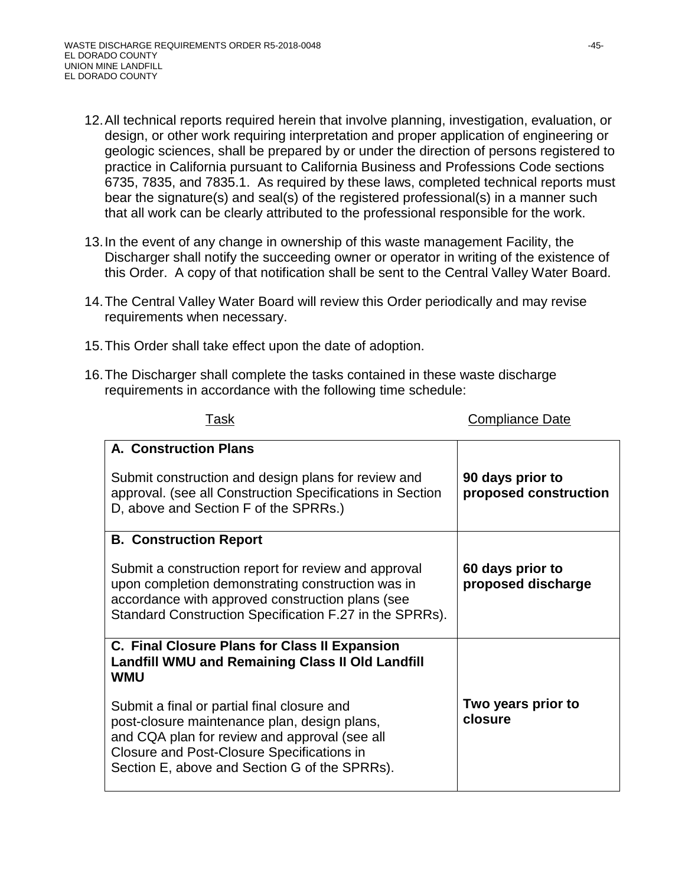12. All technical reports required herein that involve planning, investigation, evaluation, or design, or other work requiring interpretation and proper application of engineering or geologic sciences, shall be prepared by or under the direction of persons registered to practice in California pursuant to California Business and Professions Code sections 6735, 7835, and 7835.1. As required by these laws, completed technical reports must bear the signature(s) and seal(s) of the registered professional(s) in a manner such that all work can be clearly attributed to the professional responsible for the work.

13. In the event of any change in ownership of this waste management Facility, the Discharger shall notify the succeeding owner or operator in writing of the existence of this Order. A copy of that notification shall be sent to the Central Valley Water Board.

14. The Central Valley Water Board will review this Order periodically and may revise requirements when necessary.

15. This Order shall take effect upon the date of adoption.

16. The Discharger shall complete the tasks contained in these waste discharge requirements in accordance with the following time schedule:

| Task | Compliance Date |
|---|---|
| **A. Construction Plans**<br><br>Submit construction and design plans for review and approval. (see all Construction Specifications in Section D, above and Section F of the SPRRs.) | **90 days prior to proposed construction** |
| **B. Construction Report**<br><br>Submit a construction report for review and approval upon completion demonstrating construction was in accordance with approved construction plans (see Standard Construction Specification F.27 in the SPRRs). | **60 days prior to proposed discharge** |
| **C. Final Closure Plans for Class II Expansion Landfill WMU and Remaining Class II Old Landfill WMU**<br><br>Submit a final or partial final closure and post-closure maintenance plan, design plans, and CQA plan for review and approval (see all Closure and Post-Closure Specifications in Section E, above and Section G of the SPRRs). | **Two years prior to closure** |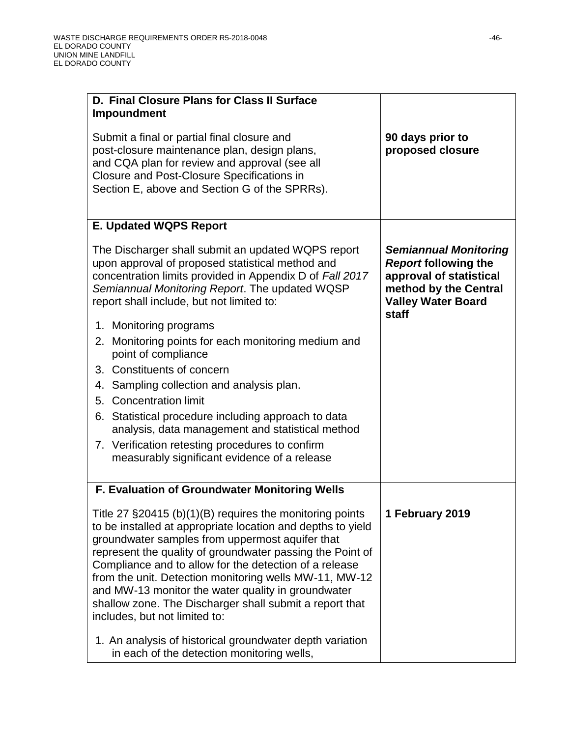| | |
|---|---|
| **D. Final Closure Plans for Class II Surface Impoundment**<br><br>Submit a final or partial final closure and post-closure maintenance plan, design plans, and CQA plan for review and approval (see all Closure and Post-Closure Specifications in Section E, above and Section G of the SPRRs). | **90 days prior to proposed closure** |
| **E. Updated WQPS Report**<br><br>The Discharger shall submit an updated WQPS report upon approval of proposed statistical method and concentration limits provided in Appendix D of *Fall 2017 Semiannual Monitoring Report*. The updated WQSP report shall include, but not limited to:<br><br>1. Monitoring programs<br>2. Monitoring points for each monitoring medium and point of compliance<br>3. Constituents of concern<br>4. Sampling collection and analysis plan.<br>5. Concentration limit<br>6. Statistical procedure including approach to data analysis, data management and statistical method<br>7. Verification retesting procedures to confirm measurably significant evidence of a release | ***Semiannual Monitoring Report* following the approval of statistical method by the Central Valley Water Board staff** |
| **F. Evaluation of Groundwater Monitoring Wells**<br><br>Title 27 §20415 (b)(1)(B) requires the monitoring points to be installed at appropriate location and depths to yield groundwater samples from uppermost aquifer that represent the quality of groundwater passing the Point of Compliance and to allow for the detection of a release from the unit. Detection monitoring wells MW-11, MW-12 and MW-13 monitor the water quality in groundwater shallow zone. The Discharger shall submit a report that includes, but not limited to:<br><br>1. An analysis of historical groundwater depth variation in each of the detection monitoring wells, | **1 February 2019** |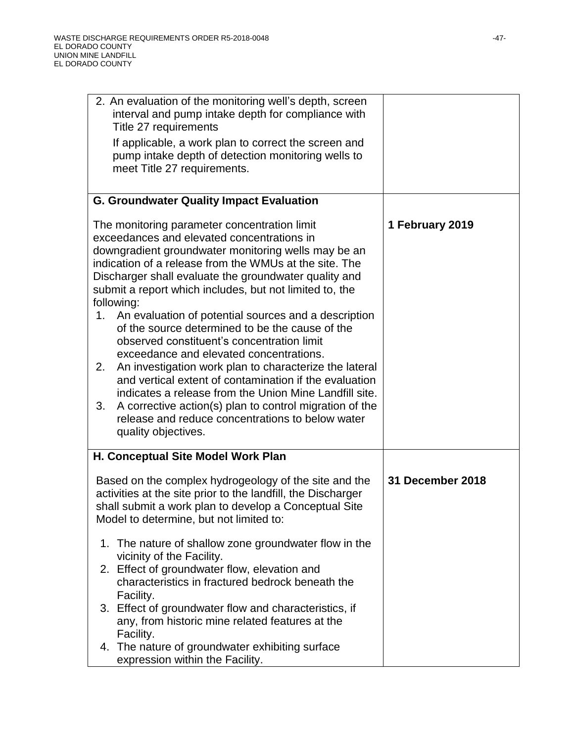| | |
|---|---|
| 2. An evaluation of the monitoring well's depth, screen interval and pump intake depth for compliance with Title 27 requirements<br><br>If applicable, a work plan to correct the screen and pump intake depth of detection monitoring wells to meet Title 27 requirements. | |
| **G. Groundwater Quality Impact Evaluation**<br><br>The monitoring parameter concentration limit exceedances and elevated concentrations in downgradient groundwater monitoring wells may be an indication of a release from the WMUs at the site. The Discharger shall evaluate the groundwater quality and submit a report which includes, but not limited to, the following:<br>1. An evaluation of potential sources and a description of the source determined to be the cause of the observed constituent's concentration limit exceedance and elevated concentrations.<br>2. An investigation work plan to characterize the lateral and vertical extent of contamination if the evaluation indicates a release from the Union Mine Landfill site.<br>3. A corrective action(s) plan to control migration of the release and reduce concentrations to below water quality objectives. | **1 February 2019** |
| **H. Conceptual Site Model Work Plan**<br><br>Based on the complex hydrogeology of the site and the activities at the site prior to the landfill, the Discharger shall submit a work plan to develop a Conceptual Site Model to determine, but not limited to:<br><br>1. The nature of shallow zone groundwater flow in the vicinity of the Facility.<br>2. Effect of groundwater flow, elevation and characteristics in fractured bedrock beneath the Facility.<br>3. Effect of groundwater flow and characteristics, if any, from historic mine related features at the Facility.<br>4. The nature of groundwater exhibiting surface expression within the Facility. | **31 December 2018** |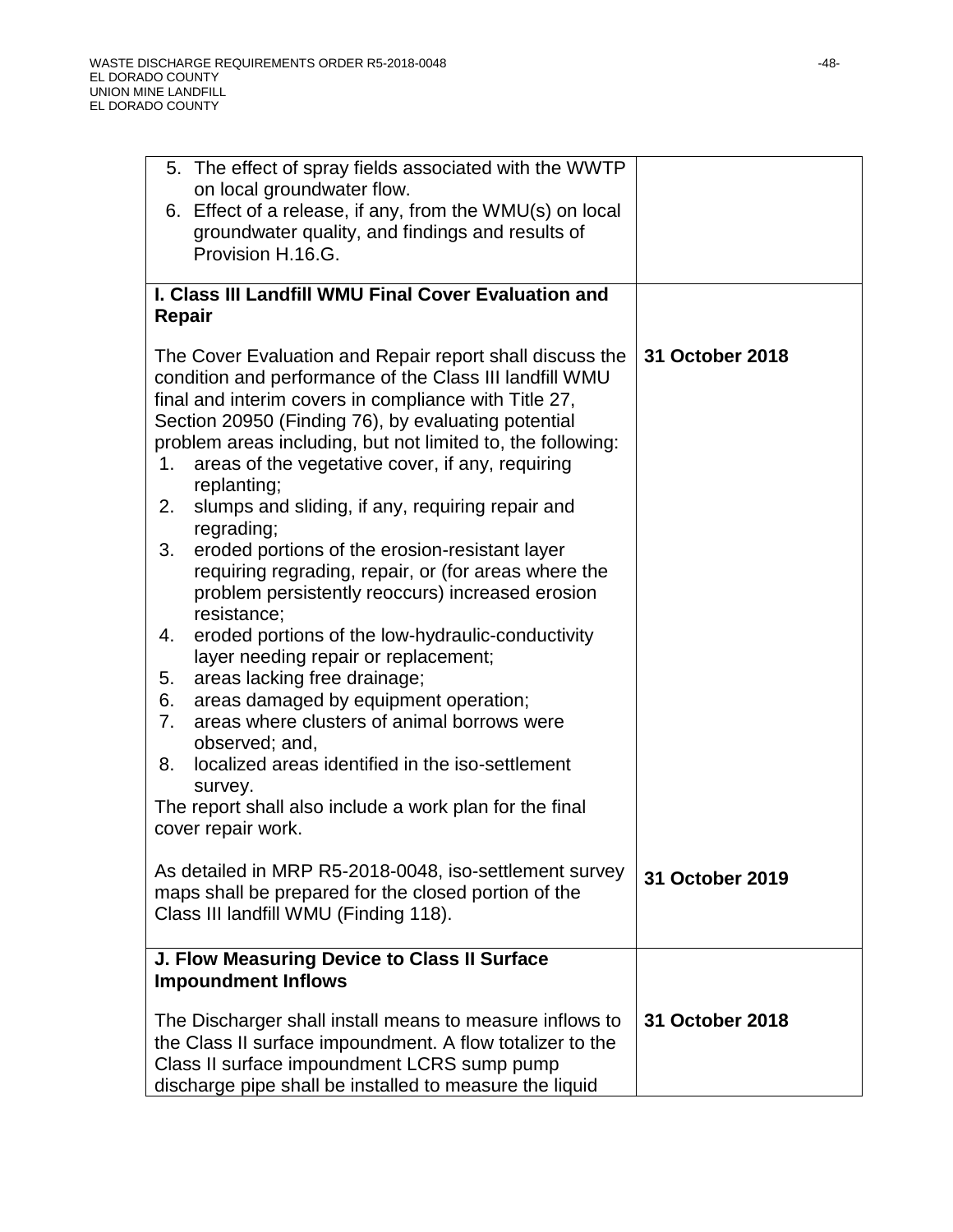| | |
|---|---|
| 5. The effect of spray fields associated with the WWTP on local groundwater flow.<br>6. Effect of a release, if any, from the WMU(s) on local groundwater quality, and findings and results of Provision H.16.G. | |
| **I. Class III Landfill WMU Final Cover Evaluation and Repair** | |
| The Cover Evaluation and Repair report shall discuss the condition and performance of the Class III landfill WMU final and interim covers in compliance with Title 27, Section 20950 (Finding 76), by evaluating potential problem areas including, but not limited to, the following:<br>1. areas of the vegetative cover, if any, requiring replanting;<br>2. slumps and sliding, if any, requiring repair and regrading;<br>3. eroded portions of the erosion-resistant layer requiring regrading, repair, or (for areas where the problem persistently reoccurs) increased erosion resistance;<br>4. eroded portions of the low-hydraulic-conductivity layer needing repair or replacement;<br>5. areas lacking free drainage;<br>6. areas damaged by equipment operation;<br>7. areas where clusters of animal borrows were observed; and,<br>8. localized areas identified in the iso-settlement survey.<br>The report shall also include a work plan for the final cover repair work. | **31 October 2018** |
| As detailed in MRP R5-2018-0048, iso-settlement survey maps shall be prepared for the closed portion of the Class III landfill WMU (Finding 118). | **31 October 2019** |
| **J. Flow Measuring Device to Class II Surface Impoundment Inflows** | |
| The Discharger shall install means to measure inflows to the Class II surface impoundment. A flow totalizer to the Class II surface impoundment LCRS sump pump discharge pipe shall be installed to measure the liquid | **31 October 2018** |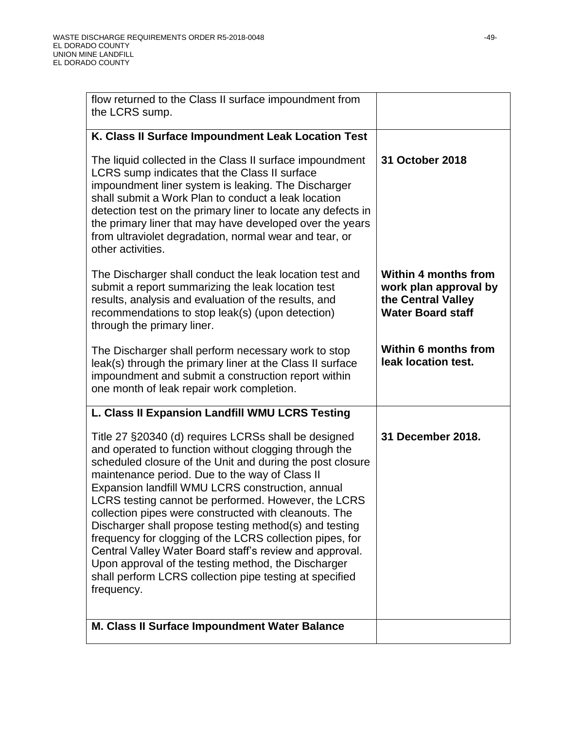| | |
|---|---|
| flow returned to the Class II surface impoundment from the LCRS sump. | |
| **K. Class II Surface Impoundment Leak Location Test** | |
| The liquid collected in the Class II surface impoundment LCRS sump indicates that the Class II surface impoundment liner system is leaking. The Discharger shall submit a Work Plan to conduct a leak location detection test on the primary liner to locate any defects in the primary liner that may have developed over the years from ultraviolet degradation, normal wear and tear, or other activities. | **31 October 2018** |
| The Discharger shall conduct the leak location test and submit a report summarizing the leak location test results, analysis and evaluation of the results, and recommendations to stop leak(s) (upon detection) through the primary liner. | **Within 4 months from work plan approval by the Central Valley Water Board staff** |
| The Discharger shall perform necessary work to stop leak(s) through the primary liner at the Class II surface impoundment and submit a construction report within one month of leak repair work completion. | **Within 6 months from leak location test.** |
| **L. Class II Expansion Landfill WMU LCRS Testing** | |
| Title 27 §20340 (d) requires LCRSs shall be designed and operated to function without clogging through the scheduled closure of the Unit and during the post closure maintenance period. Due to the way of Class II Expansion landfill WMU LCRS construction, annual LCRS testing cannot be performed. However, the LCRS collection pipes were constructed with cleanouts. The Discharger shall propose testing method(s) and testing frequency for clogging of the LCRS collection pipes, for Central Valley Water Board staff's review and approval. Upon approval of the testing method, the Discharger shall perform LCRS collection pipe testing at specified frequency. | **31 December 2018.** |
| **M. Class II Surface Impoundment Water Balance** | |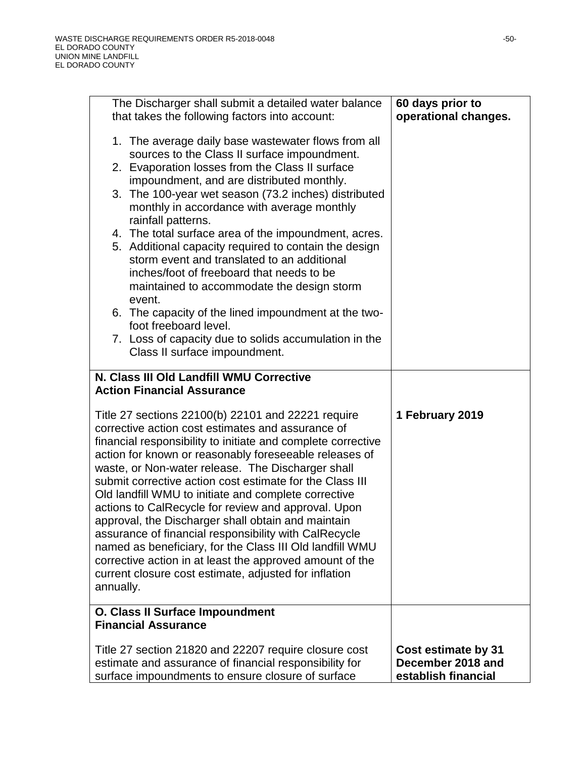| | |
|---|---|
| The Discharger shall submit a detailed water balance that takes the following factors into account:<br><br>1. The average daily base wastewater flows from all sources to the Class II surface impoundment.<br>2. Evaporation losses from the Class II surface impoundment, and are distributed monthly.<br>3. The 100-year wet season (73.2 inches) distributed monthly in accordance with average monthly rainfall patterns.<br>4. The total surface area of the impoundment, acres.<br>5. Additional capacity required to contain the design storm event and translated to an additional inches/foot of freeboard that needs to be maintained to accommodate the design storm event.<br>6. The capacity of the lined impoundment at the two-foot freeboard level.<br>7. Loss of capacity due to solids accumulation in the Class II surface impoundment. | **60 days prior to operational changes.** |
| **N. Class III Old Landfill WMU Corrective Action Financial Assurance**<br><br>Title 27 sections 22100(b) 22101 and 22221 require corrective action cost estimates and assurance of financial responsibility to initiate and complete corrective action for known or reasonably foreseeable releases of waste, or Non-water release. The Discharger shall submit corrective action cost estimate for the Class III Old landfill WMU to initiate and complete corrective actions to CalRecycle for review and approval. Upon approval, the Discharger shall obtain and maintain assurance of financial responsibility with CalRecycle named as beneficiary, for the Class III Old landfill WMU corrective action in at least the approved amount of the current closure cost estimate, adjusted for inflation annually. | **1 February 2019** |
| **O. Class II Surface Impoundment Financial Assurance**<br><br>Title 27 section 21820 and 22207 require closure cost estimate and assurance of financial responsibility for surface impoundments to ensure closure of surface | **Cost estimate by 31 December 2018 and establish financial** |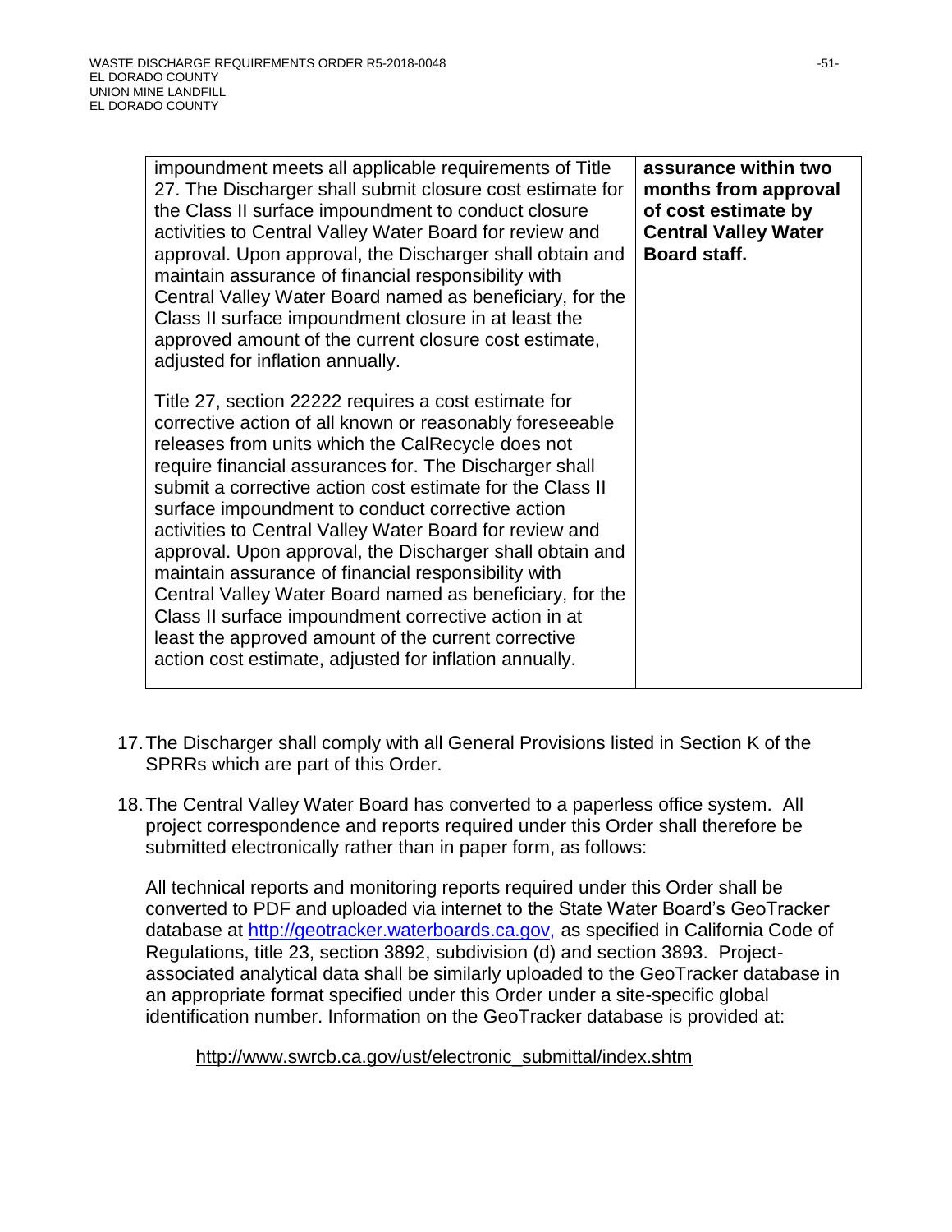| | |
|---|---|
| impoundment meets all applicable requirements of Title 27. The Discharger shall submit closure cost estimate for the Class II surface impoundment to conduct closure activities to Central Valley Water Board for review and approval. Upon approval, the Discharger shall obtain and maintain assurance of financial responsibility with Central Valley Water Board named as beneficiary, for the Class II surface impoundment closure in at least the approved amount of the current closure cost estimate, adjusted for inflation annually.<br><br>Title 27, section 22222 requires a cost estimate for corrective action of all known or reasonably foreseeable releases from units which the CalRecycle does not require financial assurances for. The Discharger shall submit a corrective action cost estimate for the Class II surface impoundment to conduct corrective action activities to Central Valley Water Board for review and approval. Upon approval, the Discharger shall obtain and maintain assurance of financial responsibility with Central Valley Water Board named as beneficiary, for the Class II surface impoundment corrective action in at least the approved amount of the current corrective action cost estimate, adjusted for inflation annually. | **assurance within two months from approval of cost estimate by Central Valley Water Board staff.** |

17. The Discharger shall comply with all General Provisions listed in Section K of the SPRRs which are part of this Order.

18. The Central Valley Water Board has converted to a paperless office system. All project correspondence and reports required under this Order shall therefore be submitted electronically rather than in paper form, as follows:

    All technical reports and monitoring reports required under this Order shall be converted to PDF and uploaded via internet to the State Water Board's GeoTracker database at http://geotracker.waterboards.ca.gov, as specified in California Code of Regulations, title 23, section 3892, subdivision (d) and section 3893. Project-associated analytical data shall be similarly uploaded to the GeoTracker database in an appropriate format specified under this Order under a site-specific global identification number. Information on the GeoTracker database is provided at:

    http://www.swrcb.ca.gov/ust/electronic_submittal/index.shtm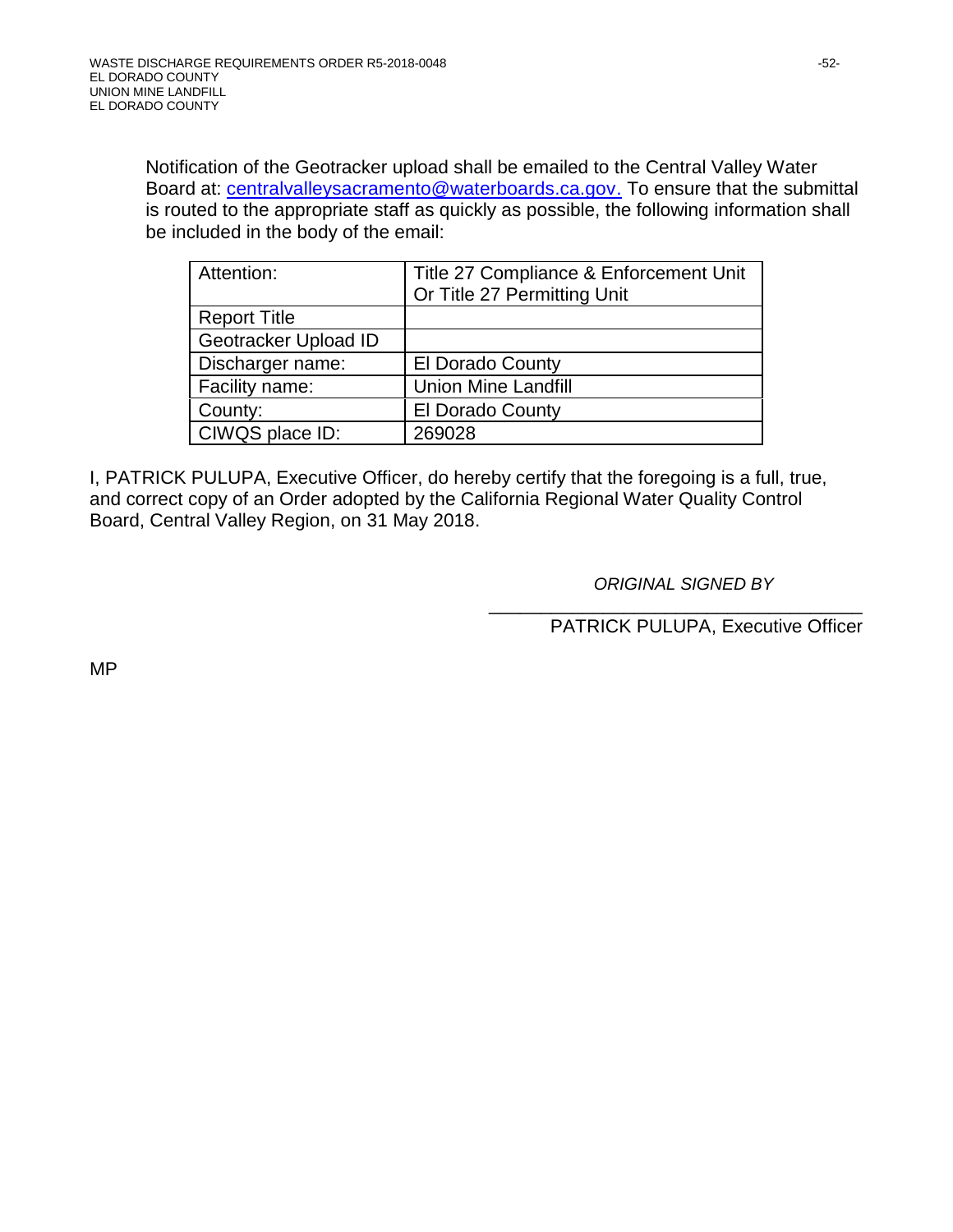Notification of the Geotracker upload shall be emailed to the Central Valley Water Board at: centralvalleysacramento@waterboards.ca.gov. To ensure that the submittal is routed to the appropriate staff as quickly as possible, the following information shall be included in the body of the email:

| | |
|---|---|
| Attention: | Title 27 Compliance & Enforcement Unit Or Title 27 Permitting Unit |
| Report Title | |
| Geotracker Upload ID | |
| Discharger name: | El Dorado County |
| Facility name: | Union Mine Landfill |
| County: | El Dorado County |
| CIWQS place ID: | 269028 |

I, PATRICK PULUPA, Executive Officer, do hereby certify that the foregoing is a full, true, and correct copy of an Order adopted by the California Regional Water Quality Control Board, Central Valley Region, on 31 May 2018.

*ORIGINAL SIGNED BY*

PATRICK PULUPA, Executive Officer

MP